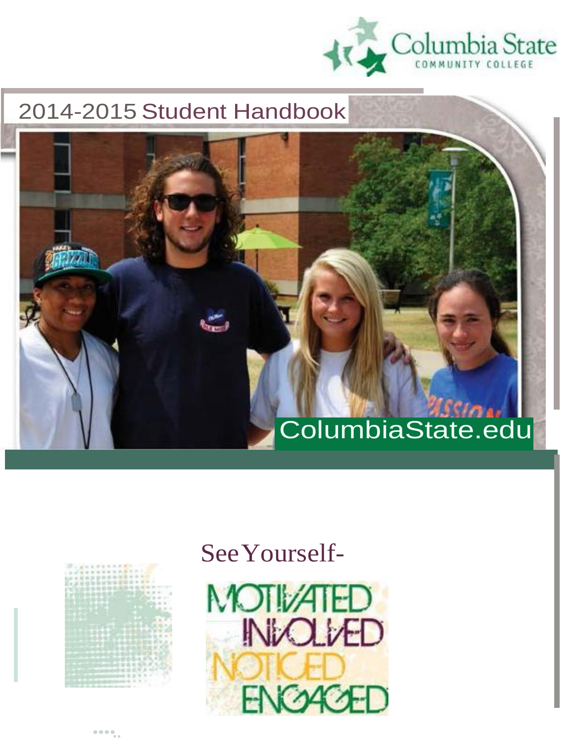Columbia State

COMMUNITY COLLEGE

# 2014-2015 Student Handbook

ColumbiaState.edu

See Yourself-

MOTIVATED
INVOLVED
NOTICED
ENGAGED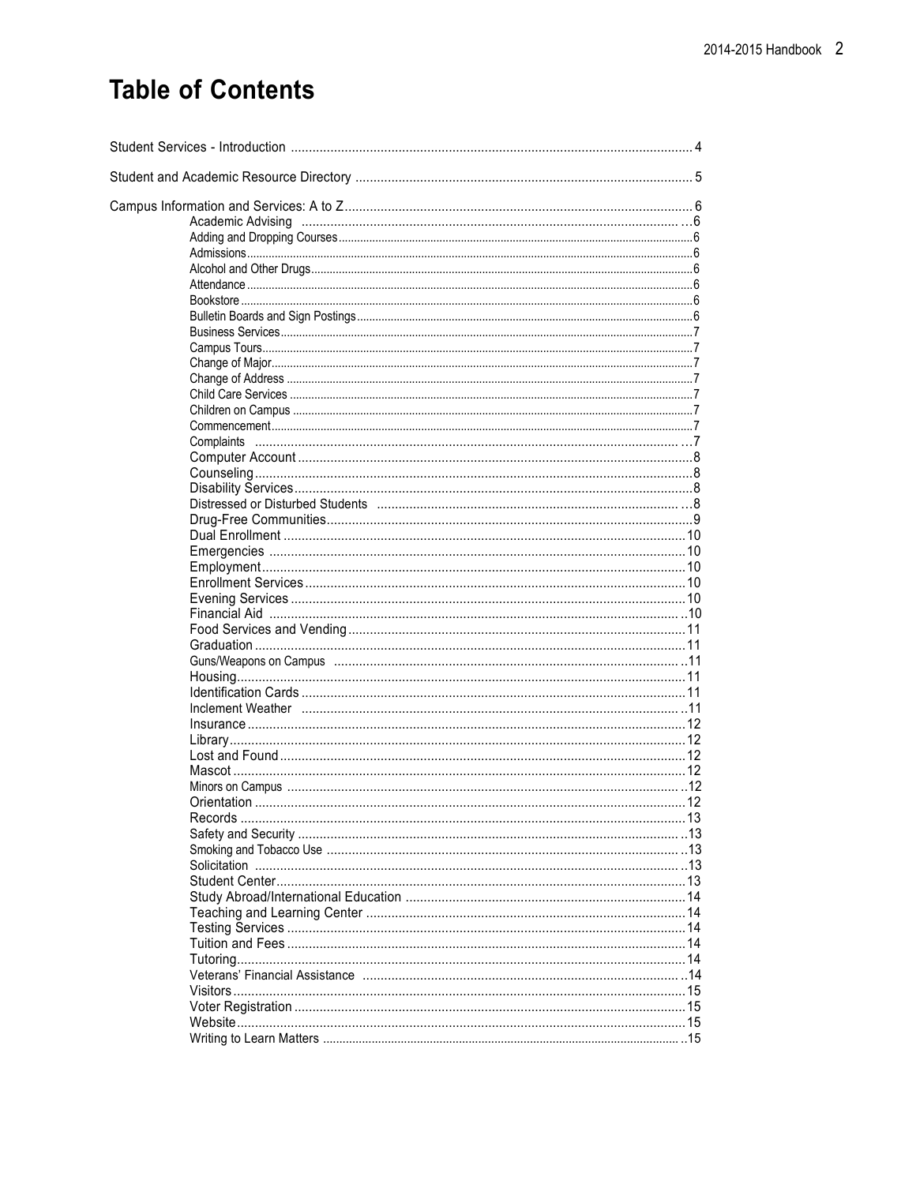# Table of Contents

Student Services - Introduction ... 4

Student and Academic Resource Directory ... 5

Campus Information and Services: A to Z ... 6

- Academic Advising ... 6
- Adding and Dropping Courses ... 6
- Admissions ... 6
- Alcohol and Other Drugs ... 6
- Attendance ... 6
- Bookstore ... 6
- Bulletin Boards and Sign Postings ... 6
- Business Services ... 7
- Campus Tours ... 7
- Change of Major ... 7
- Change of Address ... 7
- Child Care Services ... 7
- Children on Campus ... 7
- Commencement ... 7
- Complaints ... 7
- Computer Account ... 8
- Counseling ... 8
- Disability Services ... 8
- Distressed or Disturbed Students ... 8
- Drug-Free Communities ... 9
- Dual Enrollment ... 10
- Emergencies ... 10
- Employment ... 10
- Enrollment Services ... 10
- Evening Services ... 10
- Financial Aid ... 10
- Food Services and Vending ... 11
- Graduation ... 11
- Guns/Weapons on Campus ... 11
- Housing ... 11
- Identification Cards ... 11
- Inclement Weather ... 11
- Insurance ... 12
- Library ... 12
- Lost and Found ... 12
- Mascot ... 12
- Minors on Campus ... 12
- Orientation ... 12
- Records ... 13
- Safety and Security ... 13
- Smoking and Tobacco Use ... 13
- Solicitation ... 13
- Student Center ... 13
- Study Abroad/International Education ... 14
- Teaching and Learning Center ... 14
- Testing Services ... 14
- Tuition and Fees ... 14
- Tutoring ... 14
- Veterans' Financial Assistance ... 14
- Visitors ... 15
- Voter Registration ... 15
- Website ... 15
- Writing to Learn Matters ... 15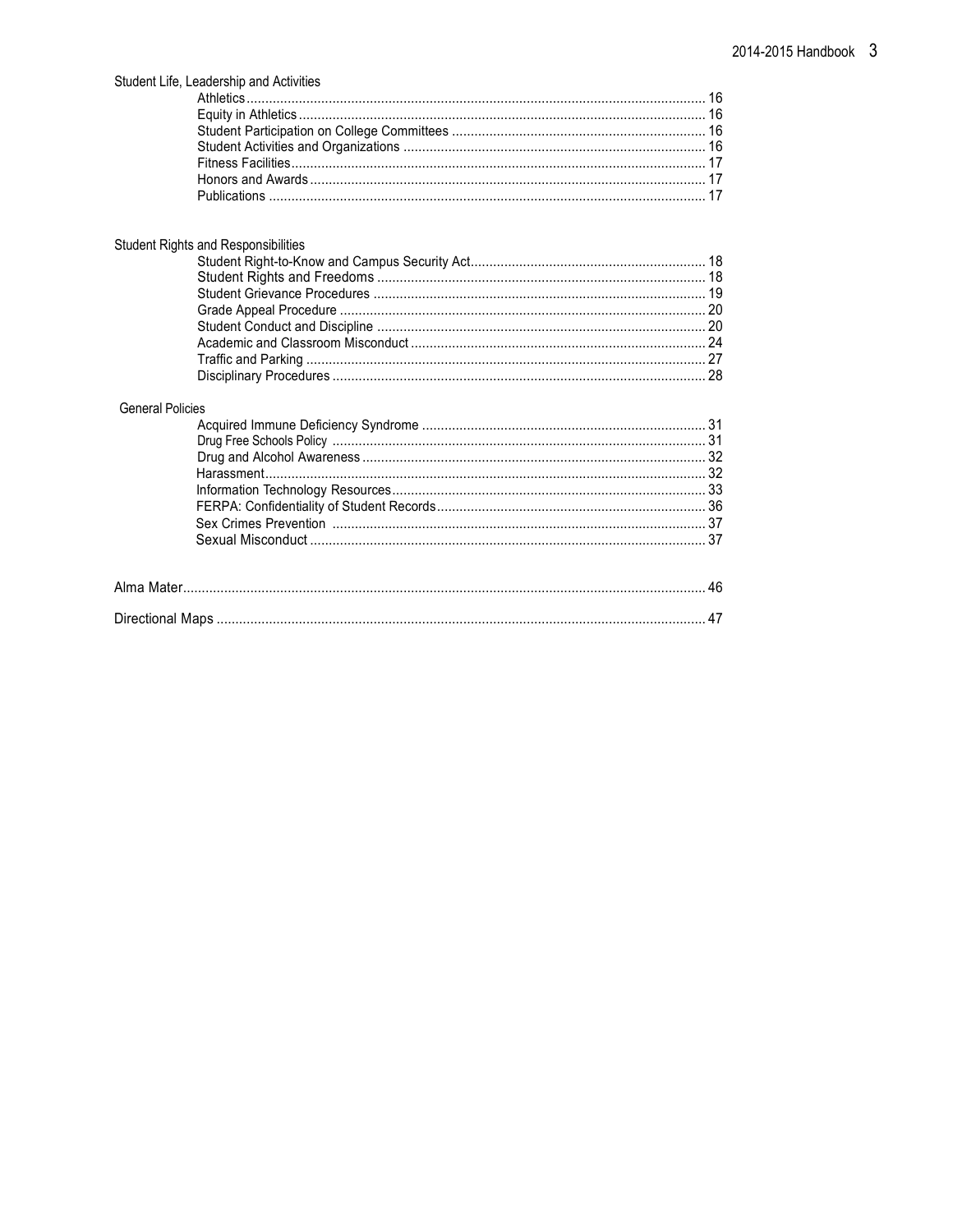Student Life, Leadership and Activities

- Athletics ........ 16
- Equity in Athletics ........ 16
- Student Participation on College Committees ........ 16
- Student Activities and Organizations ........ 16
- Fitness Facilities ........ 17
- Honors and Awards ........ 17
- Publications ........ 17

Student Rights and Responsibilities

- Student Right-to-Know and Campus Security Act ........ 18
- Student Rights and Freedoms ........ 18
- Student Grievance Procedures ........ 19
- Grade Appeal Procedure ........ 20
- Student Conduct and Discipline ........ 20
- Academic and Classroom Misconduct ........ 24
- Traffic and Parking ........ 27
- Disciplinary Procedures ........ 28

General Policies

- Acquired Immune Deficiency Syndrome ........ 31
- Drug Free Schools Policy ........ 31
- Drug and Alcohol Awareness ........ 32
- Harassment ........ 32
- Information Technology Resources ........ 33
- FERPA: Confidentiality of Student Records ........ 36
- Sex Crimes Prevention ........ 37
- Sexual Misconduct ........ 37

Alma Mater ........ 46

Directional Maps ........ 47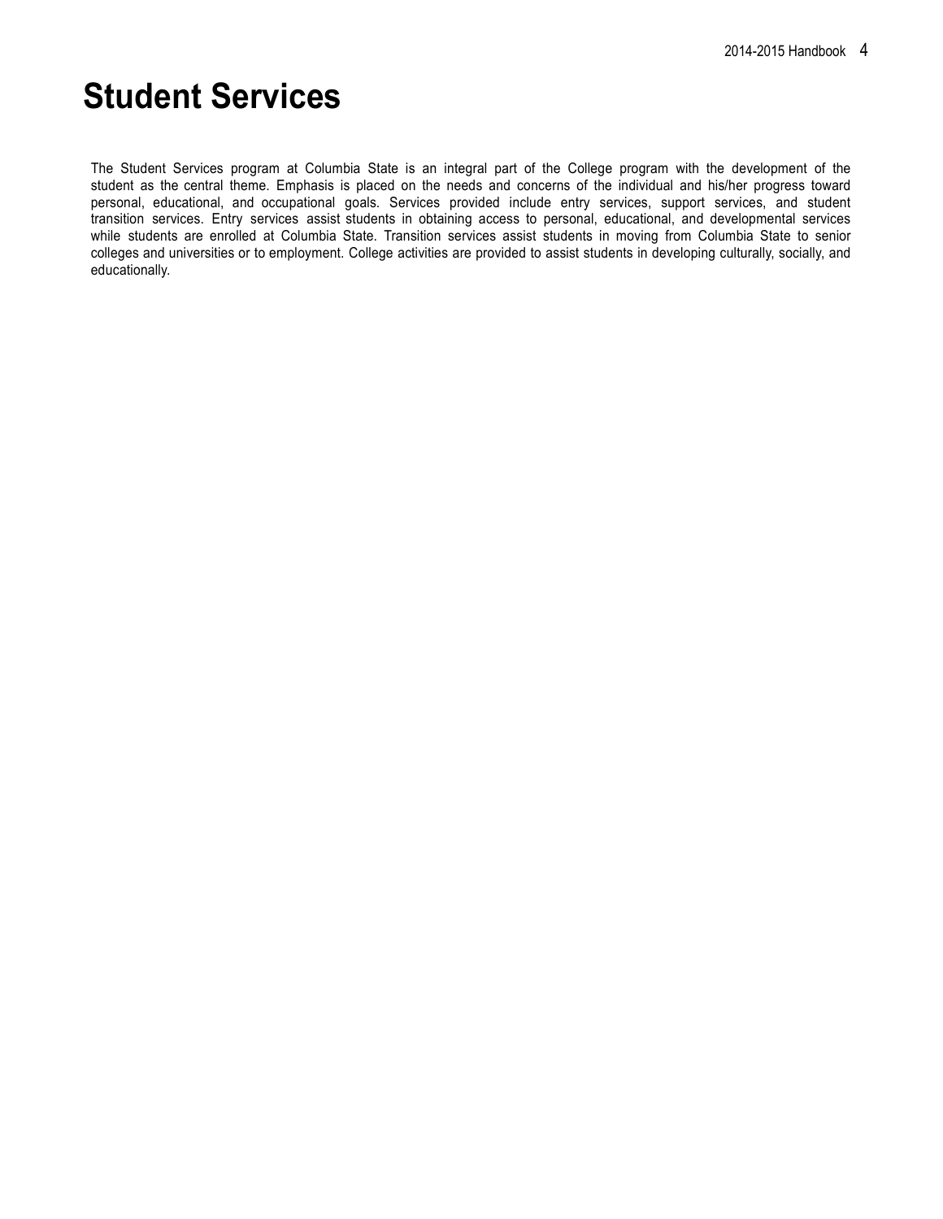# Student Services

The Student Services program at Columbia State is an integral part of the College program with the development of the student as the central theme. Emphasis is placed on the needs and concerns of the individual and his/her progress toward personal, educational, and occupational goals. Services provided include entry services, support services, and student transition services. Entry services assist students in obtaining access to personal, educational, and developmental services while students are enrolled at Columbia State. Transition services assist students in moving from Columbia State to senior colleges and universities or to employment. College activities are provided to assist students in developing culturally, socially, and educationally.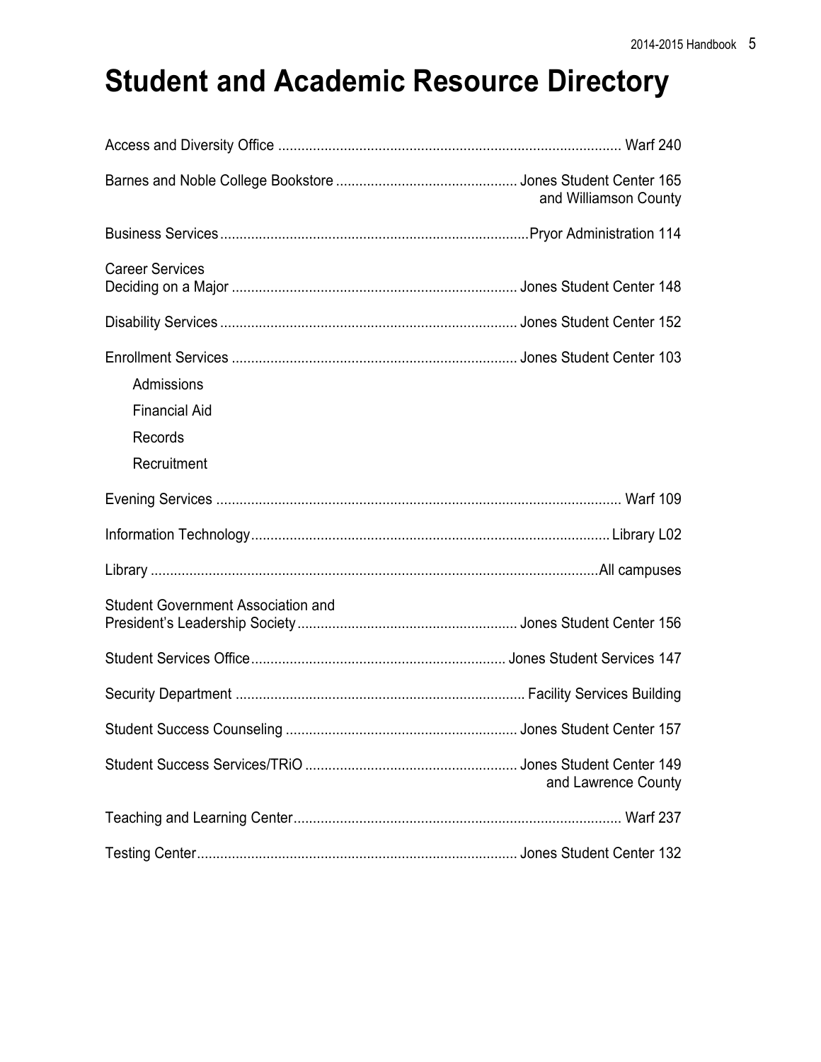# Student and Academic Resource Directory

Access and Diversity Office ........................................................................................ Warf 240

Barnes and Noble College Bookstore ............................................... Jones Student Center 165
and Williamson County

Business Services...............................................................................Pryor Administration 114

Career Services
Deciding on a Major .......................................................................... Jones Student Center 148

Disability Services ............................................................................. Jones Student Center 152

Enrollment Services .......................................................................... Jones Student Center 103

- Admissions
- Financial Aid
- Records
- Recruitment

Evening Services ........................................................................................................ Warf 109

Information Technology............................................................................................Library L02

Library ..................................................................................................................All campuses

Student Government Association and
President's Leadership Society......................................................... Jones Student Center 156

Student Services Office................................................................. Jones Student Services 147

Security Department .......................................................................... Facility Services Building

Student Success Counseling ............................................................ Jones Student Center 157

Student Success Services/TRiO ....................................................... Jones Student Center 149
and Lawrence County

Teaching and Learning Center.................................................................................... Warf 237

Testing Center................................................................................... Jones Student Center 132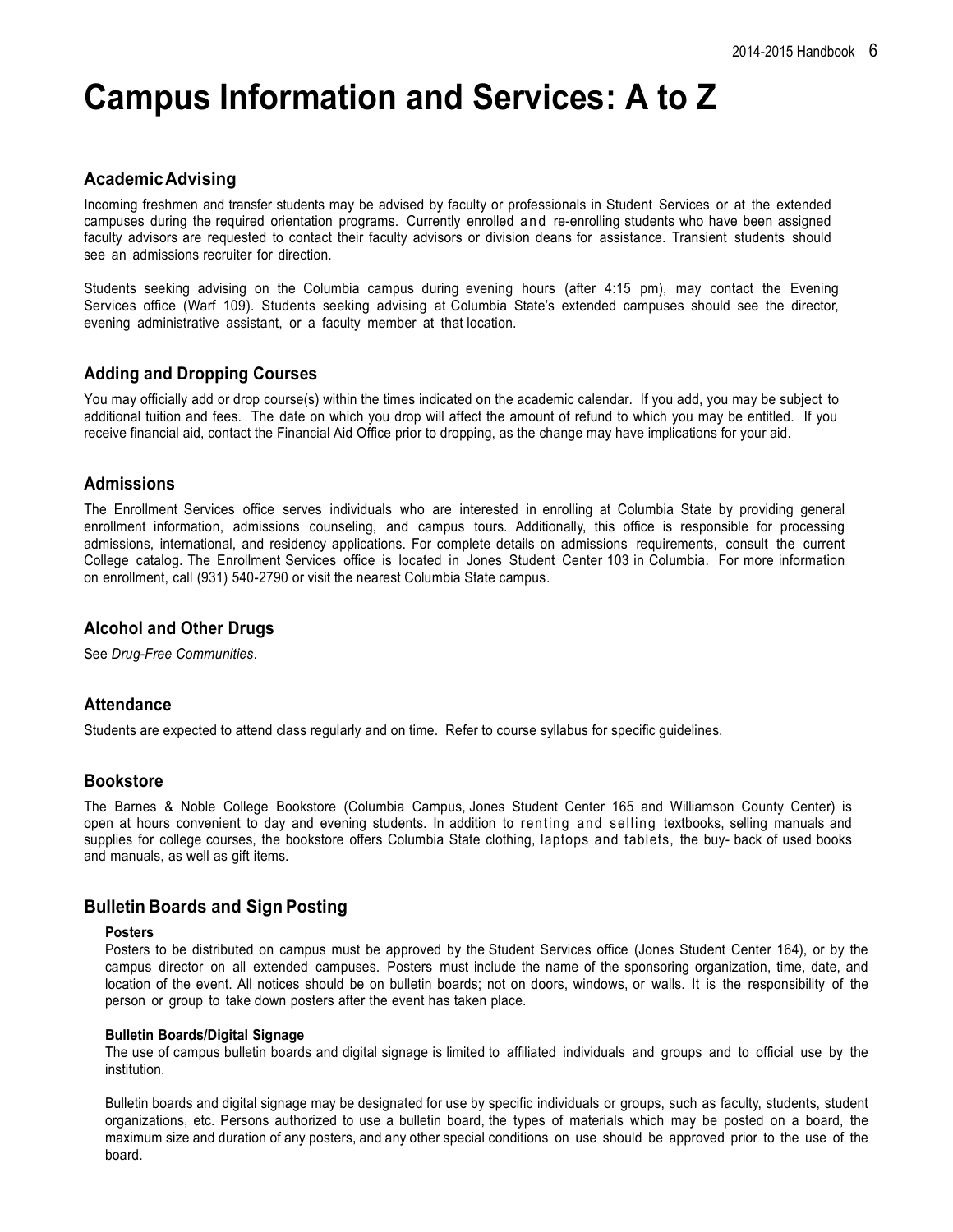# Campus Information and Services: A to Z

## Academic Advising

Incoming freshmen and transfer students may be advised by faculty or professionals in Student Services or at the extended campuses during the required orientation programs. Currently enrolled and re-enrolling students who have been assigned faculty advisors are requested to contact their faculty advisors or division deans for assistance. Transient students should see an admissions recruiter for direction.

Students seeking advising on the Columbia campus during evening hours (after 4:15 pm), may contact the Evening Services office (Warf 109). Students seeking advising at Columbia State's extended campuses should see the director, evening administrative assistant, or a faculty member at that location.

## Adding and Dropping Courses

You may officially add or drop course(s) within the times indicated on the academic calendar. If you add, you may be subject to additional tuition and fees. The date on which you drop will affect the amount of refund to which you may be entitled. If you receive financial aid, contact the Financial Aid Office prior to dropping, as the change may have implications for your aid.

## Admissions

The Enrollment Services office serves individuals who are interested in enrolling at Columbia State by providing general enrollment information, admissions counseling, and campus tours. Additionally, this office is responsible for processing admissions, international, and residency applications. For complete details on admissions requirements, consult the current College catalog. The Enrollment Services office is located in Jones Student Center 103 in Columbia. For more information on enrollment, call (931) 540-2790 or visit the nearest Columbia State campus.

## Alcohol and Other Drugs

See *Drug-Free Communities*.

## Attendance

Students are expected to attend class regularly and on time. Refer to course syllabus for specific guidelines.

## Bookstore

The Barnes & Noble College Bookstore (Columbia Campus, Jones Student Center 165 and Williamson County Center) is open at hours convenient to day and evening students. In addition to renting and selling textbooks, selling manuals and supplies for college courses, the bookstore offers Columbia State clothing, laptops and tablets, the buy- back of used books and manuals, as well as gift items.

## Bulletin Boards and Sign Posting

#### Posters

Posters to be distributed on campus must be approved by the Student Services office (Jones Student Center 164), or by the campus director on all extended campuses. Posters must include the name of the sponsoring organization, time, date, and location of the event. All notices should be on bulletin boards; not on doors, windows, or walls. It is the responsibility of the person or group to take down posters after the event has taken place.

#### Bulletin Boards/Digital Signage

The use of campus bulletin boards and digital signage is limited to affiliated individuals and groups and to official use by the institution.

Bulletin boards and digital signage may be designated for use by specific individuals or groups, such as faculty, students, student organizations, etc. Persons authorized to use a bulletin board, the types of materials which may be posted on a board, the maximum size and duration of any posters, and any other special conditions on use should be approved prior to the use of the board.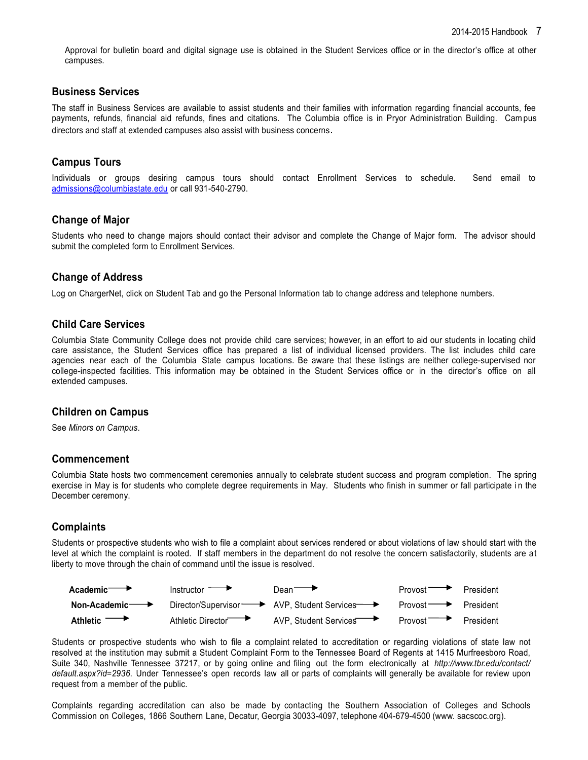Approval for bulletin board and digital signage use is obtained in the Student Services office or in the director's office at other campuses.

### Business Services

The staff in Business Services are available to assist students and their families with information regarding financial accounts, fee payments, refunds, financial aid refunds, fines and citations. The Columbia office is in Pryor Administration Building. Campus directors and staff at extended campuses also assist with business concerns.

### Campus Tours

Individuals or groups desiring campus tours should contact Enrollment Services to schedule. Send email to admissions@columbiastate.edu or call 931-540-2790.

### Change of Major

Students who need to change majors should contact their advisor and complete the Change of Major form. The advisor should submit the completed form to Enrollment Services.

### Change of Address

Log on ChargerNet, click on Student Tab and go the Personal Information tab to change address and telephone numbers.

### Child Care Services

Columbia State Community College does not provide child care services; however, in an effort to aid our students in locating child care assistance, the Student Services office has prepared a list of individual licensed providers. The list includes child care agencies near each of the Columbia State campus locations. Be aware that these listings are neither college-supervised nor college-inspected facilities. This information may be obtained in the Student Services office or in the director's office on all extended campuses.

### Children on Campus

See *Minors on Campus*.

### Commencement

Columbia State hosts two commencement ceremonies annually to celebrate student success and program completion. The spring exercise in May is for students who complete degree requirements in May. Students who finish in summer or fall participate in the December ceremony.

### Complaints

Students or prospective students who wish to file a complaint about services rendered or about violations of law should start with the level at which the complaint is rooted. If staff members in the department do not resolve the concern satisfactorily, students are at liberty to move through the chain of command until the issue is resolved.

**Academic** → Instructor → Dean → Provost → President

**Non-Academic** → Director/Supervisor → AVP, Student Services → Provost → President

**Athletic** → Athletic Director → AVP, Student Services → Provost → President

Students or prospective students who wish to file a complaint related to accreditation or regarding violations of state law not resolved at the institution may submit a Student Complaint Form to the Tennessee Board of Regents at 1415 Murfreesboro Road, Suite 340, Nashville Tennessee 37217, or by going online and filing out the form electronically at *http://www.tbr.edu/contact/default.aspx?id=2936*. Under Tennessee's open records law all or parts of complaints will generally be available for review upon request from a member of the public.

Complaints regarding accreditation can also be made by contacting the Southern Association of Colleges and Schools Commission on Colleges, 1866 Southern Lane, Decatur, Georgia 30033-4097, telephone 404-679-4500 (www. sacscoc.org).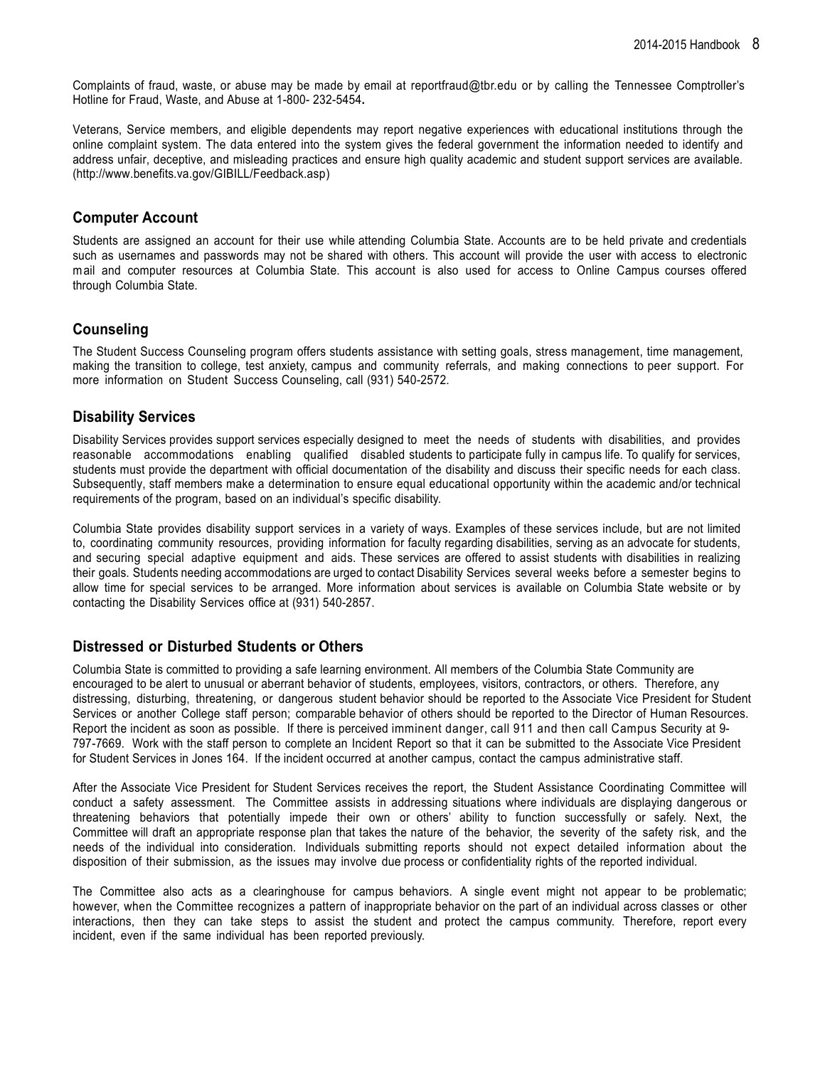Complaints of fraud, waste, or abuse may be made by email at reportfraud@tbr.edu or by calling the Tennessee Comptroller's Hotline for Fraud, Waste, and Abuse at 1-800- 232-5454.

Veterans, Service members, and eligible dependents may report negative experiences with educational institutions through the online complaint system. The data entered into the system gives the federal government the information needed to identify and address unfair, deceptive, and misleading practices and ensure high quality academic and student support services are available. (http://www.benefits.va.gov/GIBILL/Feedback.asp)

## Computer Account

Students are assigned an account for their use while attending Columbia State. Accounts are to be held private and credentials such as usernames and passwords may not be shared with others. This account will provide the user with access to electronic mail and computer resources at Columbia State. This account is also used for access to Online Campus courses offered through Columbia State.

## Counseling

The Student Success Counseling program offers students assistance with setting goals, stress management, time management, making the transition to college, test anxiety, campus and community referrals, and making connections to peer support. For more information on Student Success Counseling, call (931) 540-2572.

## Disability Services

Disability Services provides support services especially designed to meet the needs of students with disabilities, and provides reasonable accommodations enabling qualified disabled students to participate fully in campus life. To qualify for services, students must provide the department with official documentation of the disability and discuss their specific needs for each class. Subsequently, staff members make a determination to ensure equal educational opportunity within the academic and/or technical requirements of the program, based on an individual's specific disability.

Columbia State provides disability support services in a variety of ways. Examples of these services include, but are not limited to, coordinating community resources, providing information for faculty regarding disabilities, serving as an advocate for students, and securing special adaptive equipment and aids. These services are offered to assist students with disabilities in realizing their goals. Students needing accommodations are urged to contact Disability Services several weeks before a semester begins to allow time for special services to be arranged. More information about services is available on Columbia State website or by contacting the Disability Services office at (931) 540-2857.

## Distressed or Disturbed Students or Others

Columbia State is committed to providing a safe learning environment. All members of the Columbia State Community are encouraged to be alert to unusual or aberrant behavior of students, employees, visitors, contractors, or others. Therefore, any distressing, disturbing, threatening, or dangerous student behavior should be reported to the Associate Vice President for Student Services or another College staff person; comparable behavior of others should be reported to the Director of Human Resources. Report the incident as soon as possible. If there is perceived imminent danger, call 911 and then call Campus Security at 9-797-7669. Work with the staff person to complete an Incident Report so that it can be submitted to the Associate Vice President for Student Services in Jones 164. If the incident occurred at another campus, contact the campus administrative staff.

After the Associate Vice President for Student Services receives the report, the Student Assistance Coordinating Committee will conduct a safety assessment. The Committee assists in addressing situations where individuals are displaying dangerous or threatening behaviors that potentially impede their own or others' ability to function successfully or safely. Next, the Committee will draft an appropriate response plan that takes the nature of the behavior, the severity of the safety risk, and the needs of the individual into consideration. Individuals submitting reports should not expect detailed information about the disposition of their submission, as the issues may involve due process or confidentiality rights of the reported individual.

The Committee also acts as a clearinghouse for campus behaviors. A single event might not appear to be problematic; however, when the Committee recognizes a pattern of inappropriate behavior on the part of an individual across classes or other interactions, then they can take steps to assist the student and protect the campus community. Therefore, report every incident, even if the same individual has been reported previously.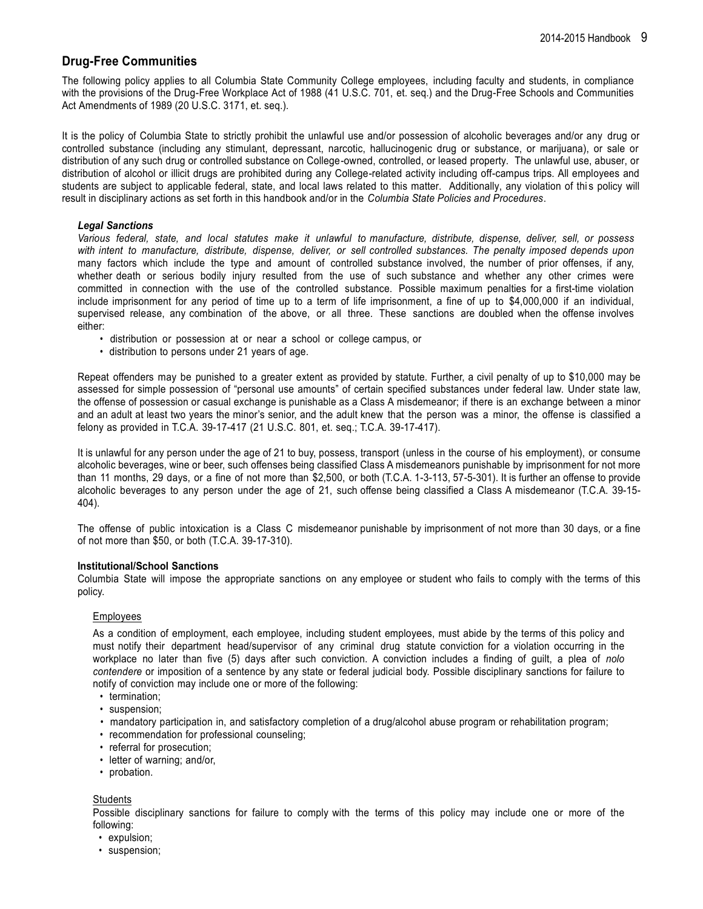## Drug-Free Communities

The following policy applies to all Columbia State Community College employees, including faculty and students, in compliance with the provisions of the Drug-Free Workplace Act of 1988 (41 U.S.C. 701, et. seq.) and the Drug-Free Schools and Communities Act Amendments of 1989 (20 U.S.C. 3171, et. seq.).

It is the policy of Columbia State to strictly prohibit the unlawful use and/or possession of alcoholic beverages and/or any drug or controlled substance (including any stimulant, depressant, narcotic, hallucinogenic drug or substance, or marijuana), or sale or distribution of any such drug or controlled substance on College-owned, controlled, or leased property. The unlawful use, abuser, or distribution of alcohol or illicit drugs are prohibited during any College-related activity including off-campus trips. All employees and students are subject to applicable federal, state, and local laws related to this matter. Additionally, any violation of this policy will result in disciplinary actions as set forth in this handbook and/or in the *Columbia State Policies and Procedures*.

### *Legal Sanctions*

*Various federal, state, and local statutes make it unlawful to manufacture, distribute, dispense, deliver, sell, or possess with intent to manufacture, distribute, dispense, deliver, or sell controlled substances. The penalty imposed depends upon* many factors which include the type and amount of controlled substance involved, the number of prior offenses, if any, whether death or serious bodily injury resulted from the use of such substance and whether any other crimes were committed in connection with the use of the controlled substance. Possible maximum penalties for a first-time violation include imprisonment for any period of time up to a term of life imprisonment, a fine of up to $4,000,000 if an individual, supervised release, any combination of the above, or all three. These sanctions are doubled when the offense involves either:

- distribution or possession at or near a school or college campus, or
- distribution to persons under 21 years of age.

Repeat offenders may be punished to a greater extent as provided by statute. Further, a civil penalty of up to $10,000 may be assessed for simple possession of "personal use amounts" of certain specified substances under federal law. Under state law, the offense of possession or casual exchange is punishable as a Class A misdemeanor; if there is an exchange between a minor and an adult at least two years the minor's senior, and the adult knew that the person was a minor, the offense is classified a felony as provided in T.C.A. 39-17-417 (21 U.S.C. 801, et. seq.; T.C.A. 39-17-417).

It is unlawful for any person under the age of 21 to buy, possess, transport (unless in the course of his employment), or consume alcoholic beverages, wine or beer, such offenses being classified Class A misdemeanors punishable by imprisonment for not more than 11 months, 29 days, or a fine of not more than $2,500, or both (T.C.A. 1-3-113, 57-5-301). It is further an offense to provide alcoholic beverages to any person under the age of 21, such offense being classified a Class A misdemeanor (T.C.A. 39-15-404).

The offense of public intoxication is a Class C misdemeanor punishable by imprisonment of not more than 30 days, or a fine of not more than $50, or both (T.C.A. 39-17-310).

### Institutional/School Sanctions

Columbia State will impose the appropriate sanctions on any employee or student who fails to comply with the terms of this policy.

#### Employees

As a condition of employment, each employee, including student employees, must abide by the terms of this policy and must notify their department head/supervisor of any criminal drug statute conviction for a violation occurring in the workplace no later than five (5) days after such conviction. A conviction includes a finding of guilt, a plea of *nolo contendere* or imposition of a sentence by any state or federal judicial body. Possible disciplinary sanctions for failure to notify of conviction may include one or more of the following:

- termination;
- suspension;
- mandatory participation in, and satisfactory completion of a drug/alcohol abuse program or rehabilitation program;
- recommendation for professional counseling;
- referral for prosecution;
- letter of warning; and/or,
- probation.

#### Students

Possible disciplinary sanctions for failure to comply with the terms of this policy may include one or more of the following:

- expulsion;
- suspension;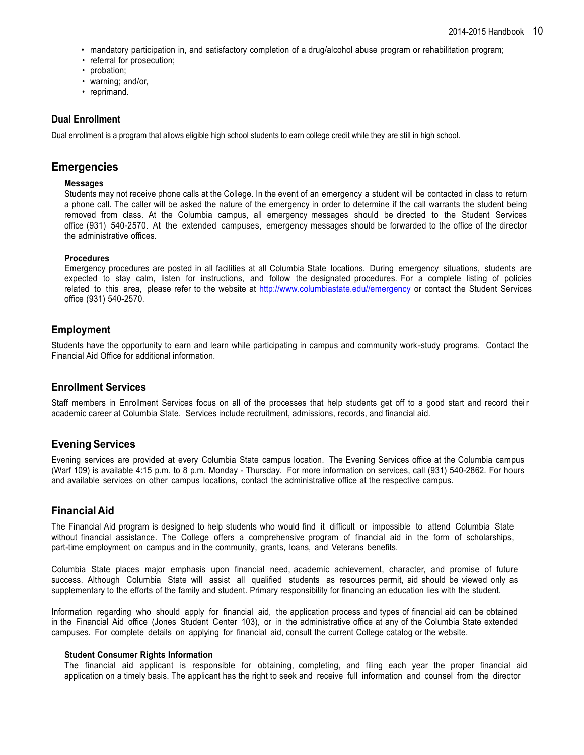- mandatory participation in, and satisfactory completion of a drug/alcohol abuse program or rehabilitation program;
- referral for prosecution;
- probation;
- warning; and/or,
- reprimand.

### Dual Enrollment

Dual enrollment is a program that allows eligible high school students to earn college credit while they are still in high school.

## Emergencies

#### Messages

Students may not receive phone calls at the College. In the event of an emergency a student will be contacted in class to return a phone call. The caller will be asked the nature of the emergency in order to determine if the call warrants the student being removed from class. At the Columbia campus, all emergency messages should be directed to the Student Services office (931) 540-2570. At the extended campuses, emergency messages should be forwarded to the office of the director the administrative offices.

#### Procedures

Emergency procedures are posted in all facilities at all Columbia State locations. During emergency situations, students are expected to stay calm, listen for instructions, and follow the designated procedures. For a complete listing of policies related to this area, please refer to the website at [http://www.columbiastate.edu//emergency](http://www.columbiastate.edu//emergency) or contact the Student Services office (931) 540-2570.

## Employment

Students have the opportunity to earn and learn while participating in campus and community work-study programs. Contact the Financial Aid Office for additional information.

## Enrollment Services

Staff members in Enrollment Services focus on all of the processes that help students get off to a good start and record their academic career at Columbia State. Services include recruitment, admissions, records, and financial aid.

## Evening Services

Evening services are provided at every Columbia State campus location. The Evening Services office at the Columbia campus (Warf 109) is available 4:15 p.m. to 8 p.m. Monday - Thursday. For more information on services, call (931) 540-2862. For hours and available services on other campus locations, contact the administrative office at the respective campus.

## Financial Aid

The Financial Aid program is designed to help students who would find it difficult or impossible to attend Columbia State without financial assistance. The College offers a comprehensive program of financial aid in the form of scholarships, part-time employment on campus and in the community, grants, loans, and Veterans benefits.

Columbia State places major emphasis upon financial need, academic achievement, character, and promise of future success. Although Columbia State will assist all qualified students as resources permit, aid should be viewed only as supplementary to the efforts of the family and student. Primary responsibility for financing an education lies with the student.

Information regarding who should apply for financial aid, the application process and types of financial aid can be obtained in the Financial Aid office (Jones Student Center 103), or in the administrative office at any of the Columbia State extended campuses. For complete details on applying for financial aid, consult the current College catalog or the website.

#### Student Consumer Rights Information

The financial aid applicant is responsible for obtaining, completing, and filing each year the proper financial aid application on a timely basis. The applicant has the right to seek and receive full information and counsel from the director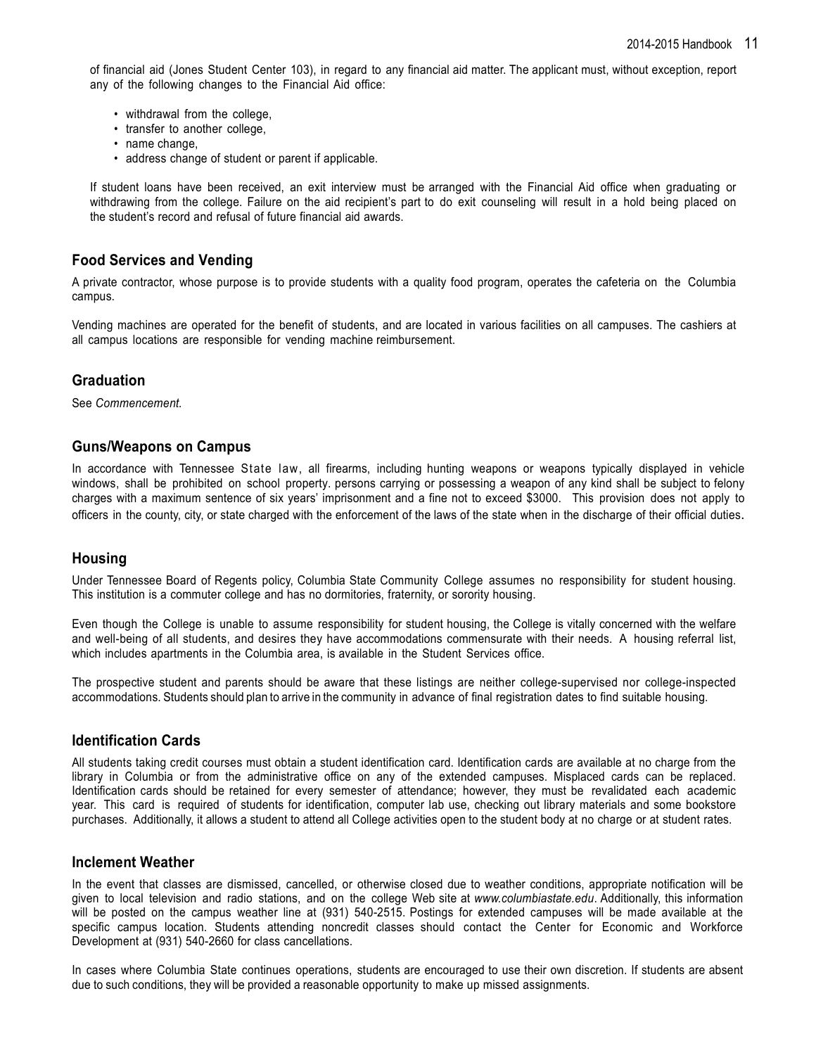of financial aid (Jones Student Center 103), in regard to any financial aid matter. The applicant must, without exception, report any of the following changes to the Financial Aid office:

- withdrawal from the college,
- transfer to another college,
- name change,
- address change of student or parent if applicable.

If student loans have been received, an exit interview must be arranged with the Financial Aid office when graduating or withdrawing from the college. Failure on the aid recipient's part to do exit counseling will result in a hold being placed on the student's record and refusal of future financial aid awards.

## Food Services and Vending

A private contractor, whose purpose is to provide students with a quality food program, operates the cafeteria on the Columbia campus.

Vending machines are operated for the benefit of students, and are located in various facilities on all campuses. The cashiers at all campus locations are responsible for vending machine reimbursement.

## Graduation

See *Commencement.*

## Guns/Weapons on Campus

In accordance with Tennessee State law, all firearms, including hunting weapons or weapons typically displayed in vehicle windows, shall be prohibited on school property. persons carrying or possessing a weapon of any kind shall be subject to felony charges with a maximum sentence of six years' imprisonment and a fine not to exceed $3000. This provision does not apply to officers in the county, city, or state charged with the enforcement of the laws of the state when in the discharge of their official duties.

## Housing

Under Tennessee Board of Regents policy, Columbia State Community College assumes no responsibility for student housing. This institution is a commuter college and has no dormitories, fraternity, or sorority housing.

Even though the College is unable to assume responsibility for student housing, the College is vitally concerned with the welfare and well-being of all students, and desires they have accommodations commensurate with their needs. A housing referral list, which includes apartments in the Columbia area, is available in the Student Services office.

The prospective student and parents should be aware that these listings are neither college-supervised nor college-inspected accommodations. Students should plan to arrive in the community in advance of final registration dates to find suitable housing.

## Identification Cards

All students taking credit courses must obtain a student identification card. Identification cards are available at no charge from the library in Columbia or from the administrative office on any of the extended campuses. Misplaced cards can be replaced. Identification cards should be retained for every semester of attendance; however, they must be revalidated each academic year. This card is required of students for identification, computer lab use, checking out library materials and some bookstore purchases. Additionally, it allows a student to attend all College activities open to the student body at no charge or at student rates.

## Inclement Weather

In the event that classes are dismissed, cancelled, or otherwise closed due to weather conditions, appropriate notification will be given to local television and radio stations, and on the college Web site at *www.columbiastate.edu*. Additionally, this information will be posted on the campus weather line at (931) 540-2515. Postings for extended campuses will be made available at the specific campus location. Students attending noncredit classes should contact the Center for Economic and Workforce Development at (931) 540-2660 for class cancellations.

In cases where Columbia State continues operations, students are encouraged to use their own discretion. If students are absent due to such conditions, they will be provided a reasonable opportunity to make up missed assignments.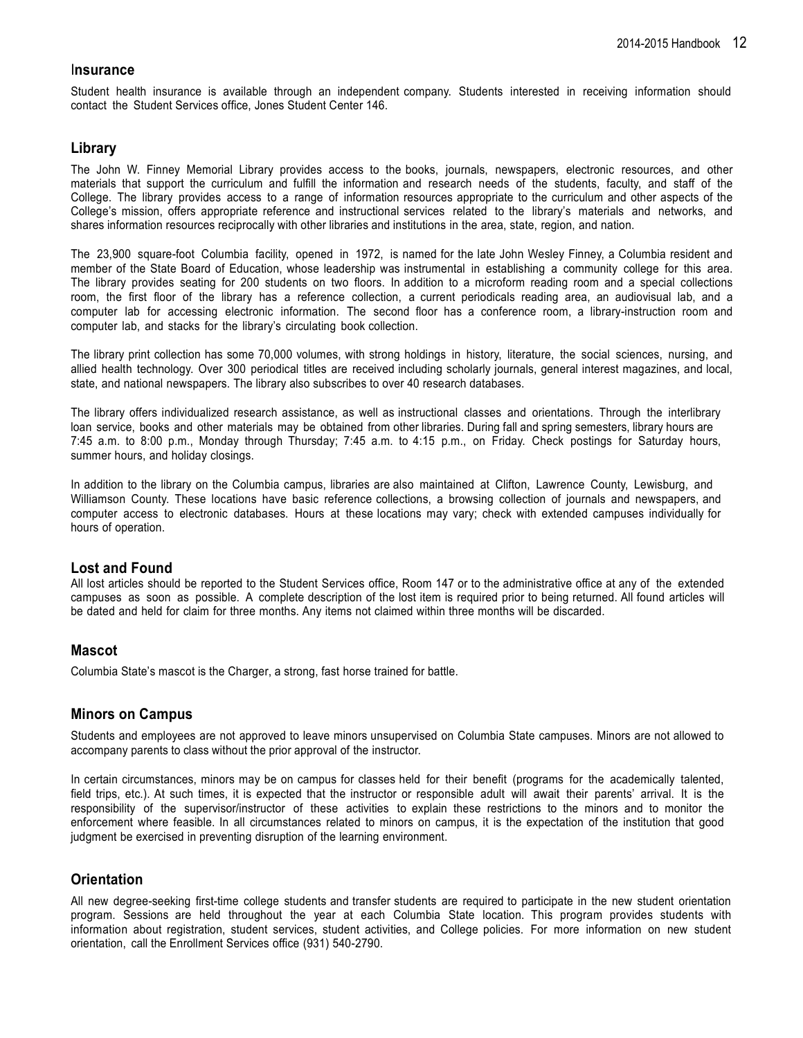## Insurance

Student health insurance is available through an independent company. Students interested in receiving information should contact the Student Services office, Jones Student Center 146.

## Library

The John W. Finney Memorial Library provides access to the books, journals, newspapers, electronic resources, and other materials that support the curriculum and fulfill the information and research needs of the students, faculty, and staff of the College. The library provides access to a range of information resources appropriate to the curriculum and other aspects of the College's mission, offers appropriate reference and instructional services related to the library's materials and networks, and shares information resources reciprocally with other libraries and institutions in the area, state, region, and nation.

The 23,900 square-foot Columbia facility, opened in 1972, is named for the late John Wesley Finney, a Columbia resident and member of the State Board of Education, whose leadership was instrumental in establishing a community college for this area. The library provides seating for 200 students on two floors. In addition to a microform reading room and a special collections room, the first floor of the library has a reference collection, a current periodicals reading area, an audiovisual lab, and a computer lab for accessing electronic information. The second floor has a conference room, a library-instruction room and computer lab, and stacks for the library's circulating book collection.

The library print collection has some 70,000 volumes, with strong holdings in history, literature, the social sciences, nursing, and allied health technology. Over 300 periodical titles are received including scholarly journals, general interest magazines, and local, state, and national newspapers. The library also subscribes to over 40 research databases.

The library offers individualized research assistance, as well as instructional classes and orientations. Through the interlibrary loan service, books and other materials may be obtained from other libraries. During fall and spring semesters, library hours are 7:45 a.m. to 8:00 p.m., Monday through Thursday; 7:45 a.m. to 4:15 p.m., on Friday. Check postings for Saturday hours, summer hours, and holiday closings.

In addition to the library on the Columbia campus, libraries are also maintained at Clifton, Lawrence County, Lewisburg, and Williamson County. These locations have basic reference collections, a browsing collection of journals and newspapers, and computer access to electronic databases. Hours at these locations may vary; check with extended campuses individually for hours of operation.

## Lost and Found

All lost articles should be reported to the Student Services office, Room 147 or to the administrative office at any of the extended campuses as soon as possible. A complete description of the lost item is required prior to being returned. All found articles will be dated and held for claim for three months. Any items not claimed within three months will be discarded.

## Mascot

Columbia State's mascot is the Charger, a strong, fast horse trained for battle.

## Minors on Campus

Students and employees are not approved to leave minors unsupervised on Columbia State campuses. Minors are not allowed to accompany parents to class without the prior approval of the instructor.

In certain circumstances, minors may be on campus for classes held for their benefit (programs for the academically talented, field trips, etc.). At such times, it is expected that the instructor or responsible adult will await their parents' arrival. It is the responsibility of the supervisor/instructor of these activities to explain these restrictions to the minors and to monitor the enforcement where feasible. In all circumstances related to minors on campus, it is the expectation of the institution that good judgment be exercised in preventing disruption of the learning environment.

## Orientation

All new degree-seeking first-time college students and transfer students are required to participate in the new student orientation program. Sessions are held throughout the year at each Columbia State location. This program provides students with information about registration, student services, student activities, and College policies. For more information on new student orientation, call the Enrollment Services office (931) 540-2790.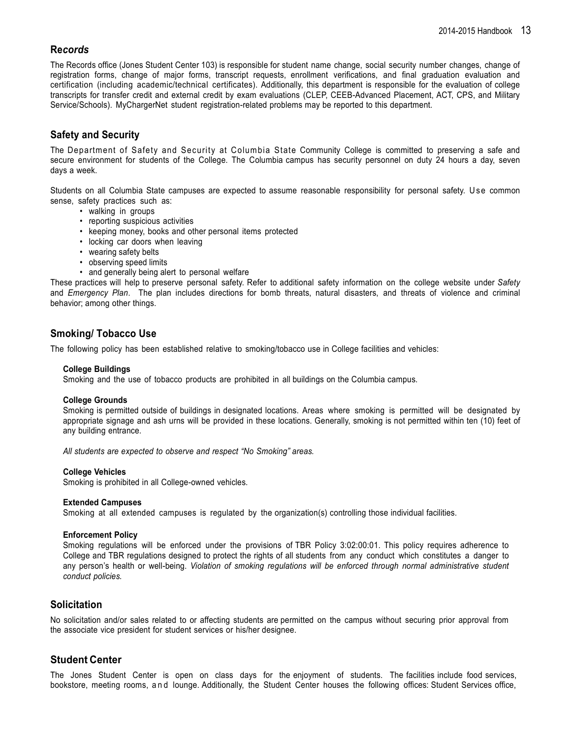## Re*cords*

The Records office (Jones Student Center 103) is responsible for student name change, social security number changes, change of registration forms, change of major forms, transcript requests, enrollment verifications, and final graduation evaluation and certification (including academic/technical certificates). Additionally, this department is responsible for the evaluation of college transcripts for transfer credit and external credit by exam evaluations (CLEP, CEEB-Advanced Placement, ACT, CPS, and Military Service/Schools). MyChargerNet student registration-related problems may be reported to this department.

## Safety and Security

The Department of Safety and Security at Columbia State Community College is committed to preserving a safe and secure environment for students of the College. The Columbia campus has security personnel on duty 24 hours a day, seven days a week.

Students on all Columbia State campuses are expected to assume reasonable responsibility for personal safety. Use common sense, safety practices such as:

- walking in groups
- reporting suspicious activities
- keeping money, books and other personal items protected
- locking car doors when leaving
- wearing safety belts
- observing speed limits
- and generally being alert to personal welfare

These practices will help to preserve personal safety. Refer to additional safety information on the college website under *Safety* and *Emergency Plan*. The plan includes directions for bomb threats, natural disasters, and threats of violence and criminal behavior; among other things.

## Smoking/ Tobacco Use

The following policy has been established relative to smoking/tobacco use in College facilities and vehicles:

**College Buildings**
Smoking and the use of tobacco products are prohibited in all buildings on the Columbia campus.

**College Grounds**
Smoking is permitted outside of buildings in designated locations. Areas where smoking is permitted will be designated by appropriate signage and ash urns will be provided in these locations. Generally, smoking is not permitted within ten (10) feet of any building entrance.

*All students are expected to observe and respect "No Smoking" areas.*

**College Vehicles**
Smoking is prohibited in all College-owned vehicles.

**Extended Campuses**
Smoking at all extended campuses is regulated by the organization(s) controlling those individual facilities.

**Enforcement Policy**
Smoking regulations will be enforced under the provisions of TBR Policy 3:02:00:01. This policy requires adherence to College and TBR regulations designed to protect the rights of all students from any conduct which constitutes a danger to any person's health or well-being. *Violation of smoking regulations will be enforced through normal administrative student conduct policies.*

## Solicitation

No solicitation and/or sales related to or affecting students are permitted on the campus without securing prior approval from the associate vice president for student services or his/her designee.

## Student Center

The Jones Student Center is open on class days for the enjoyment of students. The facilities include food services, bookstore, meeting rooms, and lounge. Additionally, the Student Center houses the following offices: Student Services office,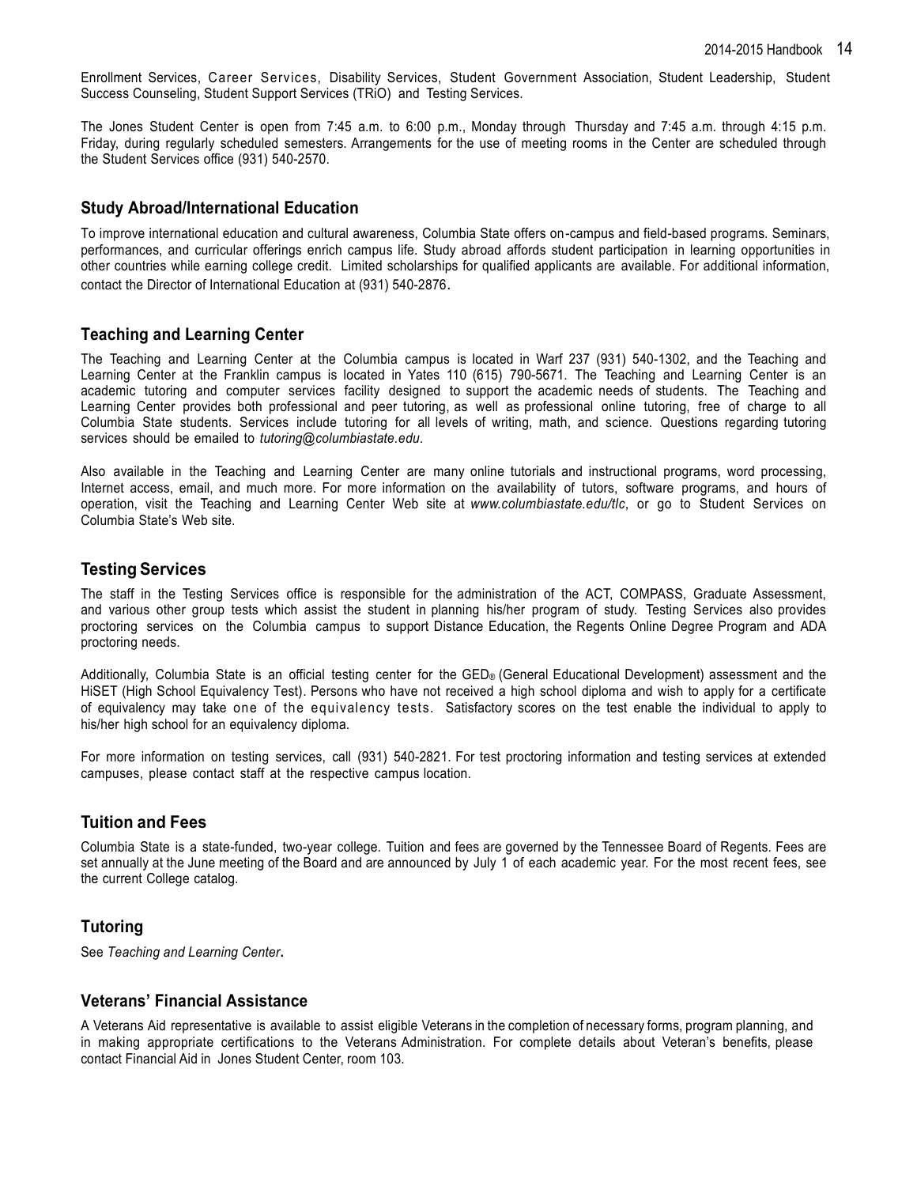Enrollment Services, Career Services, Disability Services, Student Government Association, Student Leadership, Student Success Counseling, Student Support Services (TRiO) and Testing Services.

The Jones Student Center is open from 7:45 a.m. to 6:00 p.m., Monday through Thursday and 7:45 a.m. through 4:15 p.m. Friday, during regularly scheduled semesters. Arrangements for the use of meeting rooms in the Center are scheduled through the Student Services office (931) 540-2570.

### Study Abroad/International Education

To improve international education and cultural awareness, Columbia State offers on-campus and field-based programs. Seminars, performances, and curricular offerings enrich campus life. Study abroad affords student participation in learning opportunities in other countries while earning college credit. Limited scholarships for qualified applicants are available. For additional information, contact the Director of International Education at (931) 540-2876.

### Teaching and Learning Center

The Teaching and Learning Center at the Columbia campus is located in Warf 237 (931) 540-1302, and the Teaching and Learning Center at the Franklin campus is located in Yates 110 (615) 790-5671. The Teaching and Learning Center is an academic tutoring and computer services facility designed to support the academic needs of students. The Teaching and Learning Center provides both professional and peer tutoring, as well as professional online tutoring, free of charge to all Columbia State students. Services include tutoring for all levels of writing, math, and science. Questions regarding tutoring services should be emailed to *tutoring@columbiastate.edu*.

Also available in the Teaching and Learning Center are many online tutorials and instructional programs, word processing, Internet access, email, and much more. For more information on the availability of tutors, software programs, and hours of operation, visit the Teaching and Learning Center Web site at *www.columbiastate.edu/tlc*, or go to Student Services on Columbia State's Web site.

### Testing Services

The staff in the Testing Services office is responsible for the administration of the ACT, COMPASS, Graduate Assessment, and various other group tests which assist the student in planning his/her program of study. Testing Services also provides proctoring services on the Columbia campus to support Distance Education, the Regents Online Degree Program and ADA proctoring needs.

Additionally, Columbia State is an official testing center for the GED® (General Educational Development) assessment and the HiSET (High School Equivalency Test). Persons who have not received a high school diploma and wish to apply for a certificate of equivalency may take one of the equivalency tests. Satisfactory scores on the test enable the individual to apply to his/her high school for an equivalency diploma.

For more information on testing services, call (931) 540-2821. For test proctoring information and testing services at extended campuses, please contact staff at the respective campus location.

### Tuition and Fees

Columbia State is a state-funded, two-year college. Tuition and fees are governed by the Tennessee Board of Regents. Fees are set annually at the June meeting of the Board and are announced by July 1 of each academic year. For the most recent fees, see the current College catalog.

### Tutoring

See *Teaching and Learning Center*.

### Veterans' Financial Assistance

A Veterans Aid representative is available to assist eligible Veterans in the completion of necessary forms, program planning, and in making appropriate certifications to the Veterans Administration. For complete details about Veteran's benefits, please contact Financial Aid in Jones Student Center, room 103.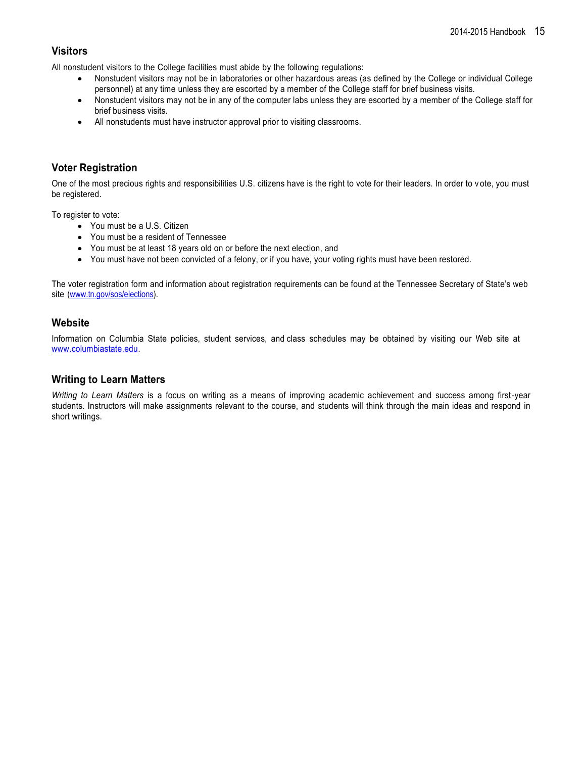## Visitors

All nonstudent visitors to the College facilities must abide by the following regulations:

- Nonstudent visitors may not be in laboratories or other hazardous areas (as defined by the College or individual College personnel) at any time unless they are escorted by a member of the College staff for brief business visits.
- Nonstudent visitors may not be in any of the computer labs unless they are escorted by a member of the College staff for brief business visits.
- All nonstudents must have instructor approval prior to visiting classrooms.

## Voter Registration

One of the most precious rights and responsibilities U.S. citizens have is the right to vote for their leaders. In order to vote, you must be registered.

To register to vote:

- You must be a U.S. Citizen
- You must be a resident of Tennessee
- You must be at least 18 years old on or before the next election, and
- You must have not been convicted of a felony, or if you have, your voting rights must have been restored.

The voter registration form and information about registration requirements can be found at the Tennessee Secretary of State's web site (www.tn.gov/sos/elections).

## Website

Information on Columbia State policies, student services, and class schedules may be obtained by visiting our Web site at www.columbiastate.edu.

## Writing to Learn Matters

*Writing to Learn Matters* is a focus on writing as a means of improving academic achievement and success among first-year students. Instructors will make assignments relevant to the course, and students will think through the main ideas and respond in short writings.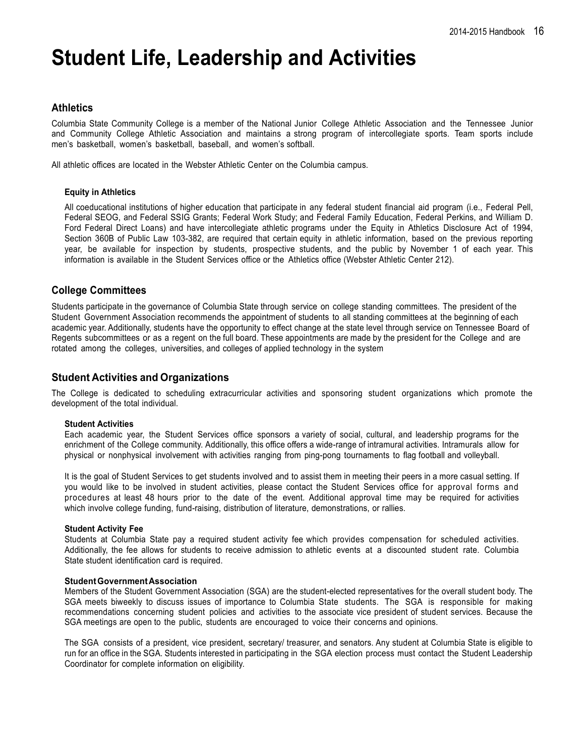# Student Life, Leadership and Activities

## Athletics

Columbia State Community College is a member of the National Junior College Athletic Association and the Tennessee Junior and Community College Athletic Association and maintains a strong program of intercollegiate sports. Team sports include men's basketball, women's basketball, baseball, and women's softball.

All athletic offices are located in the Webster Athletic Center on the Columbia campus.

### Equity in Athletics

All coeducational institutions of higher education that participate in any federal student financial aid program (i.e., Federal Pell, Federal SEOG, and Federal SSIG Grants; Federal Work Study; and Federal Family Education, Federal Perkins, and William D. Ford Federal Direct Loans) and have intercollegiate athletic programs under the Equity in Athletics Disclosure Act of 1994, Section 360B of Public Law 103-382, are required that certain equity in athletic information, based on the previous reporting year, be available for inspection by students, prospective students, and the public by November 1 of each year. This information is available in the Student Services office or the Athletics office (Webster Athletic Center 212).

## College Committees

Students participate in the governance of Columbia State through service on college standing committees. The president of the Student Government Association recommends the appointment of students to all standing committees at the beginning of each academic year. Additionally, students have the opportunity to effect change at the state level through service on Tennessee Board of Regents subcommittees or as a regent on the full board. These appointments are made by the president for the College and are rotated among the colleges, universities, and colleges of applied technology in the system

## Student Activities and Organizations

The College is dedicated to scheduling extracurricular activities and sponsoring student organizations which promote the development of the total individual.

### Student Activities

Each academic year, the Student Services office sponsors a variety of social, cultural, and leadership programs for the enrichment of the College community. Additionally, this office offers a wide-range of intramural activities. Intramurals allow for physical or nonphysical involvement with activities ranging from ping-pong tournaments to flag football and volleyball.

It is the goal of Student Services to get students involved and to assist them in meeting their peers in a more casual setting. If you would like to be involved in student activities, please contact the Student Services office for approval forms and procedures at least 48 hours prior to the date of the event. Additional approval time may be required for activities which involve college funding, fund-raising, distribution of literature, demonstrations, or rallies.

### Student Activity Fee

Students at Columbia State pay a required student activity fee which provides compensation for scheduled activities. Additionally, the fee allows for students to receive admission to athletic events at a discounted student rate. Columbia State student identification card is required.

### Student Government Association

Members of the Student Government Association (SGA) are the student-elected representatives for the overall student body. The SGA meets biweekly to discuss issues of importance to Columbia State students. The SGA is responsible for making recommendations concerning student policies and activities to the associate vice president of student services. Because the SGA meetings are open to the public, students are encouraged to voice their concerns and opinions.

The SGA consists of a president, vice president, secretary/ treasurer, and senators. Any student at Columbia State is eligible to run for an office in the SGA. Students interested in participating in the SGA election process must contact the Student Leadership Coordinator for complete information on eligibility.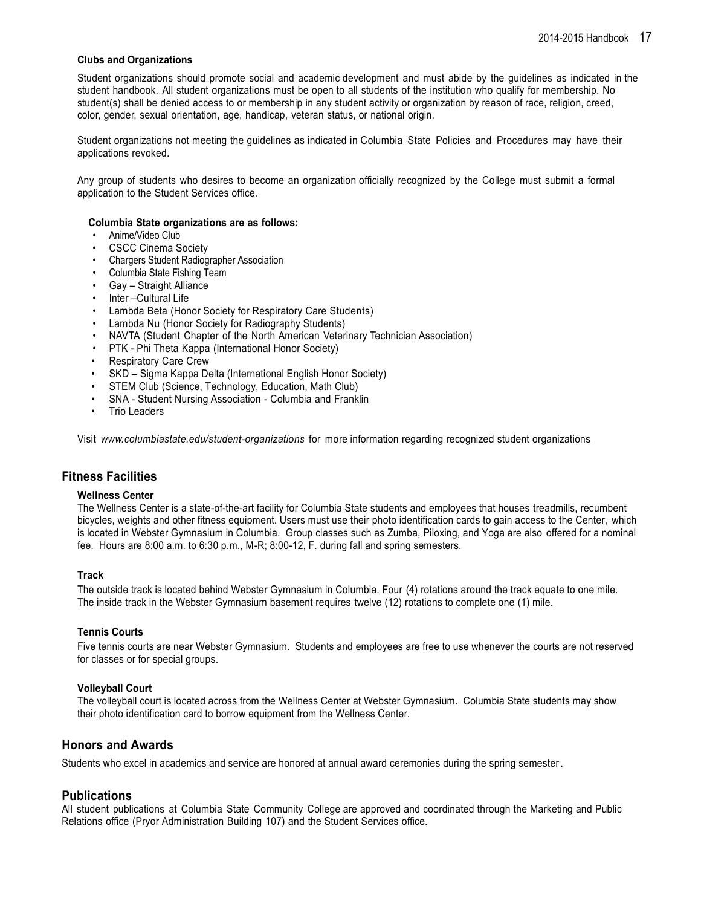### Clubs and Organizations

Student organizations should promote social and academic development and must abide by the guidelines as indicated in the student handbook. All student organizations must be open to all students of the institution who qualify for membership. No student(s) shall be denied access to or membership in any student activity or organization by reason of race, religion, creed, color, gender, sexual orientation, age, handicap, veteran status, or national origin.

Student organizations not meeting the guidelines as indicated in Columbia State Policies and Procedures may have their applications revoked.

Any group of students who desires to become an organization officially recognized by the College must submit a formal application to the Student Services office.

**Columbia State organizations are as follows:**

- Anime/Video Club
- CSCC Cinema Society
- Chargers Student Radiographer Association
- Columbia State Fishing Team
- Gay – Straight Alliance
- Inter –Cultural Life
- Lambda Beta (Honor Society for Respiratory Care Students)
- Lambda Nu (Honor Society for Radiography Students)
- NAVTA (Student Chapter of the North American Veterinary Technician Association)
- PTK - Phi Theta Kappa (International Honor Society)
- Respiratory Care Crew
- SKD – Sigma Kappa Delta (International English Honor Society)
- STEM Club (Science, Technology, Education, Math Club)
- SNA - Student Nursing Association - Columbia and Franklin
- Trio Leaders

Visit *www.columbiastate.edu/student-organizations* for more information regarding recognized student organizations

## Fitness Facilities

### Wellness Center

The Wellness Center is a state-of-the-art facility for Columbia State students and employees that houses treadmills, recumbent bicycles, weights and other fitness equipment. Users must use their photo identification cards to gain access to the Center, which is located in Webster Gymnasium in Columbia. Group classes such as Zumba, Piloxing, and Yoga are also offered for a nominal fee. Hours are 8:00 a.m. to 6:30 p.m., M-R; 8:00-12, F. during fall and spring semesters.

### Track

The outside track is located behind Webster Gymnasium in Columbia. Four (4) rotations around the track equate to one mile. The inside track in the Webster Gymnasium basement requires twelve (12) rotations to complete one (1) mile.

### Tennis Courts

Five tennis courts are near Webster Gymnasium. Students and employees are free to use whenever the courts are not reserved for classes or for special groups.

### Volleyball Court

The volleyball court is located across from the Wellness Center at Webster Gymnasium. Columbia State students may show their photo identification card to borrow equipment from the Wellness Center.

## Honors and Awards

Students who excel in academics and service are honored at annual award ceremonies during the spring semester.

## Publications

All student publications at Columbia State Community College are approved and coordinated through the Marketing and Public Relations office (Pryor Administration Building 107) and the Student Services office.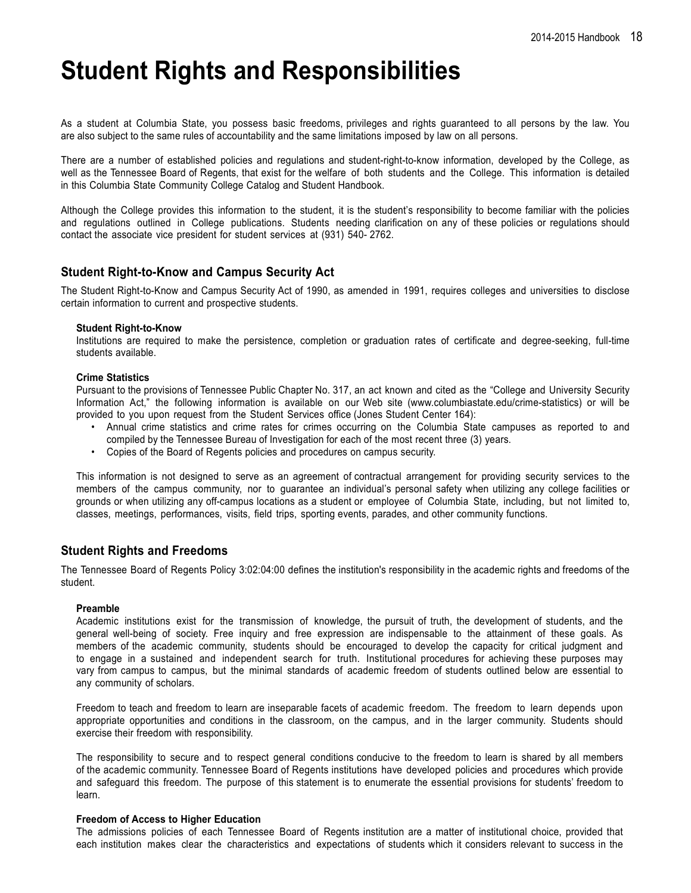# Student Rights and Responsibilities

As a student at Columbia State, you possess basic freedoms, privileges and rights guaranteed to all persons by the law. You are also subject to the same rules of accountability and the same limitations imposed by law on all persons.

There are a number of established policies and regulations and student-right-to-know information, developed by the College, as well as the Tennessee Board of Regents, that exist for the welfare of both students and the College. This information is detailed in this Columbia State Community College Catalog and Student Handbook.

Although the College provides this information to the student, it is the student's responsibility to become familiar with the policies and regulations outlined in College publications. Students needing clarification on any of these policies or regulations should contact the associate vice president for student services at (931) 540- 2762.

## Student Right-to-Know and Campus Security Act

The Student Right-to-Know and Campus Security Act of 1990, as amended in 1991, requires colleges and universities to disclose certain information to current and prospective students.

**Student Right-to-Know**

Institutions are required to make the persistence, completion or graduation rates of certificate and degree-seeking, full-time students available.

**Crime Statistics**

Pursuant to the provisions of Tennessee Public Chapter No. 317, an act known and cited as the "College and University Security Information Act," the following information is available on our Web site (www.columbiastate.edu/crime-statistics) or will be provided to you upon request from the Student Services office (Jones Student Center 164):

- Annual crime statistics and crime rates for crimes occurring on the Columbia State campuses as reported to and compiled by the Tennessee Bureau of Investigation for each of the most recent three (3) years.
- Copies of the Board of Regents policies and procedures on campus security.

This information is not designed to serve as an agreement of contractual arrangement for providing security services to the members of the campus community, nor to guarantee an individual's personal safety when utilizing any college facilities or grounds or when utilizing any off-campus locations as a student or employee of Columbia State, including, but not limited to, classes, meetings, performances, visits, field trips, sporting events, parades, and other community functions.

## Student Rights and Freedoms

The Tennessee Board of Regents Policy 3:02:04:00 defines the institution's responsibility in the academic rights and freedoms of the student.

**Preamble**

Academic institutions exist for the transmission of knowledge, the pursuit of truth, the development of students, and the general well-being of society. Free inquiry and free expression are indispensable to the attainment of these goals. As members of the academic community, students should be encouraged to develop the capacity for critical judgment and to engage in a sustained and independent search for truth. Institutional procedures for achieving these purposes may vary from campus to campus, but the minimal standards of academic freedom of students outlined below are essential to any community of scholars.

Freedom to teach and freedom to learn are inseparable facets of academic freedom. The freedom to learn depends upon appropriate opportunities and conditions in the classroom, on the campus, and in the larger community. Students should exercise their freedom with responsibility.

The responsibility to secure and to respect general conditions conducive to the freedom to learn is shared by all members of the academic community. Tennessee Board of Regents institutions have developed policies and procedures which provide and safeguard this freedom. The purpose of this statement is to enumerate the essential provisions for students' freedom to learn.

**Freedom of Access to Higher Education**

The admissions policies of each Tennessee Board of Regents institution are a matter of institutional choice, provided that each institution makes clear the characteristics and expectations of students which it considers relevant to success in the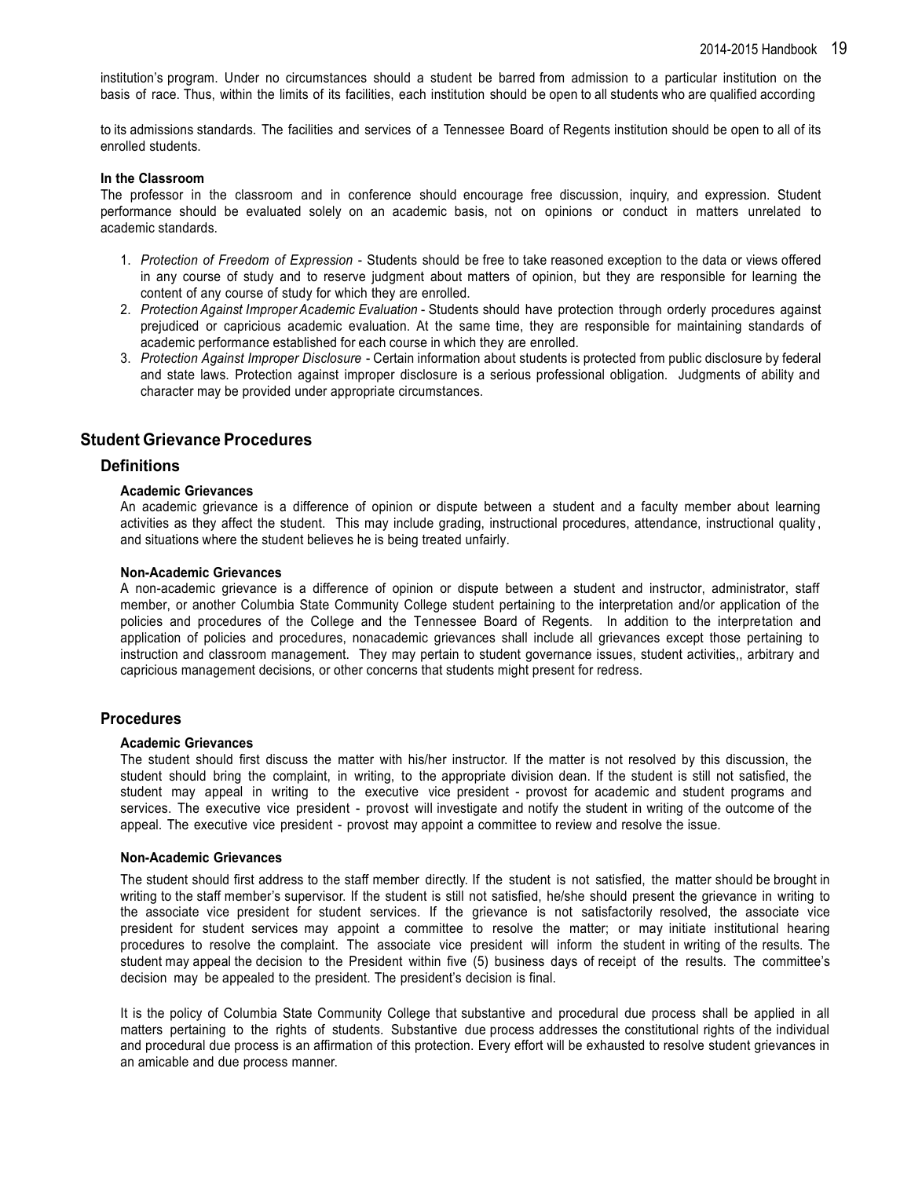institution's program. Under no circumstances should a student be barred from admission to a particular institution on the basis of race. Thus, within the limits of its facilities, each institution should be open to all students who are qualified according

to its admissions standards. The facilities and services of a Tennessee Board of Regents institution should be open to all of its enrolled students.

**In the Classroom**

The professor in the classroom and in conference should encourage free discussion, inquiry, and expression. Student performance should be evaluated solely on an academic basis, not on opinions or conduct in matters unrelated to academic standards.

1. *Protection of Freedom of Expression* - Students should be free to take reasoned exception to the data or views offered in any course of study and to reserve judgment about matters of opinion, but they are responsible for learning the content of any course of study for which they are enrolled.
2. *Protection Against Improper Academic Evaluation* - Students should have protection through orderly procedures against prejudiced or capricious academic evaluation. At the same time, they are responsible for maintaining standards of academic performance established for each course in which they are enrolled.
3. *Protection Against Improper Disclosure* - Certain information about students is protected from public disclosure by federal and state laws. Protection against improper disclosure is a serious professional obligation. Judgments of ability and character may be provided under appropriate circumstances.

## Student Grievance Procedures

### Definitions

**Academic Grievances**

An academic grievance is a difference of opinion or dispute between a student and a faculty member about learning activities as they affect the student. This may include grading, instructional procedures, attendance, instructional quality, and situations where the student believes he is being treated unfairly.

**Non-Academic Grievances**

A non-academic grievance is a difference of opinion or dispute between a student and instructor, administrator, staff member, or another Columbia State Community College student pertaining to the interpretation and/or application of the policies and procedures of the College and the Tennessee Board of Regents. In addition to the interpretation and application of policies and procedures, nonacademic grievances shall include all grievances except those pertaining to instruction and classroom management. They may pertain to student governance issues, student activities,, arbitrary and capricious management decisions, or other concerns that students might present for redress.

### Procedures

**Academic Grievances**

The student should first discuss the matter with his/her instructor. If the matter is not resolved by this discussion, the student should bring the complaint, in writing, to the appropriate division dean. If the student is still not satisfied, the student may appeal in writing to the executive vice president - provost for academic and student programs and services. The executive vice president - provost will investigate and notify the student in writing of the outcome of the appeal. The executive vice president - provost may appoint a committee to review and resolve the issue.

**Non-Academic Grievances**

The student should first address to the staff member directly. If the student is not satisfied, the matter should be brought in writing to the staff member's supervisor. If the student is still not satisfied, he/she should present the grievance in writing to the associate vice president for student services. If the grievance is not satisfactorily resolved, the associate vice president for student services may appoint a committee to resolve the matter; or may initiate institutional hearing procedures to resolve the complaint. The associate vice president will inform the student in writing of the results. The student may appeal the decision to the President within five (5) business days of receipt of the results. The committee's decision may be appealed to the president. The president's decision is final.

It is the policy of Columbia State Community College that substantive and procedural due process shall be applied in all matters pertaining to the rights of students. Substantive due process addresses the constitutional rights of the individual and procedural due process is an affirmation of this protection. Every effort will be exhausted to resolve student grievances in an amicable and due process manner.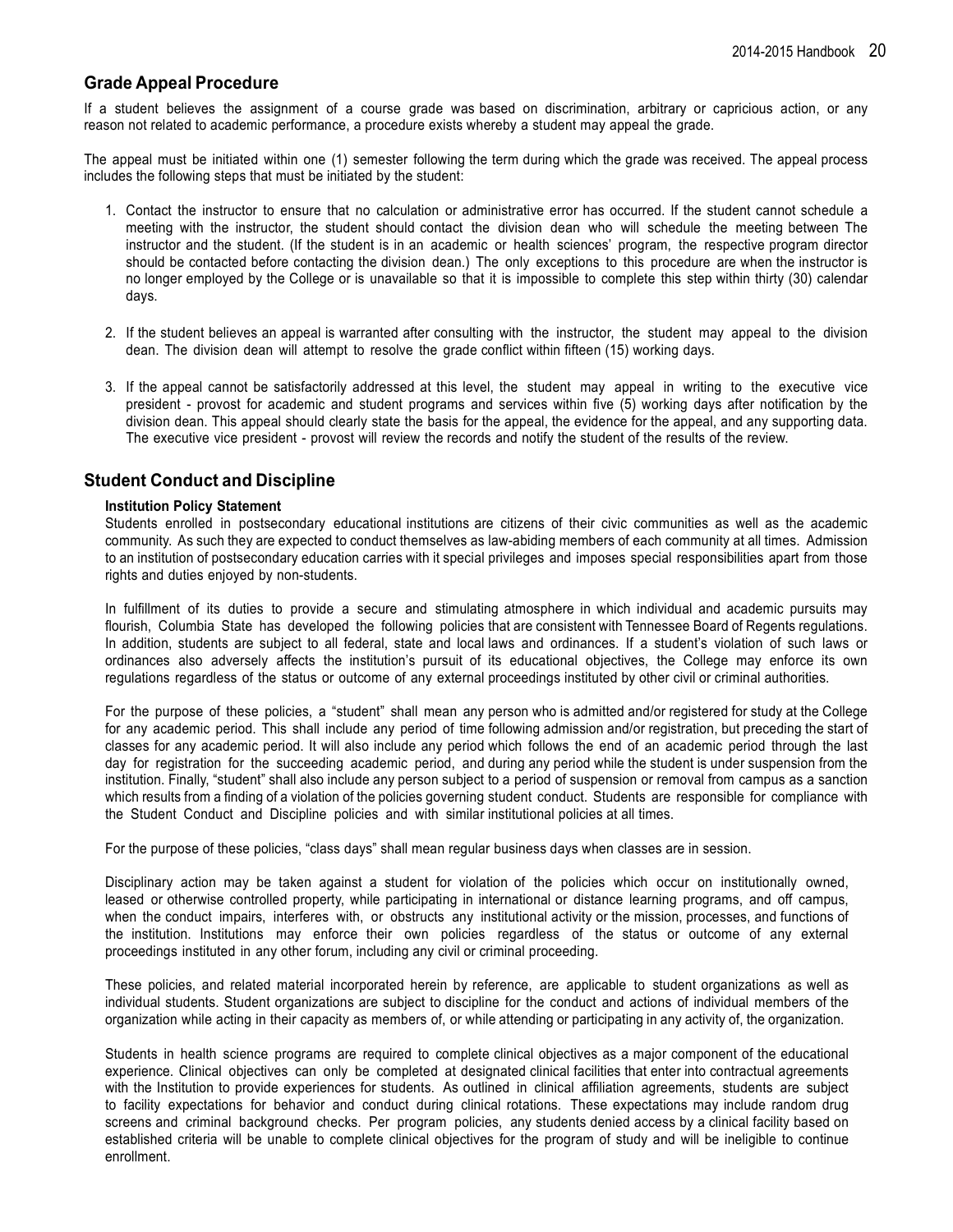## Grade Appeal Procedure

If a student believes the assignment of a course grade was based on discrimination, arbitrary or capricious action, or any reason not related to academic performance, a procedure exists whereby a student may appeal the grade.

The appeal must be initiated within one (1) semester following the term during which the grade was received. The appeal process includes the following steps that must be initiated by the student:

1. Contact the instructor to ensure that no calculation or administrative error has occurred. If the student cannot schedule a meeting with the instructor, the student should contact the division dean who will schedule the meeting between The instructor and the student. (If the student is in an academic or health sciences' program, the respective program director should be contacted before contacting the division dean.) The only exceptions to this procedure are when the instructor is no longer employed by the College or is unavailable so that it is impossible to complete this step within thirty (30) calendar days.

2. If the student believes an appeal is warranted after consulting with the instructor, the student may appeal to the division dean. The division dean will attempt to resolve the grade conflict within fifteen (15) working days.

3. If the appeal cannot be satisfactorily addressed at this level, the student may appeal in writing to the executive vice president - provost for academic and student programs and services within five (5) working days after notification by the division dean. This appeal should clearly state the basis for the appeal, the evidence for the appeal, and any supporting data. The executive vice president - provost will review the records and notify the student of the results of the review.

## Student Conduct and Discipline

**Institution Policy Statement**

Students enrolled in postsecondary educational institutions are citizens of their civic communities as well as the academic community. As such they are expected to conduct themselves as law-abiding members of each community at all times. Admission to an institution of postsecondary education carries with it special privileges and imposes special responsibilities apart from those rights and duties enjoyed by non-students.

In fulfillment of its duties to provide a secure and stimulating atmosphere in which individual and academic pursuits may flourish, Columbia State has developed the following policies that are consistent with Tennessee Board of Regents regulations. In addition, students are subject to all federal, state and local laws and ordinances. If a student's violation of such laws or ordinances also adversely affects the institution's pursuit of its educational objectives, the College may enforce its own regulations regardless of the status or outcome of any external proceedings instituted by other civil or criminal authorities.

For the purpose of these policies, a "student" shall mean any person who is admitted and/or registered for study at the College for any academic period. This shall include any period of time following admission and/or registration, but preceding the start of classes for any academic period. It will also include any period which follows the end of an academic period through the last day for registration for the succeeding academic period, and during any period while the student is under suspension from the institution. Finally, "student" shall also include any person subject to a period of suspension or removal from campus as a sanction which results from a finding of a violation of the policies governing student conduct. Students are responsible for compliance with the Student Conduct and Discipline policies and with similar institutional policies at all times.

For the purpose of these policies, "class days" shall mean regular business days when classes are in session.

Disciplinary action may be taken against a student for violation of the policies which occur on institutionally owned, leased or otherwise controlled property, while participating in international or distance learning programs, and off campus, when the conduct impairs, interferes with, or obstructs any institutional activity or the mission, processes, and functions of the institution. Institutions may enforce their own policies regardless of the status or outcome of any external proceedings instituted in any other forum, including any civil or criminal proceeding.

These policies, and related material incorporated herein by reference, are applicable to student organizations as well as individual students. Student organizations are subject to discipline for the conduct and actions of individual members of the organization while acting in their capacity as members of, or while attending or participating in any activity of, the organization.

Students in health science programs are required to complete clinical objectives as a major component of the educational experience. Clinical objectives can only be completed at designated clinical facilities that enter into contractual agreements with the Institution to provide experiences for students. As outlined in clinical affiliation agreements, students are subject to facility expectations for behavior and conduct during clinical rotations. These expectations may include random drug screens and criminal background checks. Per program policies, any students denied access by a clinical facility based on established criteria will be unable to complete clinical objectives for the program of study and will be ineligible to continue enrollment.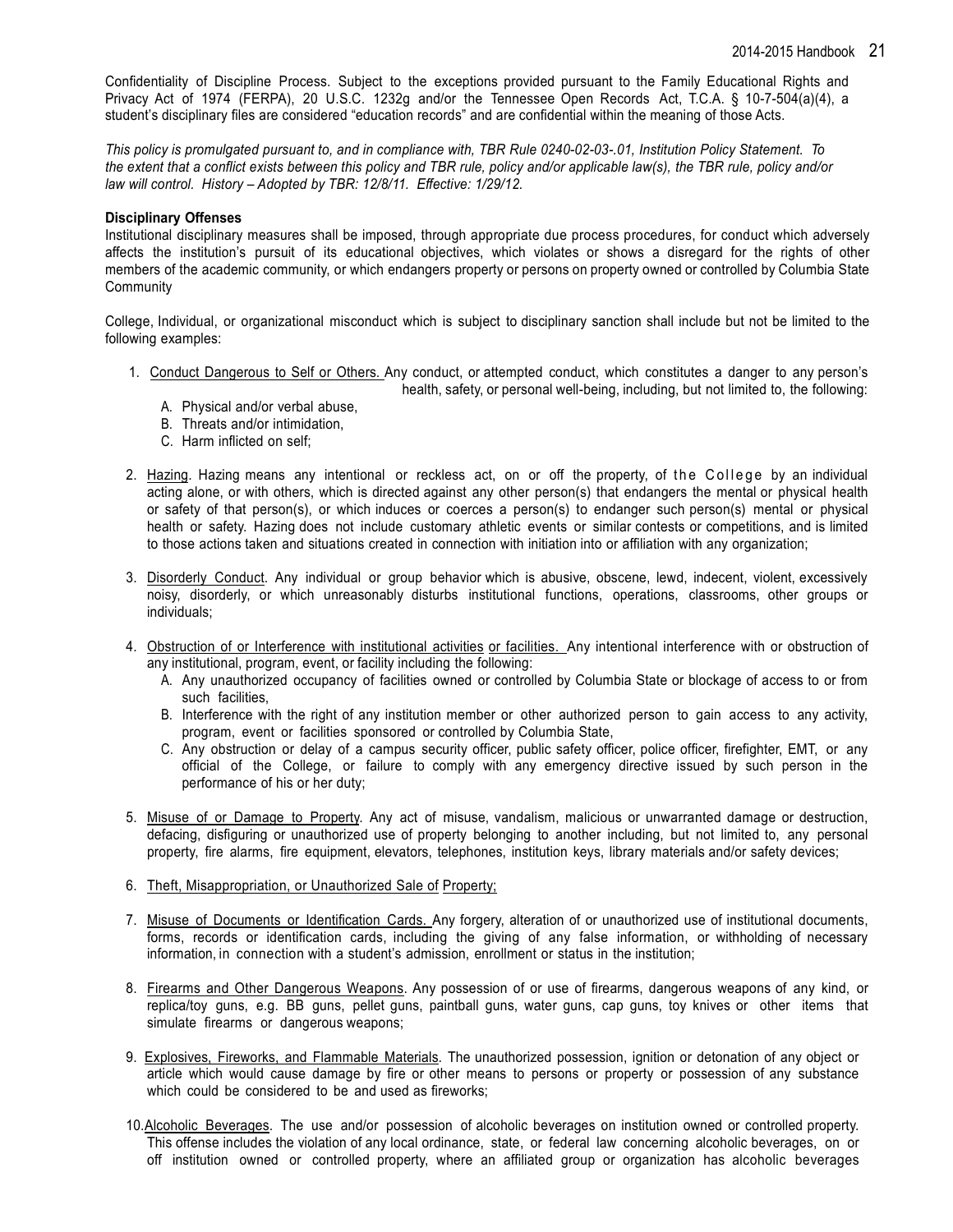Confidentiality of Discipline Process. Subject to the exceptions provided pursuant to the Family Educational Rights and Privacy Act of 1974 (FERPA), 20 U.S.C. 1232g and/or the Tennessee Open Records Act, T.C.A. § 10-7-504(a)(4), a student's disciplinary files are considered "education records" and are confidential within the meaning of those Acts.

*This policy is promulgated pursuant to, and in compliance with, TBR Rule 0240-02-03-.01, Institution Policy Statement. To the extent that a conflict exists between this policy and TBR rule, policy and/or applicable law(s), the TBR rule, policy and/or law will control. History – Adopted by TBR: 12/8/11. Effective: 1/29/12.*

**Disciplinary Offenses**

Institutional disciplinary measures shall be imposed, through appropriate due process procedures, for conduct which adversely affects the institution's pursuit of its educational objectives, which violates or shows a disregard for the rights of other members of the academic community, or which endangers property or persons on property owned or controlled by Columbia State Community

College, Individual, or organizational misconduct which is subject to disciplinary sanction shall include but not be limited to the following examples:

1. Conduct Dangerous to Self or Others. Any conduct, or attempted conduct, which constitutes a danger to any person's health, safety, or personal well-being, including, but not limited to, the following:
   A. Physical and/or verbal abuse,
   B. Threats and/or intimidation,
   C. Harm inflicted on self;
2. Hazing. Hazing means any intentional or reckless act, on or off the property, of the College by an individual acting alone, or with others, which is directed against any other person(s) that endangers the mental or physical health or safety of that person(s), or which induces or coerces a person(s) to endanger such person(s) mental or physical health or safety. Hazing does not include customary athletic events or similar contests or competitions, and is limited to those actions taken and situations created in connection with initiation into or affiliation with any organization;
3. Disorderly Conduct. Any individual or group behavior which is abusive, obscene, lewd, indecent, violent, excessively noisy, disorderly, or which unreasonably disturbs institutional functions, operations, classrooms, other groups or individuals;
4. Obstruction of or Interference with institutional activities or facilities. Any intentional interference with or obstruction of any institutional, program, event, or facility including the following:
   A. Any unauthorized occupancy of facilities owned or controlled by Columbia State or blockage of access to or from such facilities,
   B. Interference with the right of any institution member or other authorized person to gain access to any activity, program, event or facilities sponsored or controlled by Columbia State,
   C. Any obstruction or delay of a campus security officer, public safety officer, police officer, firefighter, EMT, or any official of the College, or failure to comply with any emergency directive issued by such person in the performance of his or her duty;
5. Misuse of or Damage to Property. Any act of misuse, vandalism, malicious or unwarranted damage or destruction, defacing, disfiguring or unauthorized use of property belonging to another including, but not limited to, any personal property, fire alarms, fire equipment, elevators, telephones, institution keys, library materials and/or safety devices;
6. Theft, Misappropriation, or Unauthorized Sale of Property;
7. Misuse of Documents or Identification Cards. Any forgery, alteration of or unauthorized use of institutional documents, forms, records or identification cards, including the giving of any false information, or withholding of necessary information, in connection with a student's admission, enrollment or status in the institution;
8. Firearms and Other Dangerous Weapons. Any possession of or use of firearms, dangerous weapons of any kind, or replica/toy guns, e.g. BB guns, pellet guns, paintball guns, water guns, cap guns, toy knives or other items that simulate firearms or dangerous weapons;
9. Explosives, Fireworks, and Flammable Materials. The unauthorized possession, ignition or detonation of any object or article which would cause damage by fire or other means to persons or property or possession of any substance which could be considered to be and used as fireworks;
10. Alcoholic Beverages. The use and/or possession of alcoholic beverages on institution owned or controlled property. This offense includes the violation of any local ordinance, state, or federal law concerning alcoholic beverages, on or off institution owned or controlled property, where an affiliated group or organization has alcoholic beverages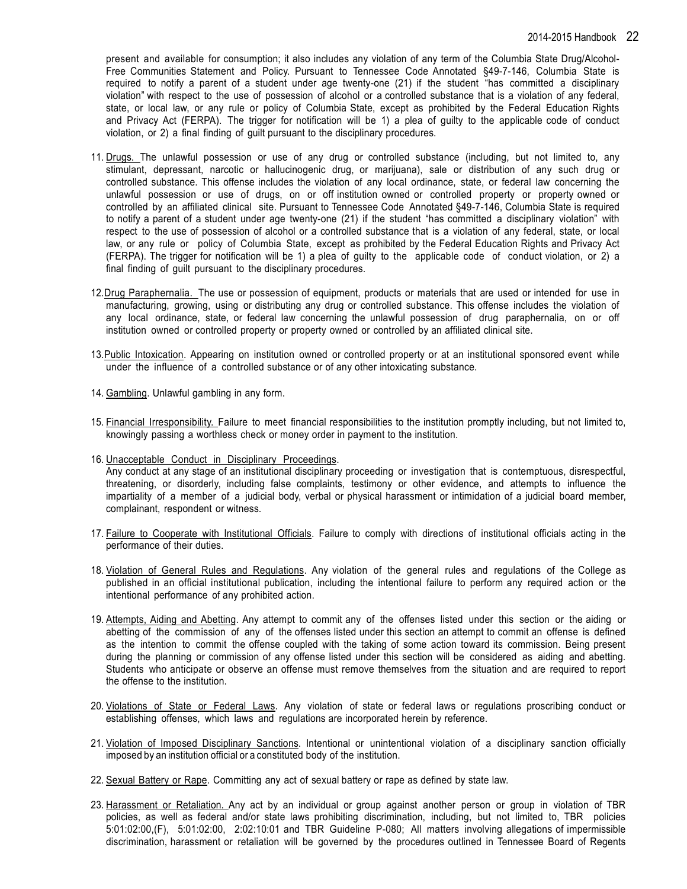present and available for consumption; it also includes any violation of any term of the Columbia State Drug/Alcohol-Free Communities Statement and Policy. Pursuant to Tennessee Code Annotated §49-7-146, Columbia State is required to notify a parent of a student under age twenty-one (21) if the student "has committed a disciplinary violation" with respect to the use of possession of alcohol or a controlled substance that is a violation of any federal, state, or local law, or any rule or policy of Columbia State, except as prohibited by the Federal Education Rights and Privacy Act (FERPA). The trigger for notification will be 1) a plea of guilty to the applicable code of conduct violation, or 2) a final finding of guilt pursuant to the disciplinary procedures.

11. Drugs. The unlawful possession or use of any drug or controlled substance (including, but not limited to, any stimulant, depressant, narcotic or hallucinogenic drug, or marijuana), sale or distribution of any such drug or controlled substance. This offense includes the violation of any local ordinance, state, or federal law concerning the unlawful possession or use of drugs, on or off institution owned or controlled property or property owned or controlled by an affiliated clinical site. Pursuant to Tennessee Code Annotated §49-7-146, Columbia State is required to notify a parent of a student under age twenty-one (21) if the student "has committed a disciplinary violation" with respect to the use of possession of alcohol or a controlled substance that is a violation of any federal, state, or local law, or any rule or policy of Columbia State, except as prohibited by the Federal Education Rights and Privacy Act (FERPA). The trigger for notification will be 1) a plea of guilty to the applicable code of conduct violation, or 2) a final finding of guilt pursuant to the disciplinary procedures.

12. Drug Paraphernalia. The use or possession of equipment, products or materials that are used or intended for use in manufacturing, growing, using or distributing any drug or controlled substance. This offense includes the violation of any local ordinance, state, or federal law concerning the unlawful possession of drug paraphernalia, on or off institution owned or controlled property or property owned or controlled by an affiliated clinical site.

13. Public Intoxication. Appearing on institution owned or controlled property or at an institutional sponsored event while under the influence of a controlled substance or of any other intoxicating substance.

14. Gambling. Unlawful gambling in any form.

15. Financial Irresponsibility. Failure to meet financial responsibilities to the institution promptly including, but not limited to, knowingly passing a worthless check or money order in payment to the institution.

16. Unacceptable Conduct in Disciplinary Proceedings. Any conduct at any stage of an institutional disciplinary proceeding or investigation that is contemptuous, disrespectful, threatening, or disorderly, including false complaints, testimony or other evidence, and attempts to influence the impartiality of a member of a judicial body, verbal or physical harassment or intimidation of a judicial board member, complainant, respondent or witness.

17. Failure to Cooperate with Institutional Officials. Failure to comply with directions of institutional officials acting in the performance of their duties.

18. Violation of General Rules and Regulations. Any violation of the general rules and regulations of the College as published in an official institutional publication, including the intentional failure to perform any required action or the intentional performance of any prohibited action.

19. Attempts, Aiding and Abetting. Any attempt to commit any of the offenses listed under this section or the aiding or abetting of the commission of any of the offenses listed under this section an attempt to commit an offense is defined as the intention to commit the offense coupled with the taking of some action toward its commission. Being present during the planning or commission of any offense listed under this section will be considered as aiding and abetting. Students who anticipate or observe an offense must remove themselves from the situation and are required to report the offense to the institution.

20. Violations of State or Federal Laws. Any violation of state or federal laws or regulations proscribing conduct or establishing offenses, which laws and regulations are incorporated herein by reference.

21. Violation of Imposed Disciplinary Sanctions. Intentional or unintentional violation of a disciplinary sanction officially imposed by an institution official or a constituted body of the institution.

22. Sexual Battery or Rape. Committing any act of sexual battery or rape as defined by state law.

23. Harassment or Retaliation. Any act by an individual or group against another person or group in violation of TBR policies, as well as federal and/or state laws prohibiting discrimination, including, but not limited to, TBR policies 5:01:02:00,(F), 5:01:02:00, 2:02:10:01 and TBR Guideline P-080; All matters involving allegations of impermissible discrimination, harassment or retaliation will be governed by the procedures outlined in Tennessee Board of Regents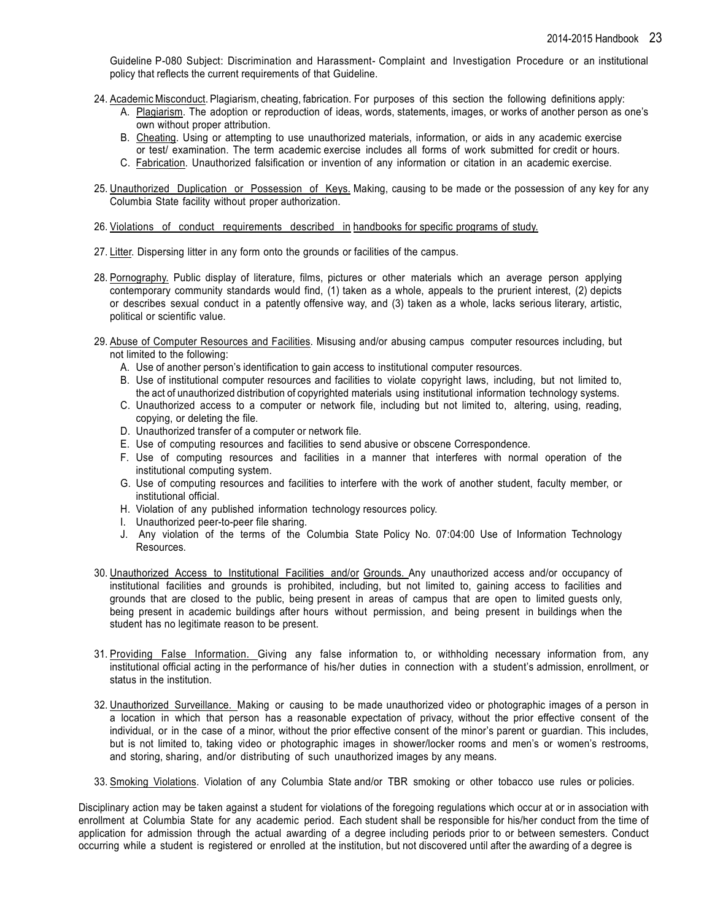Guideline P-080 Subject: Discrimination and Harassment- Complaint and Investigation Procedure or an institutional policy that reflects the current requirements of that Guideline.

24. Academic Misconduct. Plagiarism, cheating, fabrication. For purposes of this section the following definitions apply:
    A. Plagiarism. The adoption or reproduction of ideas, words, statements, images, or works of another person as one's own without proper attribution.
    B. Cheating. Using or attempting to use unauthorized materials, information, or aids in any academic exercise or test/ examination. The term academic exercise includes all forms of work submitted for credit or hours.
    C. Fabrication. Unauthorized falsification or invention of any information or citation in an academic exercise.

25. Unauthorized Duplication or Possession of Keys. Making, causing to be made or the possession of any key for any Columbia State facility without proper authorization.

26. Violations of conduct requirements described in handbooks for specific programs of study.

27. Litter. Dispersing litter in any form onto the grounds or facilities of the campus.

28. Pornography. Public display of literature, films, pictures or other materials which an average person applying contemporary community standards would find, (1) taken as a whole, appeals to the prurient interest, (2) depicts or describes sexual conduct in a patently offensive way, and (3) taken as a whole, lacks serious literary, artistic, political or scientific value.

29. Abuse of Computer Resources and Facilities. Misusing and/or abusing campus computer resources including, but not limited to the following:
    A. Use of another person's identification to gain access to institutional computer resources.
    B. Use of institutional computer resources and facilities to violate copyright laws, including, but not limited to, the act of unauthorized distribution of copyrighted materials using institutional information technology systems.
    C. Unauthorized access to a computer or network file, including but not limited to, altering, using, reading, copying, or deleting the file.
    D. Unauthorized transfer of a computer or network file.
    E. Use of computing resources and facilities to send abusive or obscene Correspondence.
    F. Use of computing resources and facilities in a manner that interferes with normal operation of the institutional computing system.
    G. Use of computing resources and facilities to interfere with the work of another student, faculty member, or institutional official.
    H. Violation of any published information technology resources policy.
    I. Unauthorized peer-to-peer file sharing.
    J. Any violation of the terms of the Columbia State Policy No. 07:04:00 Use of Information Technology Resources.

30. Unauthorized Access to Institutional Facilities and/or Grounds. Any unauthorized access and/or occupancy of institutional facilities and grounds is prohibited, including, but not limited to, gaining access to facilities and grounds that are closed to the public, being present in areas of campus that are open to limited guests only, being present in academic buildings after hours without permission, and being present in buildings when the student has no legitimate reason to be present.

31. Providing False Information. Giving any false information to, or withholding necessary information from, any institutional official acting in the performance of his/her duties in connection with a student's admission, enrollment, or status in the institution.

32. Unauthorized Surveillance. Making or causing to be made unauthorized video or photographic images of a person in a location in which that person has a reasonable expectation of privacy, without the prior effective consent of the individual, or in the case of a minor, without the prior effective consent of the minor's parent or guardian. This includes, but is not limited to, taking video or photographic images in shower/locker rooms and men's or women's restrooms, and storing, sharing, and/or distributing of such unauthorized images by any means.

33. Smoking Violations. Violation of any Columbia State and/or TBR smoking or other tobacco use rules or policies.

Disciplinary action may be taken against a student for violations of the foregoing regulations which occur at or in association with enrollment at Columbia State for any academic period. Each student shall be responsible for his/her conduct from the time of application for admission through the actual awarding of a degree including periods prior to or between semesters. Conduct occurring while a student is registered or enrolled at the institution, but not discovered until after the awarding of a degree is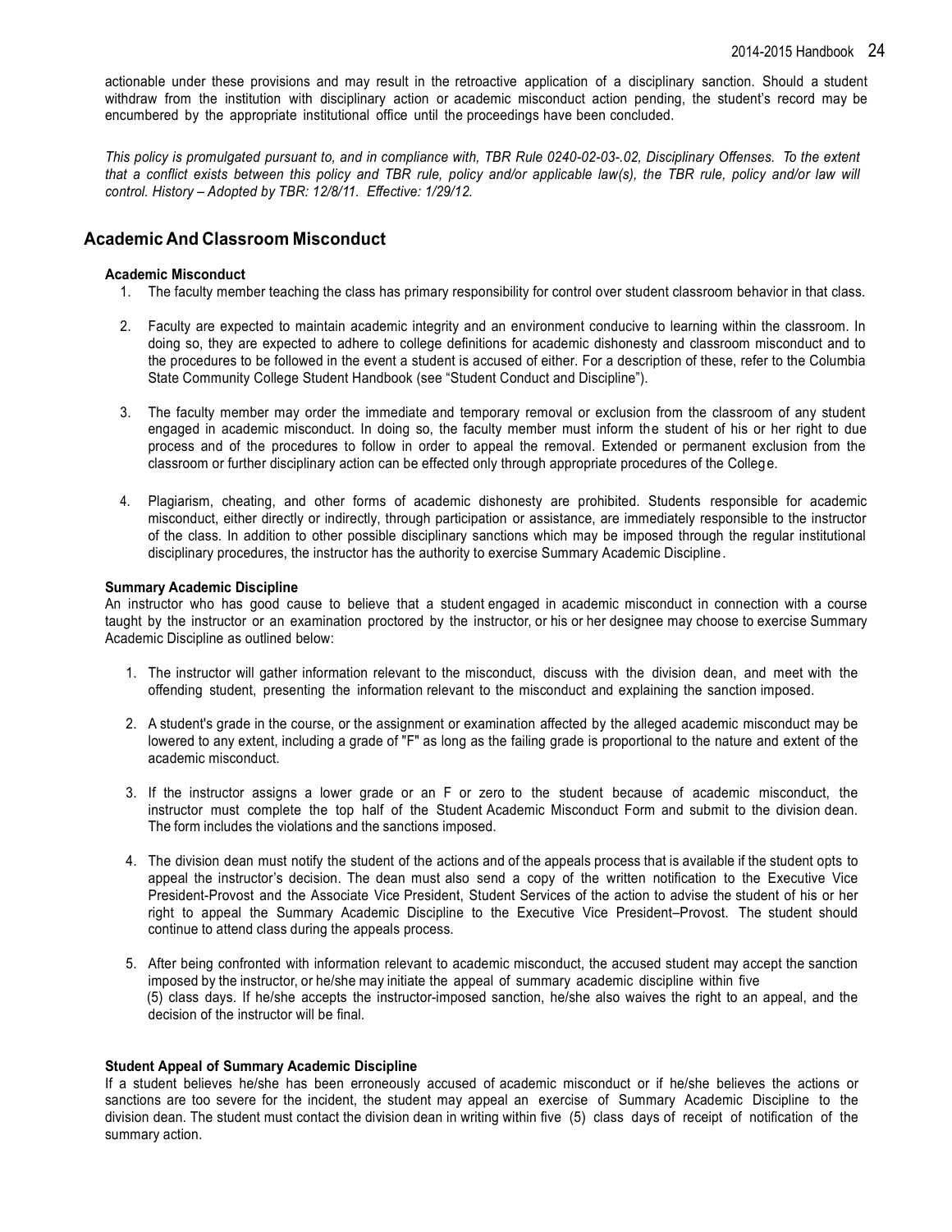actionable under these provisions and may result in the retroactive application of a disciplinary sanction. Should a student withdraw from the institution with disciplinary action or academic misconduct action pending, the student's record may be encumbered by the appropriate institutional office until the proceedings have been concluded.

*This policy is promulgated pursuant to, and in compliance with, TBR Rule 0240-02-03-.02, Disciplinary Offenses. To the extent that a conflict exists between this policy and TBR rule, policy and/or applicable law(s), the TBR rule, policy and/or law will control. History – Adopted by TBR: 12/8/11. Effective: 1/29/12.*

## Academic And Classroom Misconduct

**Academic Misconduct**

1. The faculty member teaching the class has primary responsibility for control over student classroom behavior in that class.

2. Faculty are expected to maintain academic integrity and an environment conducive to learning within the classroom. In doing so, they are expected to adhere to college definitions for academic dishonesty and classroom misconduct and to the procedures to be followed in the event a student is accused of either. For a description of these, refer to the Columbia State Community College Student Handbook (see "Student Conduct and Discipline").

3. The faculty member may order the immediate and temporary removal or exclusion from the classroom of any student engaged in academic misconduct. In doing so, the faculty member must inform the student of his or her right to due process and of the procedures to follow in order to appeal the removal. Extended or permanent exclusion from the classroom or further disciplinary action can be effected only through appropriate procedures of the College.

4. Plagiarism, cheating, and other forms of academic dishonesty are prohibited. Students responsible for academic misconduct, either directly or indirectly, through participation or assistance, are immediately responsible to the instructor of the class. In addition to other possible disciplinary sanctions which may be imposed through the regular institutional disciplinary procedures, the instructor has the authority to exercise Summary Academic Discipline.

**Summary Academic Discipline**

An instructor who has good cause to believe that a student engaged in academic misconduct in connection with a course taught by the instructor or an examination proctored by the instructor, or his or her designee may choose to exercise Summary Academic Discipline as outlined below:

1. The instructor will gather information relevant to the misconduct, discuss with the division dean, and meet with the offending student, presenting the information relevant to the misconduct and explaining the sanction imposed.

2. A student's grade in the course, or the assignment or examination affected by the alleged academic misconduct may be lowered to any extent, including a grade of "F" as long as the failing grade is proportional to the nature and extent of the academic misconduct.

3. If the instructor assigns a lower grade or an F or zero to the student because of academic misconduct, the instructor must complete the top half of the Student Academic Misconduct Form and submit to the division dean. The form includes the violations and the sanctions imposed.

4. The division dean must notify the student of the actions and of the appeals process that is available if the student opts to appeal the instructor's decision. The dean must also send a copy of the written notification to the Executive Vice President-Provost and the Associate Vice President, Student Services of the action to advise the student of his or her right to appeal the Summary Academic Discipline to the Executive Vice President–Provost. The student should continue to attend class during the appeals process.

5. After being confronted with information relevant to academic misconduct, the accused student may accept the sanction imposed by the instructor, or he/she may initiate the appeal of summary academic discipline within five (5) class days. If he/she accepts the instructor-imposed sanction, he/she also waives the right to an appeal, and the decision of the instructor will be final.

**Student Appeal of Summary Academic Discipline**

If a student believes he/she has been erroneously accused of academic misconduct or if he/she believes the actions or sanctions are too severe for the incident, the student may appeal an exercise of Summary Academic Discipline to the division dean. The student must contact the division dean in writing within five (5) class days of receipt of notification of the summary action.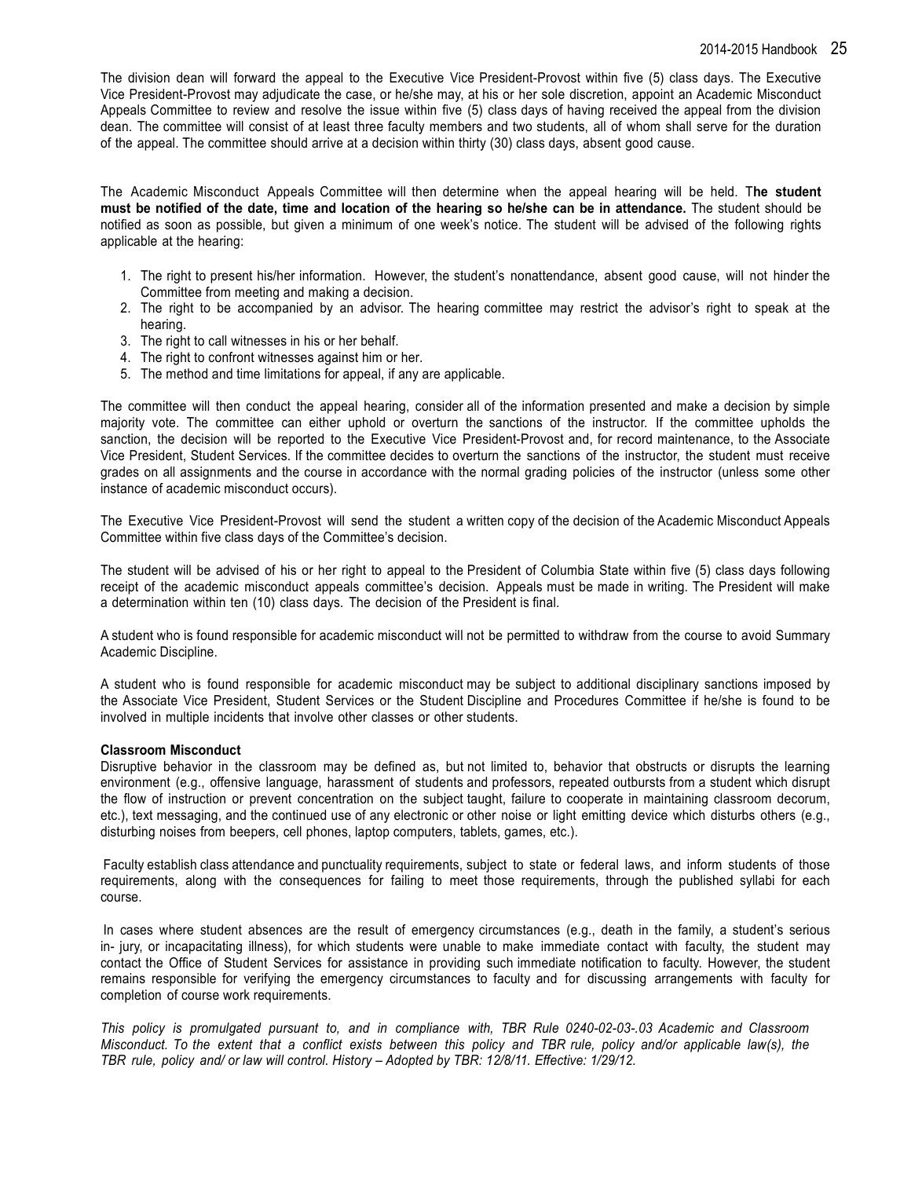The division dean will forward the appeal to the Executive Vice President-Provost within five (5) class days. The Executive Vice President-Provost may adjudicate the case, or he/she may, at his or her sole discretion, appoint an Academic Misconduct Appeals Committee to review and resolve the issue within five (5) class days of having received the appeal from the division dean. The committee will consist of at least three faculty members and two students, all of whom shall serve for the duration of the appeal. The committee should arrive at a decision within thirty (30) class days, absent good cause.

The Academic Misconduct Appeals Committee will then determine when the appeal hearing will be held. **The student must be notified of the date, time and location of the hearing so he/she can be in attendance.** The student should be notified as soon as possible, but given a minimum of one week's notice. The student will be advised of the following rights applicable at the hearing:

1. The right to present his/her information. However, the student's nonattendance, absent good cause, will not hinder the Committee from meeting and making a decision.
2. The right to be accompanied by an advisor. The hearing committee may restrict the advisor's right to speak at the hearing.
3. The right to call witnesses in his or her behalf.
4. The right to confront witnesses against him or her.
5. The method and time limitations for appeal, if any are applicable.

The committee will then conduct the appeal hearing, consider all of the information presented and make a decision by simple majority vote. The committee can either uphold or overturn the sanctions of the instructor. If the committee upholds the sanction, the decision will be reported to the Executive Vice President-Provost and, for record maintenance, to the Associate Vice President, Student Services. If the committee decides to overturn the sanctions of the instructor, the student must receive grades on all assignments and the course in accordance with the normal grading policies of the instructor (unless some other instance of academic misconduct occurs).

The Executive Vice President-Provost will send the student a written copy of the decision of the Academic Misconduct Appeals Committee within five class days of the Committee's decision.

The student will be advised of his or her right to appeal to the President of Columbia State within five (5) class days following receipt of the academic misconduct appeals committee's decision. Appeals must be made in writing. The President will make a determination within ten (10) class days. The decision of the President is final.

A student who is found responsible for academic misconduct will not be permitted to withdraw from the course to avoid Summary Academic Discipline.

A student who is found responsible for academic misconduct may be subject to additional disciplinary sanctions imposed by the Associate Vice President, Student Services or the Student Discipline and Procedures Committee if he/she is found to be involved in multiple incidents that involve other classes or other students.

**Classroom Misconduct**

Disruptive behavior in the classroom may be defined as, but not limited to, behavior that obstructs or disrupts the learning environment (e.g., offensive language, harassment of students and professors, repeated outbursts from a student which disrupt the flow of instruction or prevent concentration on the subject taught, failure to cooperate in maintaining classroom decorum, etc.), text messaging, and the continued use of any electronic or other noise or light emitting device which disturbs others (e.g., disturbing noises from beepers, cell phones, laptop computers, tablets, games, etc.).

Faculty establish class attendance and punctuality requirements, subject to state or federal laws, and inform students of those requirements, along with the consequences for failing to meet those requirements, through the published syllabi for each course.

In cases where student absences are the result of emergency circumstances (e.g., death in the family, a student's serious in- jury, or incapacitating illness), for which students were unable to make immediate contact with faculty, the student may contact the Office of Student Services for assistance in providing such immediate notification to faculty. However, the student remains responsible for verifying the emergency circumstances to faculty and for discussing arrangements with faculty for completion of course work requirements.

*This policy is promulgated pursuant to, and in compliance with, TBR Rule 0240-02-03-.03 Academic and Classroom Misconduct. To the extent that a conflict exists between this policy and TBR rule, policy and/or applicable law(s), the TBR rule, policy and/ or law will control. History – Adopted by TBR: 12/8/11. Effective: 1/29/12.*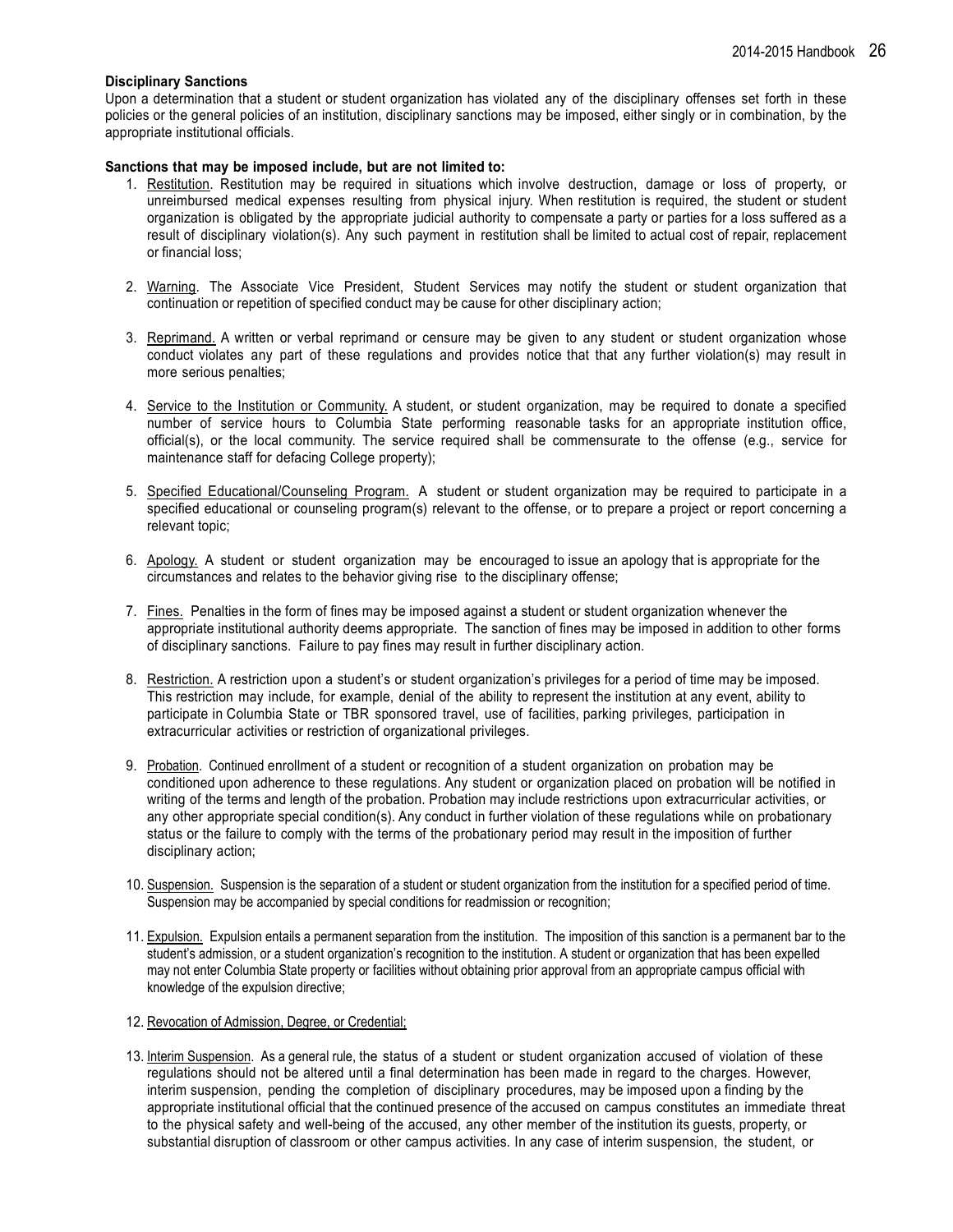**Disciplinary Sanctions**

Upon a determination that a student or student organization has violated any of the disciplinary offenses set forth in these policies or the general policies of an institution, disciplinary sanctions may be imposed, either singly or in combination, by the appropriate institutional officials.

**Sanctions that may be imposed include, but are not limited to:**

1. Restitution. Restitution may be required in situations which involve destruction, damage or loss of property, or unreimbursed medical expenses resulting from physical injury. When restitution is required, the student or student organization is obligated by the appropriate judicial authority to compensate a party or parties for a loss suffered as a result of disciplinary violation(s). Any such payment in restitution shall be limited to actual cost of repair, replacement or financial loss;

2. Warning. The Associate Vice President, Student Services may notify the student or student organization that continuation or repetition of specified conduct may be cause for other disciplinary action;

3. Reprimand. A written or verbal reprimand or censure may be given to any student or student organization whose conduct violates any part of these regulations and provides notice that that any further violation(s) may result in more serious penalties;

4. Service to the Institution or Community. A student, or student organization, may be required to donate a specified number of service hours to Columbia State performing reasonable tasks for an appropriate institution office, official(s), or the local community. The service required shall be commensurate to the offense (e.g., service for maintenance staff for defacing College property);

5. Specified Educational/Counseling Program. A student or student organization may be required to participate in a specified educational or counseling program(s) relevant to the offense, or to prepare a project or report concerning a relevant topic;

6. Apology. A student or student organization may be encouraged to issue an apology that is appropriate for the circumstances and relates to the behavior giving rise to the disciplinary offense;

7. Fines. Penalties in the form of fines may be imposed against a student or student organization whenever the appropriate institutional authority deems appropriate. The sanction of fines may be imposed in addition to other forms of disciplinary sanctions. Failure to pay fines may result in further disciplinary action.

8. Restriction. A restriction upon a student's or student organization's privileges for a period of time may be imposed. This restriction may include, for example, denial of the ability to represent the institution at any event, ability to participate in Columbia State or TBR sponsored travel, use of facilities, parking privileges, participation in extracurricular activities or restriction of organizational privileges.

9. Probation. Continued enrollment of a student or recognition of a student organization on probation may be conditioned upon adherence to these regulations. Any student or organization placed on probation will be notified in writing of the terms and length of the probation. Probation may include restrictions upon extracurricular activities, or any other appropriate special condition(s). Any conduct in further violation of these regulations while on probationary status or the failure to comply with the terms of the probationary period may result in the imposition of further disciplinary action;

10. Suspension. Suspension is the separation of a student or student organization from the institution for a specified period of time. Suspension may be accompanied by special conditions for readmission or recognition;

11. Expulsion. Expulsion entails a permanent separation from the institution. The imposition of this sanction is a permanent bar to the student's admission, or a student organization's recognition to the institution. A student or organization that has been expelled may not enter Columbia State property or facilities without obtaining prior approval from an appropriate campus official with knowledge of the expulsion directive;

12. Revocation of Admission, Degree, or Credential;

13. Interim Suspension. As a general rule, the status of a student or student organization accused of violation of these regulations should not be altered until a final determination has been made in regard to the charges. However, interim suspension, pending the completion of disciplinary procedures, may be imposed upon a finding by the appropriate institutional official that the continued presence of the accused on campus constitutes an immediate threat to the physical safety and well-being of the accused, any other member of the institution its guests, property, or substantial disruption of classroom or other campus activities. In any case of interim suspension, the student, or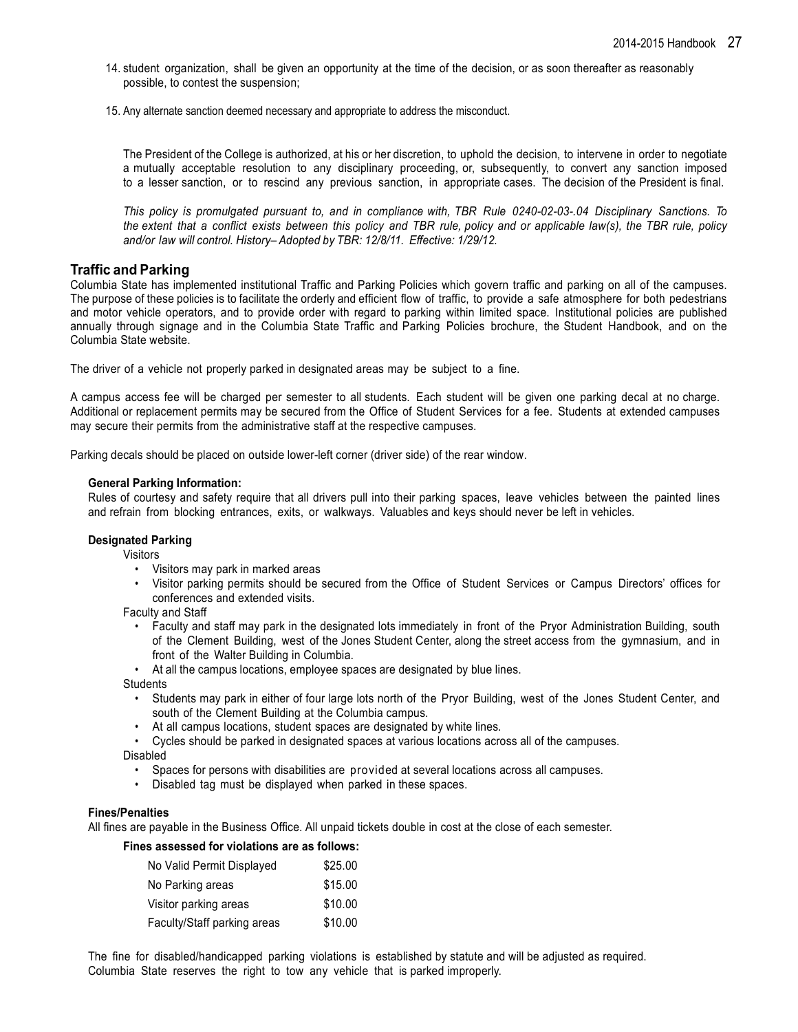14. student organization, shall be given an opportunity at the time of the decision, or as soon thereafter as reasonably possible, to contest the suspension;

15. Any alternate sanction deemed necessary and appropriate to address the misconduct.

The President of the College is authorized, at his or her discretion, to uphold the decision, to intervene in order to negotiate a mutually acceptable resolution to any disciplinary proceeding, or, subsequently, to convert any sanction imposed to a lesser sanction, or to rescind any previous sanction, in appropriate cases. The decision of the President is final.

*This policy is promulgated pursuant to, and in compliance with, TBR Rule 0240-02-03-.04 Disciplinary Sanctions. To the extent that a conflict exists between this policy and TBR rule, policy and or applicable law(s), the TBR rule, policy and/or law will control. History– Adopted by TBR: 12/8/11. Effective: 1/29/12.*

## Traffic and Parking

Columbia State has implemented institutional Traffic and Parking Policies which govern traffic and parking on all of the campuses. The purpose of these policies is to facilitate the orderly and efficient flow of traffic, to provide a safe atmosphere for both pedestrians and motor vehicle operators, and to provide order with regard to parking within limited space. Institutional policies are published annually through signage and in the Columbia State Traffic and Parking Policies brochure, the Student Handbook, and on the Columbia State website.

The driver of a vehicle not properly parked in designated areas may be subject to a fine.

A campus access fee will be charged per semester to all students. Each student will be given one parking decal at no charge. Additional or replacement permits may be secured from the Office of Student Services for a fee. Students at extended campuses may secure their permits from the administrative staff at the respective campuses.

Parking decals should be placed on outside lower-left corner (driver side) of the rear window.

### General Parking Information:

Rules of courtesy and safety require that all drivers pull into their parking spaces, leave vehicles between the painted lines and refrain from blocking entrances, exits, or walkways. Valuables and keys should never be left in vehicles.

### Designated Parking

Visitors

- Visitors may park in marked areas
- Visitor parking permits should be secured from the Office of Student Services or Campus Directors' offices for conferences and extended visits.

Faculty and Staff

- Faculty and staff may park in the designated lots immediately in front of the Pryor Administration Building, south of the Clement Building, west of the Jones Student Center, along the street access from the gymnasium, and in front of the Walter Building in Columbia.
- At all the campus locations, employee spaces are designated by blue lines.

Students

- Students may park in either of four large lots north of the Pryor Building, west of the Jones Student Center, and south of the Clement Building at the Columbia campus.
- At all campus locations, student spaces are designated by white lines.
- Cycles should be parked in designated spaces at various locations across all of the campuses.

Disabled

- Spaces for persons with disabilities are provided at several locations across all campuses.
- Disabled tag must be displayed when parked in these spaces.

### Fines/Penalties

All fines are payable in the Business Office. All unpaid tickets double in cost at the close of each semester.

**Fines assessed for violations are as follows:**

| Violation | Fine |
|---|---|
| No Valid Permit Displayed | $25.00 |
| No Parking areas | $15.00 |
| Visitor parking areas | $10.00 |
| Faculty/Staff parking areas | $10.00 |

The fine for disabled/handicapped parking violations is established by statute and will be adjusted as required. Columbia State reserves the right to tow any vehicle that is parked improperly.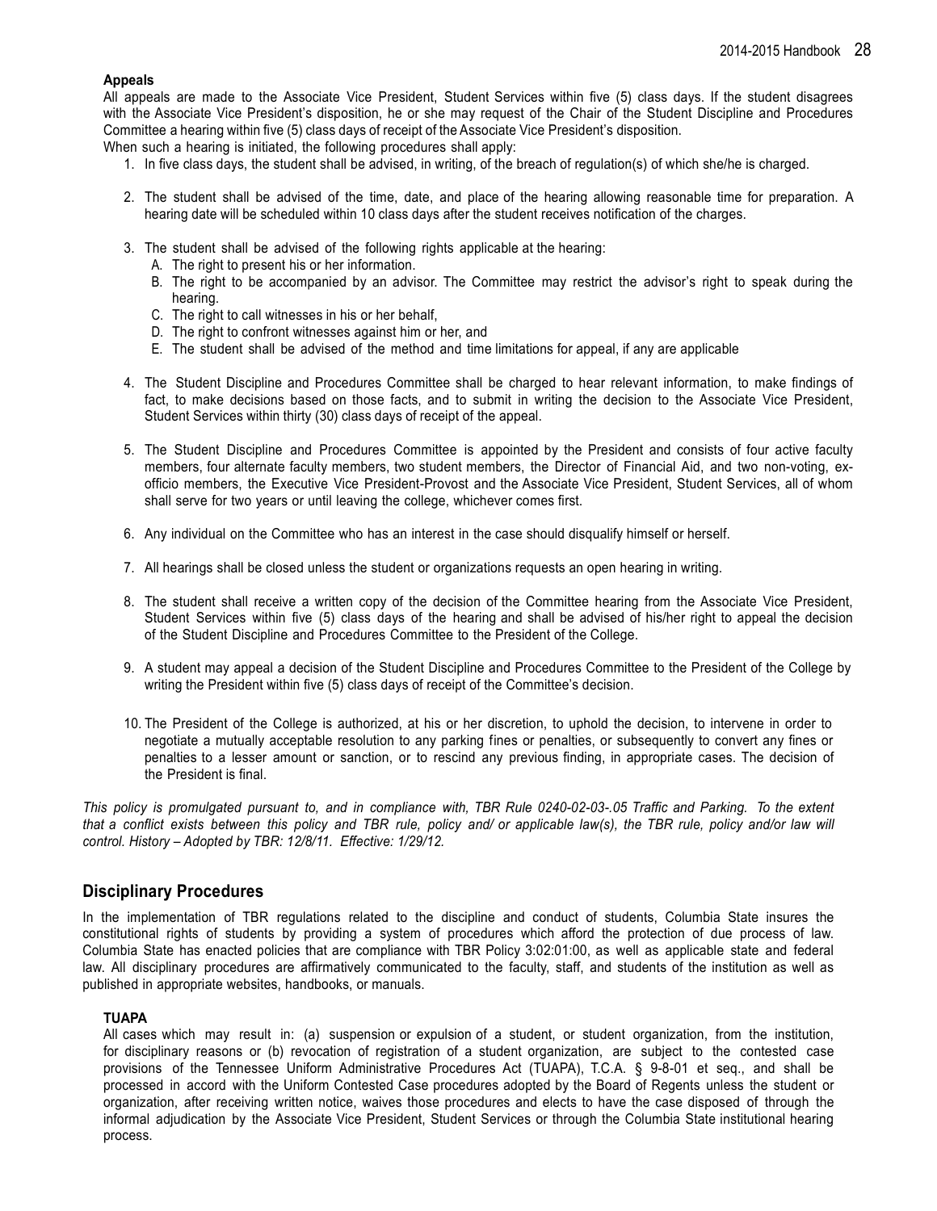**Appeals**

All appeals are made to the Associate Vice President, Student Services within five (5) class days. If the student disagrees with the Associate Vice President's disposition, he or she may request of the Chair of the Student Discipline and Procedures Committee a hearing within five (5) class days of receipt of the Associate Vice President's disposition.

When such a hearing is initiated, the following procedures shall apply:

1. In five class days, the student shall be advised, in writing, of the breach of regulation(s) of which she/he is charged.

2. The student shall be advised of the time, date, and place of the hearing allowing reasonable time for preparation. A hearing date will be scheduled within 10 class days after the student receives notification of the charges.

3. The student shall be advised of the following rights applicable at the hearing:
   - A. The right to present his or her information.
   - B. The right to be accompanied by an advisor. The Committee may restrict the advisor's right to speak during the hearing.
   - C. The right to call witnesses in his or her behalf,
   - D. The right to confront witnesses against him or her, and
   - E. The student shall be advised of the method and time limitations for appeal, if any are applicable

4. The Student Discipline and Procedures Committee shall be charged to hear relevant information, to make findings of fact, to make decisions based on those facts, and to submit in writing the decision to the Associate Vice President, Student Services within thirty (30) class days of receipt of the appeal.

5. The Student Discipline and Procedures Committee is appointed by the President and consists of four active faculty members, four alternate faculty members, two student members, the Director of Financial Aid, and two non-voting, ex-officio members, the Executive Vice President-Provost and the Associate Vice President, Student Services, all of whom shall serve for two years or until leaving the college, whichever comes first.

6. Any individual on the Committee who has an interest in the case should disqualify himself or herself.

7. All hearings shall be closed unless the student or organizations requests an open hearing in writing.

8. The student shall receive a written copy of the decision of the Committee hearing from the Associate Vice President, Student Services within five (5) class days of the hearing and shall be advised of his/her right to appeal the decision of the Student Discipline and Procedures Committee to the President of the College.

9. A student may appeal a decision of the Student Discipline and Procedures Committee to the President of the College by writing the President within five (5) class days of receipt of the Committee's decision.

10. The President of the College is authorized, at his or her discretion, to uphold the decision, to intervene in order to negotiate a mutually acceptable resolution to any parking fines or penalties, or subsequently to convert any fines or penalties to a lesser amount or sanction, or to rescind any previous finding, in appropriate cases. The decision of the President is final.

*This policy is promulgated pursuant to, and in compliance with, TBR Rule 0240-02-03-.05 Traffic and Parking. To the extent that a conflict exists between this policy and TBR rule, policy and/ or applicable law(s), the TBR rule, policy and/or law will control. History – Adopted by TBR: 12/8/11. Effective: 1/29/12.*

## Disciplinary Procedures

In the implementation of TBR regulations related to the discipline and conduct of students, Columbia State insures the constitutional rights of students by providing a system of procedures which afford the protection of due process of law. Columbia State has enacted policies that are compliance with TBR Policy 3:02:01:00, as well as applicable state and federal law. All disciplinary procedures are affirmatively communicated to the faculty, staff, and students of the institution as well as published in appropriate websites, handbooks, or manuals.

**TUAPA**

All cases which may result in: (a) suspension or expulsion of a student, or student organization, from the institution, for disciplinary reasons or (b) revocation of registration of a student organization, are subject to the contested case provisions of the Tennessee Uniform Administrative Procedures Act (TUAPA), T.C.A. § 9-8-01 et seq., and shall be processed in accord with the Uniform Contested Case procedures adopted by the Board of Regents unless the student or organization, after receiving written notice, waives those procedures and elects to have the case disposed of through the informal adjudication by the Associate Vice President, Student Services or through the Columbia State institutional hearing process.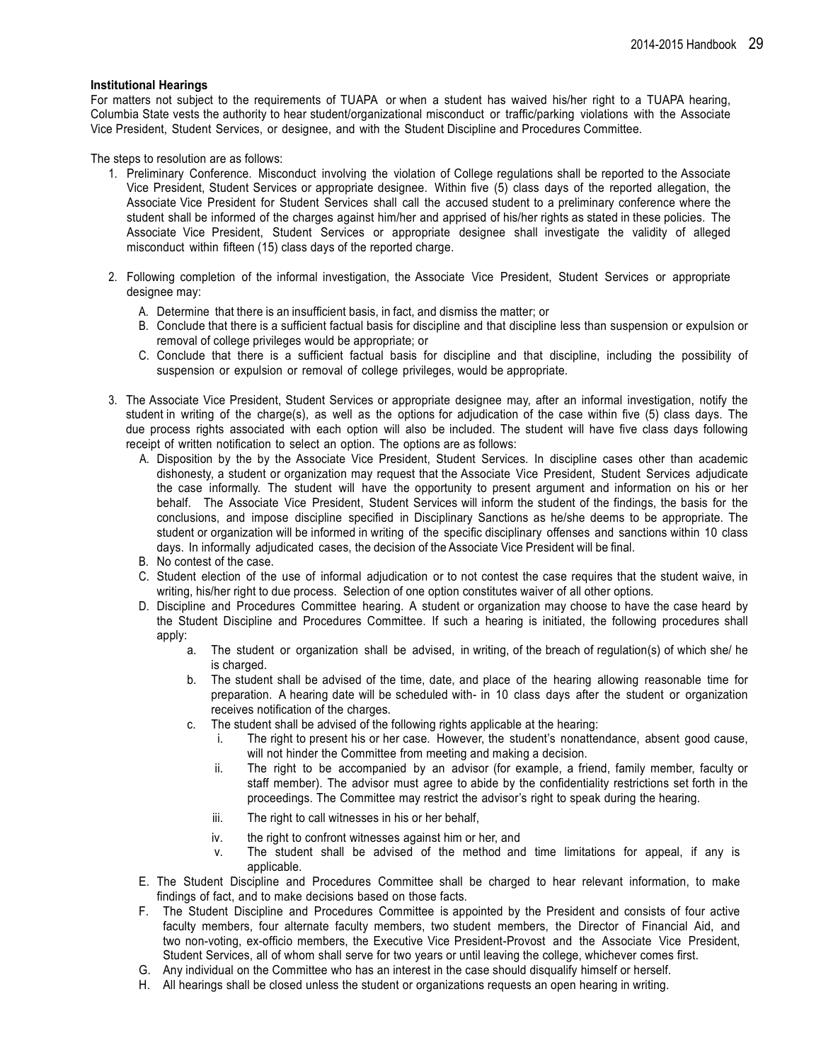**Institutional Hearings**

For matters not subject to the requirements of TUAPA or when a student has waived his/her right to a TUAPA hearing, Columbia State vests the authority to hear student/organizational misconduct or traffic/parking violations with the Associate Vice President, Student Services, or designee, and with the Student Discipline and Procedures Committee.

The steps to resolution are as follows:

1. Preliminary Conference. Misconduct involving the violation of College regulations shall be reported to the Associate Vice President, Student Services or appropriate designee. Within five (5) class days of the reported allegation, the Associate Vice President for Student Services shall call the accused student to a preliminary conference where the student shall be informed of the charges against him/her and apprised of his/her rights as stated in these policies. The Associate Vice President, Student Services or appropriate designee shall investigate the validity of alleged misconduct within fifteen (15) class days of the reported charge.

2. Following completion of the informal investigation, the Associate Vice President, Student Services or appropriate designee may:
   - A. Determine that there is an insufficient basis, in fact, and dismiss the matter; or
   - B. Conclude that there is a sufficient factual basis for discipline and that discipline less than suspension or expulsion or removal of college privileges would be appropriate; or
   - C. Conclude that there is a sufficient factual basis for discipline and that discipline, including the possibility of suspension or expulsion or removal of college privileges, would be appropriate.

3. The Associate Vice President, Student Services or appropriate designee may, after an informal investigation, notify the student in writing of the charge(s), as well as the options for adjudication of the case within five (5) class days. The due process rights associated with each option will also be included. The student will have five class days following receipt of written notification to select an option. The options are as follows:
   - A. Disposition by the by the Associate Vice President, Student Services. In discipline cases other than academic dishonesty, a student or organization may request that the Associate Vice President, Student Services adjudicate the case informally. The student will have the opportunity to present argument and information on his or her behalf. The Associate Vice President, Student Services will inform the student of the findings, the basis for the conclusions, and impose discipline specified in Disciplinary Sanctions as he/she deems to be appropriate. The student or organization will be informed in writing of the specific disciplinary offenses and sanctions within 10 class days. In informally adjudicated cases, the decision of the Associate Vice President will be final.
   - B. No contest of the case.
   - C. Student election of the use of informal adjudication or to not contest the case requires that the student waive, in writing, his/her right to due process. Selection of one option constitutes waiver of all other options.
   - D. Discipline and Procedures Committee hearing. A student or organization may choose to have the case heard by the Student Discipline and Procedures Committee. If such a hearing is initiated, the following procedures shall apply:
     - a. The student or organization shall be advised, in writing, of the breach of regulation(s) of which she/ he is charged.
     - b. The student shall be advised of the time, date, and place of the hearing allowing reasonable time for preparation. A hearing date will be scheduled with- in 10 class days after the student or organization receives notification of the charges.
     - c. The student shall be advised of the following rights applicable at the hearing:
       - i. The right to present his or her case. However, the student's nonattendance, absent good cause, will not hinder the Committee from meeting and making a decision.
       - ii. The right to be accompanied by an advisor (for example, a friend, family member, faculty or staff member). The advisor must agree to abide by the confidentiality restrictions set forth in the proceedings. The Committee may restrict the advisor's right to speak during the hearing.
       - iii. The right to call witnesses in his or her behalf,
       - iv. the right to confront witnesses against him or her, and
       - v. The student shall be advised of the method and time limitations for appeal, if any is applicable.
   - E. The Student Discipline and Procedures Committee shall be charged to hear relevant information, to make findings of fact, and to make decisions based on those facts.
   - F. The Student Discipline and Procedures Committee is appointed by the President and consists of four active faculty members, four alternate faculty members, two student members, the Director of Financial Aid, and two non-voting, ex-officio members, the Executive Vice President-Provost and the Associate Vice President, Student Services, all of whom shall serve for two years or until leaving the college, whichever comes first.
   - G. Any individual on the Committee who has an interest in the case should disqualify himself or herself.
   - H. All hearings shall be closed unless the student or organizations requests an open hearing in writing.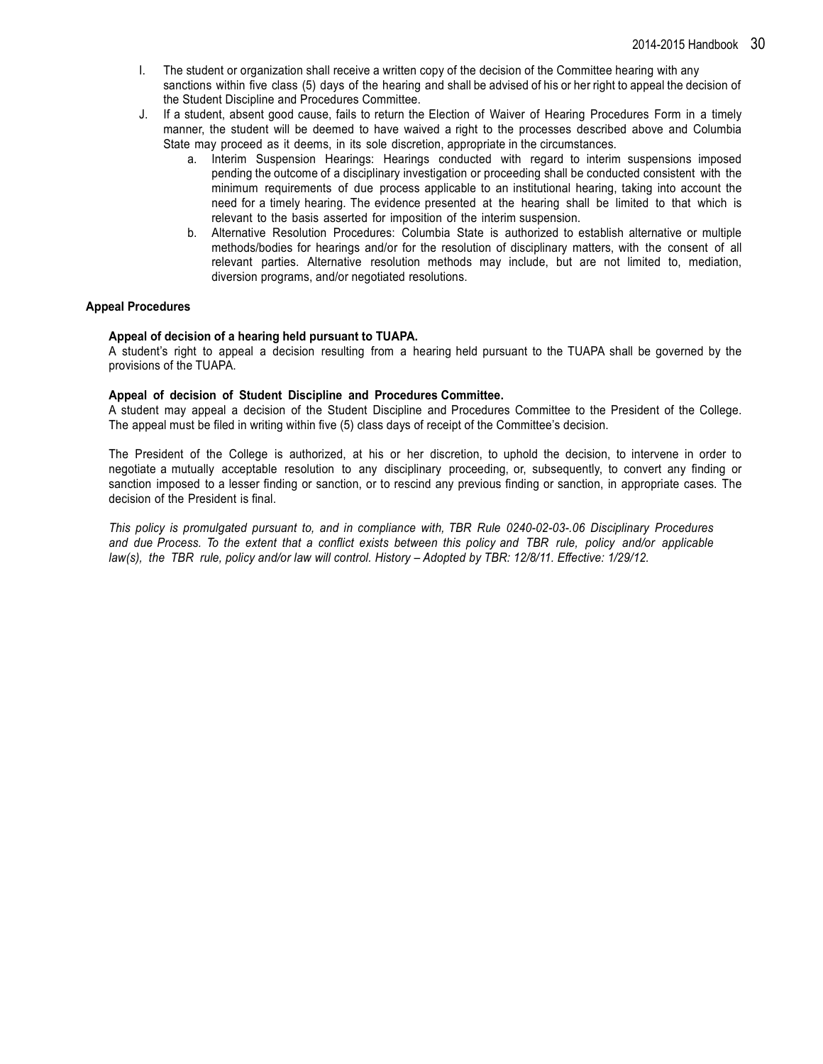I. The student or organization shall receive a written copy of the decision of the Committee hearing with any sanctions within five class (5) days of the hearing and shall be advised of his or her right to appeal the decision of the Student Discipline and Procedures Committee.

J. If a student, absent good cause, fails to return the Election of Waiver of Hearing Procedures Form in a timely manner, the student will be deemed to have waived a right to the processes described above and Columbia State may proceed as it deems, in its sole discretion, appropriate in the circumstances.

   a. Interim Suspension Hearings: Hearings conducted with regard to interim suspensions imposed pending the outcome of a disciplinary investigation or proceeding shall be conducted consistent with the minimum requirements of due process applicable to an institutional hearing, taking into account the need for a timely hearing. The evidence presented at the hearing shall be limited to that which is relevant to the basis asserted for imposition of the interim suspension.

   b. Alternative Resolution Procedures: Columbia State is authorized to establish alternative or multiple methods/bodies for hearings and/or for the resolution of disciplinary matters, with the consent of all relevant parties. Alternative resolution methods may include, but are not limited to, mediation, diversion programs, and/or negotiated resolutions.

**Appeal Procedures**

**Appeal of decision of a hearing held pursuant to TUAPA.**

A student's right to appeal a decision resulting from a hearing held pursuant to the TUAPA shall be governed by the provisions of the TUAPA.

**Appeal of decision of Student Discipline and Procedures Committee.**

A student may appeal a decision of the Student Discipline and Procedures Committee to the President of the College. The appeal must be filed in writing within five (5) class days of receipt of the Committee's decision.

The President of the College is authorized, at his or her discretion, to uphold the decision, to intervene in order to negotiate a mutually acceptable resolution to any disciplinary proceeding, or, subsequently, to convert any finding or sanction imposed to a lesser finding or sanction, or to rescind any previous finding or sanction, in appropriate cases. The decision of the President is final.

*This policy is promulgated pursuant to, and in compliance with, TBR Rule 0240-02-03-.06 Disciplinary Procedures and due Process. To the extent that a conflict exists between this policy and TBR rule, policy and/or applicable law(s), the TBR rule, policy and/or law will control. History – Adopted by TBR: 12/8/11. Effective: 1/29/12.*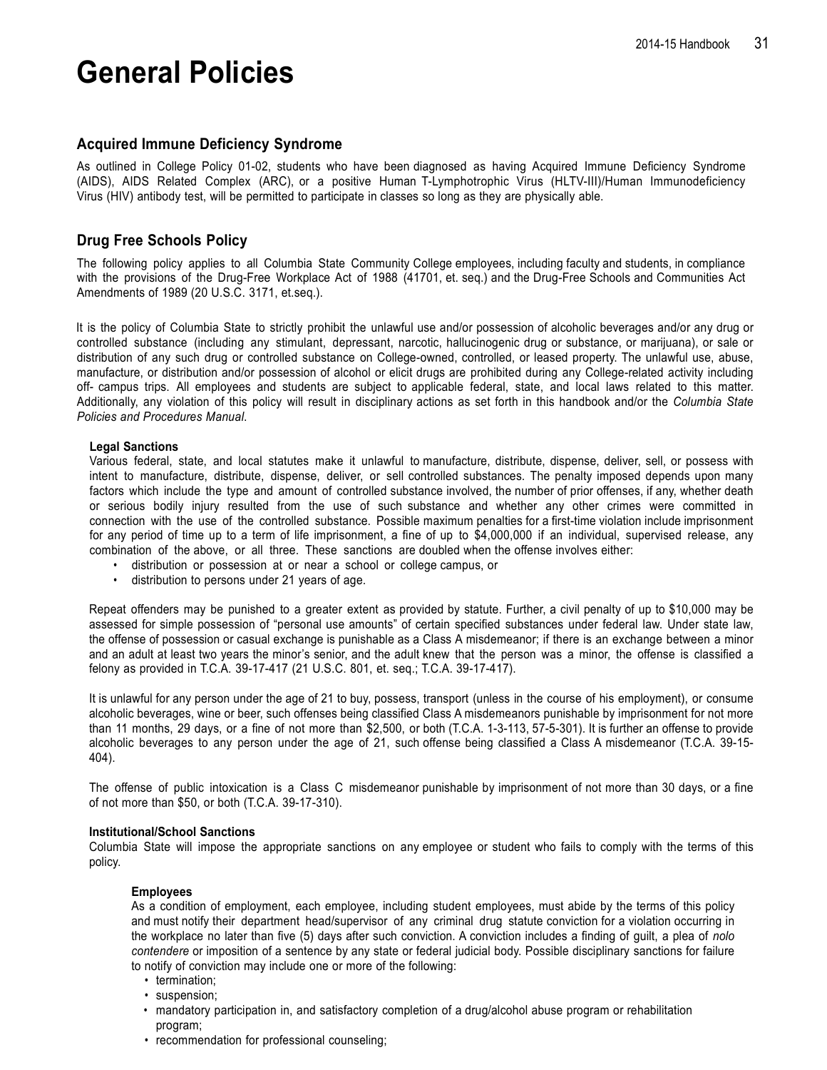# General Policies

## Acquired Immune Deficiency Syndrome

As outlined in College Policy 01-02, students who have been diagnosed as having Acquired Immune Deficiency Syndrome (AIDS), AIDS Related Complex (ARC), or a positive Human T-Lymphotrophic Virus (HLTV-III)/Human Immunodeficiency Virus (HIV) antibody test, will be permitted to participate in classes so long as they are physically able.

## Drug Free Schools Policy

The following policy applies to all Columbia State Community College employees, including faculty and students, in compliance with the provisions of the Drug-Free Workplace Act of 1988 (41701, et. seq.) and the Drug-Free Schools and Communities Act Amendments of 1989 (20 U.S.C. 3171, et.seq.).

It is the policy of Columbia State to strictly prohibit the unlawful use and/or possession of alcoholic beverages and/or any drug or controlled substance (including any stimulant, depressant, narcotic, hallucinogenic drug or substance, or marijuana), or sale or distribution of any such drug or controlled substance on College-owned, controlled, or leased property. The unlawful use, abuse, manufacture, or distribution and/or possession of alcohol or elicit drugs are prohibited during any College-related activity including off- campus trips. All employees and students are subject to applicable federal, state, and local laws related to this matter. Additionally, any violation of this policy will result in disciplinary actions as set forth in this handbook and/or the *Columbia State Policies and Procedures Manual*.

### Legal Sanctions

Various federal, state, and local statutes make it unlawful to manufacture, distribute, dispense, deliver, sell, or possess with intent to manufacture, distribute, dispense, deliver, or sell controlled substances. The penalty imposed depends upon many factors which include the type and amount of controlled substance involved, the number of prior offenses, if any, whether death or serious bodily injury resulted from the use of such substance and whether any other crimes were committed in connection with the use of the controlled substance. Possible maximum penalties for a first-time violation include imprisonment for any period of time up to a term of life imprisonment, a fine of up to $4,000,000 if an individual, supervised release, any combination of the above, or all three. These sanctions are doubled when the offense involves either:

- distribution or possession at or near a school or college campus, or
- distribution to persons under 21 years of age.

Repeat offenders may be punished to a greater extent as provided by statute. Further, a civil penalty of up to $10,000 may be assessed for simple possession of "personal use amounts" of certain specified substances under federal law. Under state law, the offense of possession or casual exchange is punishable as a Class A misdemeanor; if there is an exchange between a minor and an adult at least two years the minor's senior, and the adult knew that the person was a minor, the offense is classified a felony as provided in T.C.A. 39-17-417 (21 U.S.C. 801, et. seq.; T.C.A. 39-17-417).

It is unlawful for any person under the age of 21 to buy, possess, transport (unless in the course of his employment), or consume alcoholic beverages, wine or beer, such offenses being classified Class A misdemeanors punishable by imprisonment for not more than 11 months, 29 days, or a fine of not more than $2,500, or both (T.C.A. 1-3-113, 57-5-301). It is further an offense to provide alcoholic beverages to any person under the age of 21, such offense being classified a Class A misdemeanor (T.C.A. 39-15-404).

The offense of public intoxication is a Class C misdemeanor punishable by imprisonment of not more than 30 days, or a fine of not more than $50, or both (T.C.A. 39-17-310).

### Institutional/School Sanctions

Columbia State will impose the appropriate sanctions on any employee or student who fails to comply with the terms of this policy.

#### Employees

As a condition of employment, each employee, including student employees, must abide by the terms of this policy and must notify their department head/supervisor of any criminal drug statute conviction for a violation occurring in the workplace no later than five (5) days after such conviction. A conviction includes a finding of guilt, a plea of *nolo contendere* or imposition of a sentence by any state or federal judicial body. Possible disciplinary sanctions for failure to notify of conviction may include one or more of the following:

- termination;
- suspension;
- mandatory participation in, and satisfactory completion of a drug/alcohol abuse program or rehabilitation program;
- recommendation for professional counseling;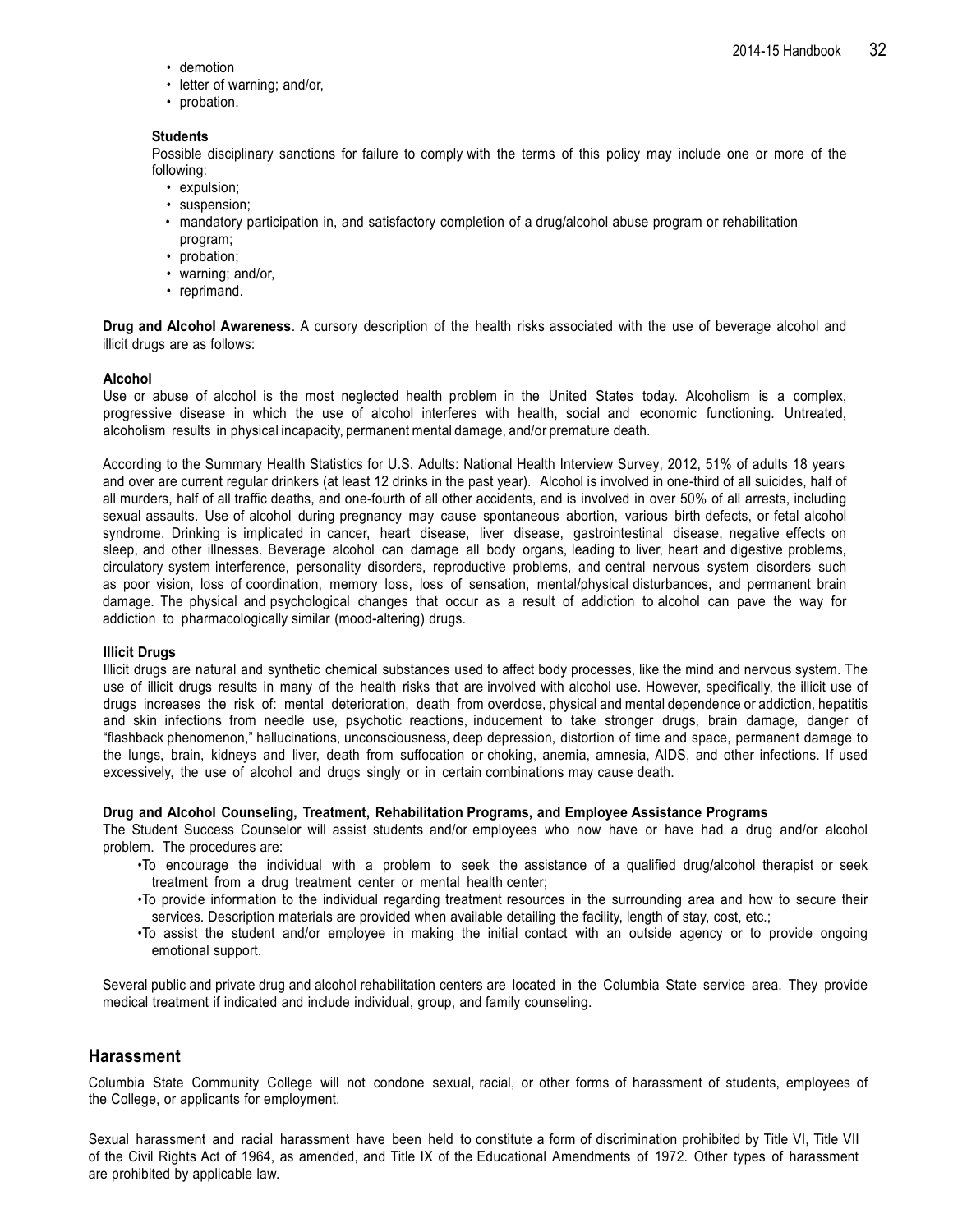- demotion
- letter of warning; and/or,
- probation.

**Students**

Possible disciplinary sanctions for failure to comply with the terms of this policy may include one or more of the following:

- expulsion;
- suspension;
- mandatory participation in, and satisfactory completion of a drug/alcohol abuse program or rehabilitation program;
- probation;
- warning; and/or,
- reprimand.

**Drug and Alcohol Awareness**. A cursory description of the health risks associated with the use of beverage alcohol and illicit drugs are as follows:

**Alcohol**

Use or abuse of alcohol is the most neglected health problem in the United States today. Alcoholism is a complex, progressive disease in which the use of alcohol interferes with health, social and economic functioning. Untreated, alcoholism results in physical incapacity, permanent mental damage, and/or premature death.

According to the Summary Health Statistics for U.S. Adults: National Health Interview Survey, 2012, 51% of adults 18 years and over are current regular drinkers (at least 12 drinks in the past year). Alcohol is involved in one-third of all suicides, half of all murders, half of all traffic deaths, and one-fourth of all other accidents, and is involved in over 50% of all arrests, including sexual assaults. Use of alcohol during pregnancy may cause spontaneous abortion, various birth defects, or fetal alcohol syndrome. Drinking is implicated in cancer, heart disease, liver disease, gastrointestinal disease, negative effects on sleep, and other illnesses. Beverage alcohol can damage all body organs, leading to liver, heart and digestive problems, circulatory system interference, personality disorders, reproductive problems, and central nervous system disorders such as poor vision, loss of coordination, memory loss, loss of sensation, mental/physical disturbances, and permanent brain damage. The physical and psychological changes that occur as a result of addiction to alcohol can pave the way for addiction to pharmacologically similar (mood-altering) drugs.

**Illicit Drugs**

Illicit drugs are natural and synthetic chemical substances used to affect body processes, like the mind and nervous system. The use of illicit drugs results in many of the health risks that are involved with alcohol use. However, specifically, the illicit use of drugs increases the risk of: mental deterioration, death from overdose, physical and mental dependence or addiction, hepatitis and skin infections from needle use, psychotic reactions, inducement to take stronger drugs, brain damage, danger of "flashback phenomenon," hallucinations, unconsciousness, deep depression, distortion of time and space, permanent damage to the lungs, brain, kidneys and liver, death from suffocation or choking, anemia, amnesia, AIDS, and other infections. If used excessively, the use of alcohol and drugs singly or in certain combinations may cause death.

**Drug and Alcohol Counseling, Treatment, Rehabilitation Programs, and Employee Assistance Programs**

The Student Success Counselor will assist students and/or employees who now have or have had a drug and/or alcohol problem. The procedures are:

- To encourage the individual with a problem to seek the assistance of a qualified drug/alcohol therapist or seek treatment from a drug treatment center or mental health center;
- To provide information to the individual regarding treatment resources in the surrounding area and how to secure their services. Description materials are provided when available detailing the facility, length of stay, cost, etc.;
- To assist the student and/or employee in making the initial contact with an outside agency or to provide ongoing emotional support.

Several public and private drug and alcohol rehabilitation centers are located in the Columbia State service area. They provide medical treatment if indicated and include individual, group, and family counseling.

## Harassment

Columbia State Community College will not condone sexual, racial, or other forms of harassment of students, employees of the College, or applicants for employment.

Sexual harassment and racial harassment have been held to constitute a form of discrimination prohibited by Title VI, Title VII of the Civil Rights Act of 1964, as amended, and Title IX of the Educational Amendments of 1972. Other types of harassment are prohibited by applicable law.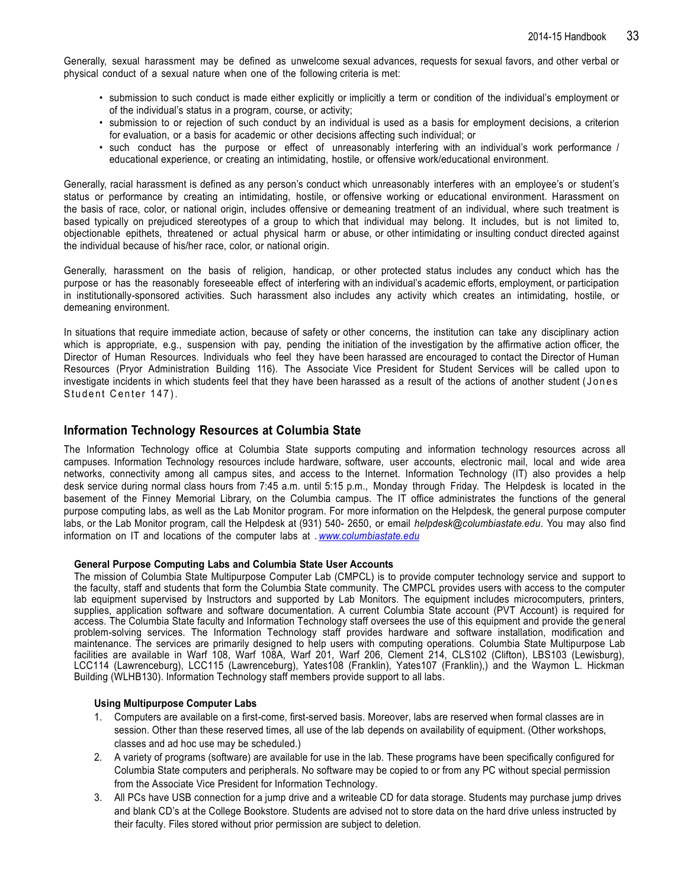Generally, sexual harassment may be defined as unwelcome sexual advances, requests for sexual favors, and other verbal or physical conduct of a sexual nature when one of the following criteria is met:

- submission to such conduct is made either explicitly or implicitly a term or condition of the individual's employment or of the individual's status in a program, course, or activity;
- submission to or rejection of such conduct by an individual is used as a basis for employment decisions, a criterion for evaluation, or a basis for academic or other decisions affecting such individual; or
- such conduct has the purpose or effect of unreasonably interfering with an individual's work performance / educational experience, or creating an intimidating, hostile, or offensive work/educational environment.

Generally, racial harassment is defined as any person's conduct which unreasonably interferes with an employee's or student's status or performance by creating an intimidating, hostile, or offensive working or educational environment. Harassment on the basis of race, color, or national origin, includes offensive or demeaning treatment of an individual, where such treatment is based typically on prejudiced stereotypes of a group to which that individual may belong. It includes, but is not limited to, objectionable epithets, threatened or actual physical harm or abuse, or other intimidating or insulting conduct directed against the individual because of his/her race, color, or national origin.

Generally, harassment on the basis of religion, handicap, or other protected status includes any conduct which has the purpose or has the reasonably foreseeable effect of interfering with an individual's academic efforts, employment, or participation in institutionally-sponsored activities. Such harassment also includes any activity which creates an intimidating, hostile, or demeaning environment.

In situations that require immediate action, because of safety or other concerns, the institution can take any disciplinary action which is appropriate, e.g., suspension with pay, pending the initiation of the investigation by the affirmative action officer, the Director of Human Resources. Individuals who feel they have been harassed are encouraged to contact the Director of Human Resources (Pryor Administration Building 116). The Associate Vice President for Student Services will be called upon to investigate incidents in which students feel that they have been harassed as a result of the actions of another student (Jones Student Center 147).

## Information Technology Resources at Columbia State

The Information Technology office at Columbia State supports computing and information technology resources across all campuses. Information Technology resources include hardware, software, user accounts, electronic mail, local and wide area networks, connectivity among all campus sites, and access to the Internet. Information Technology (IT) also provides a help desk service during normal class hours from 7:45 a.m. until 5:15 p.m., Monday through Friday. The Helpdesk is located in the basement of the Finney Memorial Library, on the Columbia campus. The IT office administrates the functions of the general purpose computing labs, as well as the Lab Monitor program. For more information on the Helpdesk, the general purpose computer labs, or the Lab Monitor program, call the Helpdesk at (931) 540- 2650, or email *helpdesk@columbiastate.edu*. You may also find information on IT and locations of the computer labs at . *www.columbiastate.edu*

### General Purpose Computing Labs and Columbia State User Accounts

The mission of Columbia State Multipurpose Computer Lab (CMPCL) is to provide computer technology service and support to the faculty, staff and students that form the Columbia State community. The CMPCL provides users with access to the computer lab equipment supervised by Instructors and supported by Lab Monitors. The equipment includes microcomputers, printers, supplies, application software and software documentation. A current Columbia State account (PVT Account) is required for access. The Columbia State faculty and Information Technology staff oversees the use of this equipment and provide the general problem-solving services. The Information Technology staff provides hardware and software installation, modification and maintenance. The services are primarily designed to help users with computing operations. Columbia State Multipurpose Lab facilities are available in Warf 108, Warf 108A, Warf 201, Warf 206, Clement 214, CLS102 (Clifton), LBS103 (Lewisburg), LCC114 (Lawrenceburg), LCC115 (Lawrenceburg), Yates108 (Franklin), Yates107 (Franklin),) and the Waymon L. Hickman Building (WLHB130). Information Technology staff members provide support to all labs.

#### Using Multipurpose Computer Labs

1. Computers are available on a first-come, first-served basis. Moreover, labs are reserved when formal classes are in session. Other than these reserved times, all use of the lab depends on availability of equipment. (Other workshops, classes and ad hoc use may be scheduled.)
2. A variety of programs (software) are available for use in the lab. These programs have been specifically configured for Columbia State computers and peripherals. No software may be copied to or from any PC without special permission from the Associate Vice President for Information Technology.
3. All PCs have USB connection for a jump drive and a writeable CD for data storage. Students may purchase jump drives and blank CD's at the College Bookstore. Students are advised not to store data on the hard drive unless instructed by their faculty. Files stored without prior permission are subject to deletion.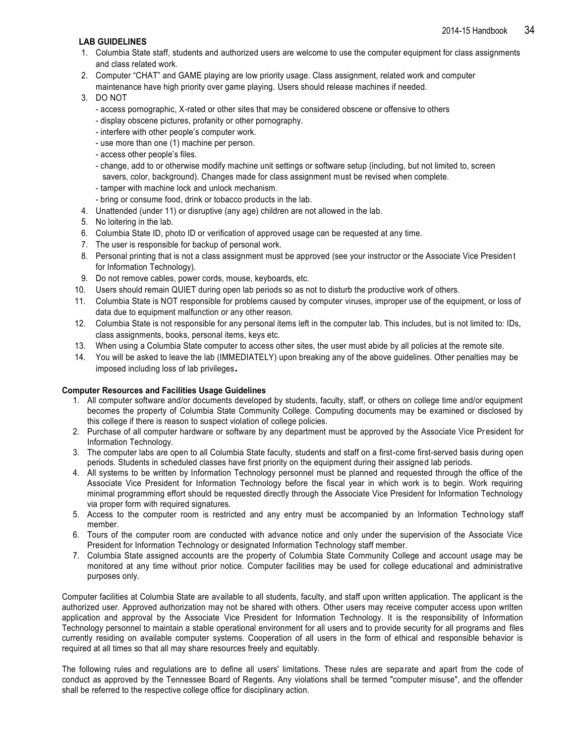**LAB GUIDELINES**

1. Columbia State staff, students and authorized users are welcome to use the computer equipment for class assignments and class related work.
2. Computer "CHAT" and GAME playing are low priority usage. Class assignment, related work and computer maintenance have high priority over game playing. Users should release machines if needed.
3. DO NOT
   - access pornographic, X-rated or other sites that may be considered obscene or offensive to others
   - display obscene pictures, profanity or other pornography.
   - interfere with other people's computer work.
   - use more than one (1) machine per person.
   - access other people's files.
   - change, add to or otherwise modify machine unit settings or software setup (including, but not limited to, screen savers, color, background). Changes made for class assignment must be revised when complete.
   - tamper with machine lock and unlock mechanism.
   - bring or consume food, drink or tobacco products in the lab.
4. Unattended (under 11) or disruptive (any age) children are not allowed in the lab.
5. No loitering in the lab.
6. Columbia State ID, photo ID or verification of approved usage can be requested at any time.
7. The user is responsible for backup of personal work.
8. Personal printing that is not a class assignment must be approved (see your instructor or the Associate Vice President for Information Technology).
9. Do not remove cables, power cords, mouse, keyboards, etc.
10. Users should remain QUIET during open lab periods so as not to disturb the productive work of others.
11. Columbia State is NOT responsible for problems caused by computer viruses, improper use of the equipment, or loss of data due to equipment malfunction or any other reason.
12. Columbia State is not responsible for any personal items left in the computer lab. This includes, but is not limited to: IDs, class assignments, books, personal items, keys etc.
13. When using a Columbia State computer to access other sites, the user must abide by all policies at the remote site.
14. You will be asked to leave the lab (IMMEDIATELY) upon breaking any of the above guidelines. Other penalties may be imposed including loss of lab privileges.

**Computer Resources and Facilities Usage Guidelines**

1. All computer software and/or documents developed by students, faculty, staff, or others on college time and/or equipment becomes the property of Columbia State Community College. Computing documents may be examined or disclosed by this college if there is reason to suspect violation of college policies.
2. Purchase of all computer hardware or software by any department must be approved by the Associate Vice President for Information Technology.
3. The computer labs are open to all Columbia State faculty, students and staff on a first-come first-served basis during open periods. Students in scheduled classes have first priority on the equipment during their assigned lab periods.
4. All systems to be written by Information Technology personnel must be planned and requested through the office of the Associate Vice President for Information Technology before the fiscal year in which work is to begin. Work requiring minimal programming effort should be requested directly through the Associate Vice President for Information Technology via proper form with required signatures.
5. Access to the computer room is restricted and any entry must be accompanied by an Information Technology staff member.
6. Tours of the computer room are conducted with advance notice and only under the supervision of the Associate Vice President for Information Technology or designated Information Technology staff member.
7. Columbia State assigned accounts are the property of Columbia State Community College and account usage may be monitored at any time without prior notice. Computer facilities may be used for college educational and administrative purposes only.

Computer facilities at Columbia State are available to all students, faculty, and staff upon written application. The applicant is the authorized user. Approved authorization may not be shared with others. Other users may receive computer access upon written application and approval by the Associate Vice President for Information Technology. It is the responsibility of Information Technology personnel to maintain a stable operational environment for all users and to provide security for all programs and files currently residing on available computer systems. Cooperation of all users in the form of ethical and responsible behavior is required at all times so that all may share resources freely and equitably.

The following rules and regulations are to define all users' limitations. These rules are separate and apart from the code of conduct as approved by the Tennessee Board of Regents. Any violations shall be termed "computer misuse", and the offender shall be referred to the respective college office for disciplinary action.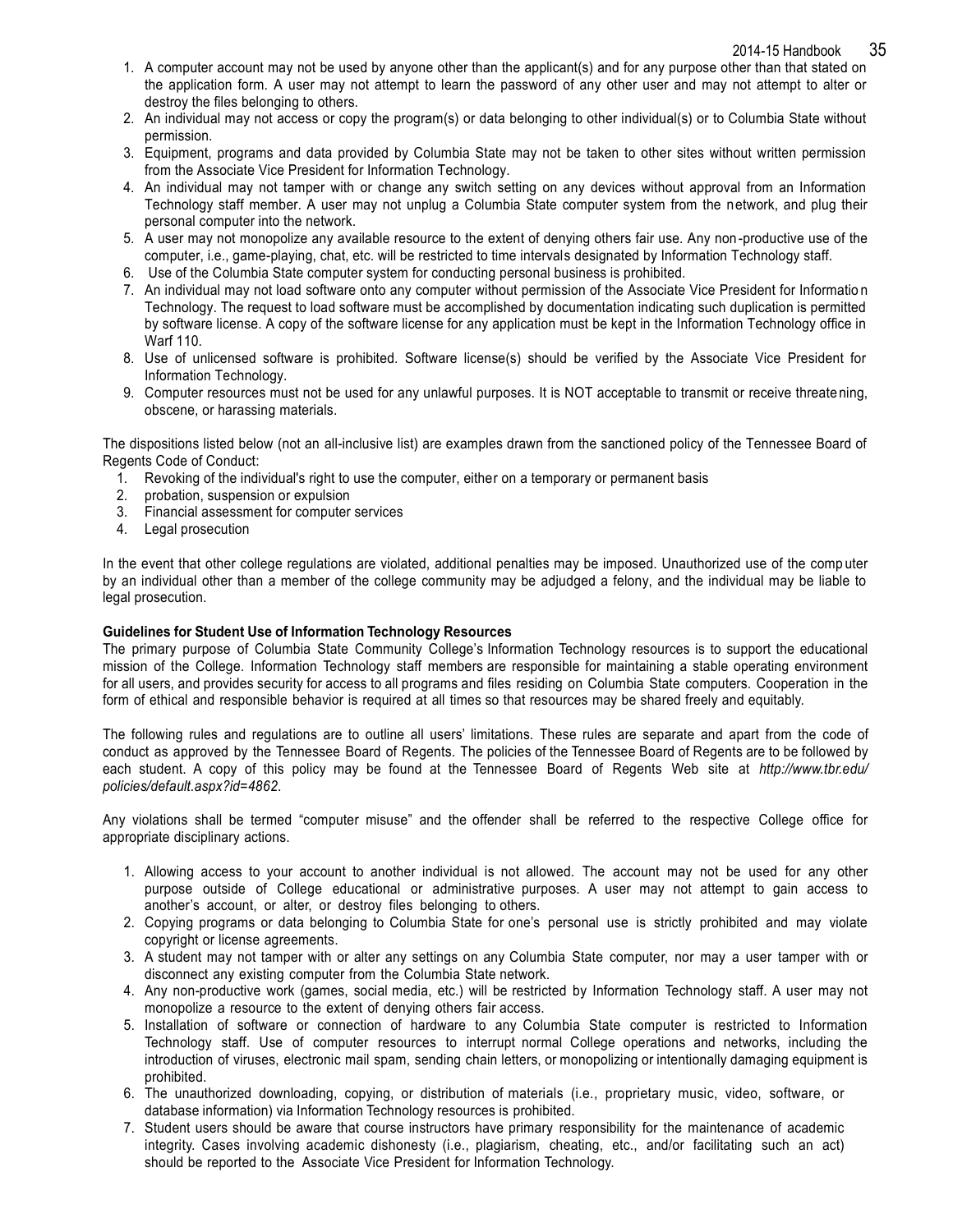1. A computer account may not be used by anyone other than the applicant(s) and for any purpose other than that stated on the application form. A user may not attempt to learn the password of any other user and may not attempt to alter or destroy the files belonging to others.
2. An individual may not access or copy the program(s) or data belonging to other individual(s) or to Columbia State without permission.
3. Equipment, programs and data provided by Columbia State may not be taken to other sites without written permission from the Associate Vice President for Information Technology.
4. An individual may not tamper with or change any switch setting on any devices without approval from an Information Technology staff member. A user may not unplug a Columbia State computer system from the network, and plug their personal computer into the network.
5. A user may not monopolize any available resource to the extent of denying others fair use. Any non-productive use of the computer, i.e., game-playing, chat, etc. will be restricted to time intervals designated by Information Technology staff.
6. Use of the Columbia State computer system for conducting personal business is prohibited.
7. An individual may not load software onto any computer without permission of the Associate Vice President for Information Technology. The request to load software must be accomplished by documentation indicating such duplication is permitted by software license. A copy of the software license for any application must be kept in the Information Technology office in Warf 110.
8. Use of unlicensed software is prohibited. Software license(s) should be verified by the Associate Vice President for Information Technology.
9. Computer resources must not be used for any unlawful purposes. It is NOT acceptable to transmit or receive threatening, obscene, or harassing materials.

The dispositions listed below (not an all-inclusive list) are examples drawn from the sanctioned policy of the Tennessee Board of Regents Code of Conduct:

1. Revoking of the individual's right to use the computer, either on a temporary or permanent basis
2. probation, suspension or expulsion
3. Financial assessment for computer services
4. Legal prosecution

In the event that other college regulations are violated, additional penalties may be imposed. Unauthorized use of the computer by an individual other than a member of the college community may be adjudged a felony, and the individual may be liable to legal prosecution.

**Guidelines for Student Use of Information Technology Resources**

The primary purpose of Columbia State Community College's Information Technology resources is to support the educational mission of the College. Information Technology staff members are responsible for maintaining a stable operating environment for all users, and provides security for access to all programs and files residing on Columbia State computers. Cooperation in the form of ethical and responsible behavior is required at all times so that resources may be shared freely and equitably.

The following rules and regulations are to outline all users' limitations. These rules are separate and apart from the code of conduct as approved by the Tennessee Board of Regents. The policies of the Tennessee Board of Regents are to be followed by each student. A copy of this policy may be found at the Tennessee Board of Regents Web site at *http://www.tbr.edu/policies/default.aspx?id=4862*.

Any violations shall be termed "computer misuse" and the offender shall be referred to the respective College office for appropriate disciplinary actions.

1. Allowing access to your account to another individual is not allowed. The account may not be used for any other purpose outside of College educational or administrative purposes. A user may not attempt to gain access to another's account, or alter, or destroy files belonging to others.
2. Copying programs or data belonging to Columbia State for one's personal use is strictly prohibited and may violate copyright or license agreements.
3. A student may not tamper with or alter any settings on any Columbia State computer, nor may a user tamper with or disconnect any existing computer from the Columbia State network.
4. Any non-productive work (games, social media, etc.) will be restricted by Information Technology staff. A user may not monopolize a resource to the extent of denying others fair access.
5. Installation of software or connection of hardware to any Columbia State computer is restricted to Information Technology staff. Use of computer resources to interrupt normal College operations and networks, including the introduction of viruses, electronic mail spam, sending chain letters, or monopolizing or intentionally damaging equipment is prohibited.
6. The unauthorized downloading, copying, or distribution of materials (i.e., proprietary music, video, software, or database information) via Information Technology resources is prohibited.
7. Student users should be aware that course instructors have primary responsibility for the maintenance of academic integrity. Cases involving academic dishonesty (i.e., plagiarism, cheating, etc., and/or facilitating such an act) should be reported to the Associate Vice President for Information Technology.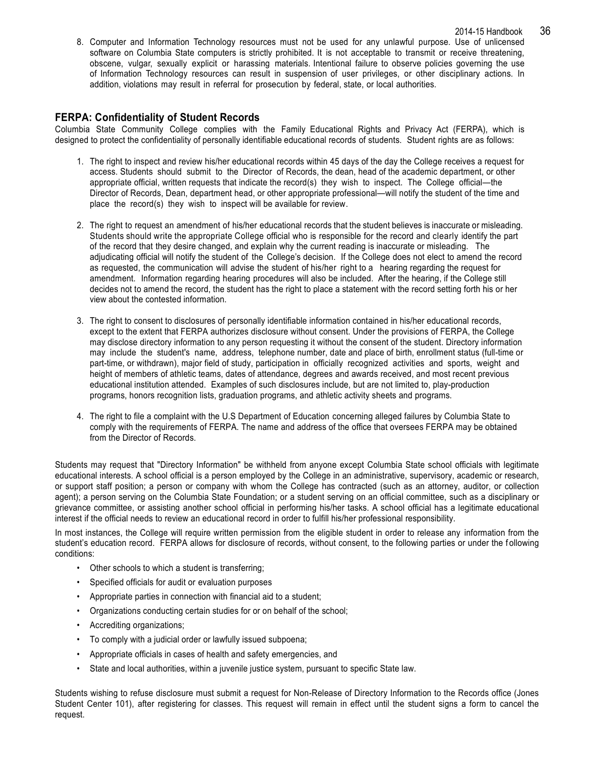8. Computer and Information Technology resources must not be used for any unlawful purpose. Use of unlicensed software on Columbia State computers is strictly prohibited. It is not acceptable to transmit or receive threatening, obscene, vulgar, sexually explicit or harassing materials. Intentional failure to observe policies governing the use of Information Technology resources can result in suspension of user privileges, or other disciplinary actions. In addition, violations may result in referral for prosecution by federal, state, or local authorities.

## FERPA: Confidentiality of Student Records

Columbia State Community College complies with the Family Educational Rights and Privacy Act (FERPA), which is designed to protect the confidentiality of personally identifiable educational records of students. Student rights are as follows:

1. The right to inspect and review his/her educational records within 45 days of the day the College receives a request for access. Students should submit to the Director of Records, the dean, head of the academic department, or other appropriate official, written requests that indicate the record(s) they wish to inspect. The College official—the Director of Records, Dean, department head, or other appropriate professional—will notify the student of the time and place the record(s) they wish to inspect will be available for review.

2. The right to request an amendment of his/her educational records that the student believes is inaccurate or misleading. Students should write the appropriate College official who is responsible for the record and clearly identify the part of the record that they desire changed, and explain why the current reading is inaccurate or misleading. The adjudicating official will notify the student of the College's decision. If the College does not elect to amend the record as requested, the communication will advise the student of his/her right to a hearing regarding the request for amendment. Information regarding hearing procedures will also be included. After the hearing, if the College still decides not to amend the record, the student has the right to place a statement with the record setting forth his or her view about the contested information.

3. The right to consent to disclosures of personally identifiable information contained in his/her educational records, except to the extent that FERPA authorizes disclosure without consent. Under the provisions of FERPA, the College may disclose directory information to any person requesting it without the consent of the student. Directory information may include the student's name, address, telephone number, date and place of birth, enrollment status (full-time or part-time, or withdrawn), major field of study, participation in officially recognized activities and sports, weight and height of members of athletic teams, dates of attendance, degrees and awards received, and most recent previous educational institution attended. Examples of such disclosures include, but are not limited to, play-production programs, honors recognition lists, graduation programs, and athletic activity sheets and programs.

4. The right to file a complaint with the U.S Department of Education concerning alleged failures by Columbia State to comply with the requirements of FERPA. The name and address of the office that oversees FERPA may be obtained from the Director of Records.

Students may request that "Directory Information" be withheld from anyone except Columbia State school officials with legitimate educational interests. A school official is a person employed by the College in an administrative, supervisory, academic or research, or support staff position; a person or company with whom the College has contracted (such as an attorney, auditor, or collection agent); a person serving on the Columbia State Foundation; or a student serving on an official committee, such as a disciplinary or grievance committee, or assisting another school official in performing his/her tasks. A school official has a legitimate educational interest if the official needs to review an educational record in order to fulfill his/her professional responsibility.

In most instances, the College will require written permission from the eligible student in order to release any information from the student's education record. FERPA allows for disclosure of records, without consent, to the following parties or under the following conditions:

- Other schools to which a student is transferring;
- Specified officials for audit or evaluation purposes
- Appropriate parties in connection with financial aid to a student;
- Organizations conducting certain studies for or on behalf of the school;
- Accrediting organizations;
- To comply with a judicial order or lawfully issued subpoena;
- Appropriate officials in cases of health and safety emergencies, and
- State and local authorities, within a juvenile justice system, pursuant to specific State law.

Students wishing to refuse disclosure must submit a request for Non-Release of Directory Information to the Records office (Jones Student Center 101), after registering for classes. This request will remain in effect until the student signs a form to cancel the request.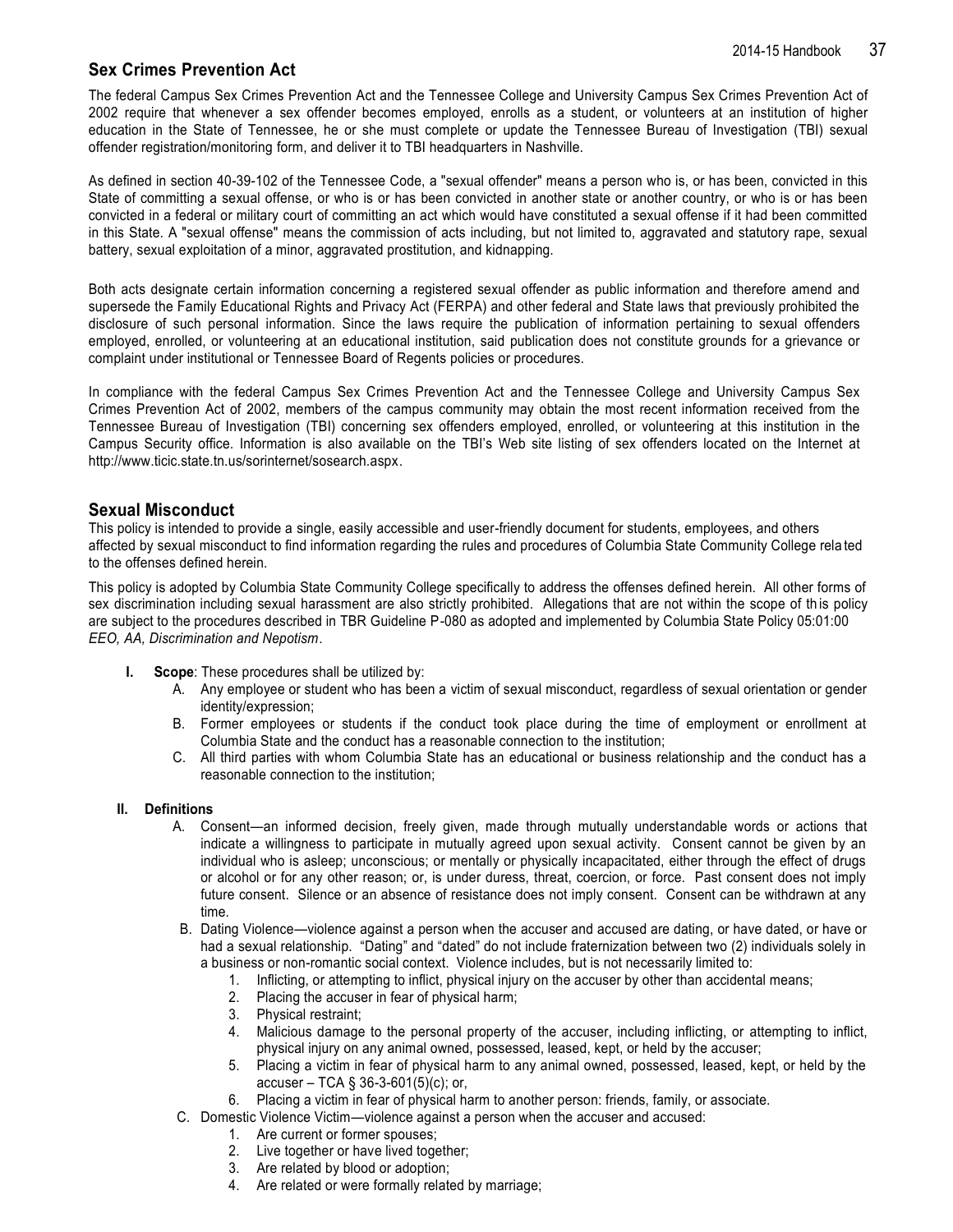## Sex Crimes Prevention Act

The federal Campus Sex Crimes Prevention Act and the Tennessee College and University Campus Sex Crimes Prevention Act of 2002 require that whenever a sex offender becomes employed, enrolls as a student, or volunteers at an institution of higher education in the State of Tennessee, he or she must complete or update the Tennessee Bureau of Investigation (TBI) sexual offender registration/monitoring form, and deliver it to TBI headquarters in Nashville.

As defined in section 40-39-102 of the Tennessee Code, a "sexual offender" means a person who is, or has been, convicted in this State of committing a sexual offense, or who is or has been convicted in another state or another country, or who is or has been convicted in a federal or military court of committing an act which would have constituted a sexual offense if it had been committed in this State. A "sexual offense" means the commission of acts including, but not limited to, aggravated and statutory rape, sexual battery, sexual exploitation of a minor, aggravated prostitution, and kidnapping.

Both acts designate certain information concerning a registered sexual offender as public information and therefore amend and supersede the Family Educational Rights and Privacy Act (FERPA) and other federal and State laws that previously prohibited the disclosure of such personal information. Since the laws require the publication of information pertaining to sexual offenders employed, enrolled, or volunteering at an educational institution, said publication does not constitute grounds for a grievance or complaint under institutional or Tennessee Board of Regents policies or procedures.

In compliance with the federal Campus Sex Crimes Prevention Act and the Tennessee College and University Campus Sex Crimes Prevention Act of 2002, members of the campus community may obtain the most recent information received from the Tennessee Bureau of Investigation (TBI) concerning sex offenders employed, enrolled, or volunteering at this institution in the Campus Security office. Information is also available on the TBI's Web site listing of sex offenders located on the Internet at http://www.ticic.state.tn.us/sorinternet/sosearch.aspx.

## Sexual Misconduct

This policy is intended to provide a single, easily accessible and user-friendly document for students, employees, and others affected by sexual misconduct to find information regarding the rules and procedures of Columbia State Community College related to the offenses defined herein.

This policy is adopted by Columbia State Community College specifically to address the offenses defined herein. All other forms of sex discrimination including sexual harassment are also strictly prohibited. Allegations that are not within the scope of this policy are subject to the procedures described in TBR Guideline P-080 as adopted and implemented by Columbia State Policy 05:01:00 *EEO, AA, Discrimination and Nepotism*.

I. **Scope**: These procedures shall be utilized by:
   A. Any employee or student who has been a victim of sexual misconduct, regardless of sexual orientation or gender identity/expression;
   B. Former employees or students if the conduct took place during the time of employment or enrollment at Columbia State and the conduct has a reasonable connection to the institution;
   C. All third parties with whom Columbia State has an educational or business relationship and the conduct has a reasonable connection to the institution;

II. **Definitions**
   A. Consent—an informed decision, freely given, made through mutually understandable words or actions that indicate a willingness to participate in mutually agreed upon sexual activity. Consent cannot be given by an individual who is asleep; unconscious; or mentally or physically incapacitated, either through the effect of drugs or alcohol or for any other reason; or, is under duress, threat, coercion, or force. Past consent does not imply future consent. Silence or an absence of resistance does not imply consent. Consent can be withdrawn at any time.
   B. Dating Violence—violence against a person when the accuser and accused are dating, or have dated, or have or had a sexual relationship. "Dating" and "dated" do not include fraternization between two (2) individuals solely in a business or non-romantic social context. Violence includes, but is not necessarily limited to:
      1. Inflicting, or attempting to inflict, physical injury on the accuser by other than accidental means;
      2. Placing the accuser in fear of physical harm;
      3. Physical restraint;
      4. Malicious damage to the personal property of the accuser, including inflicting, or attempting to inflict, physical injury on any animal owned, possessed, leased, kept, or held by the accuser;
      5. Placing a victim in fear of physical harm to any animal owned, possessed, leased, kept, or held by the accuser – TCA § 36-3-601(5)(c); or,
      6. Placing a victim in fear of physical harm to another person: friends, family, or associate.
   C. Domestic Violence Victim—violence against a person when the accuser and accused:
      1. Are current or former spouses;
      2. Live together or have lived together;
      3. Are related by blood or adoption;
      4. Are related or were formally related by marriage;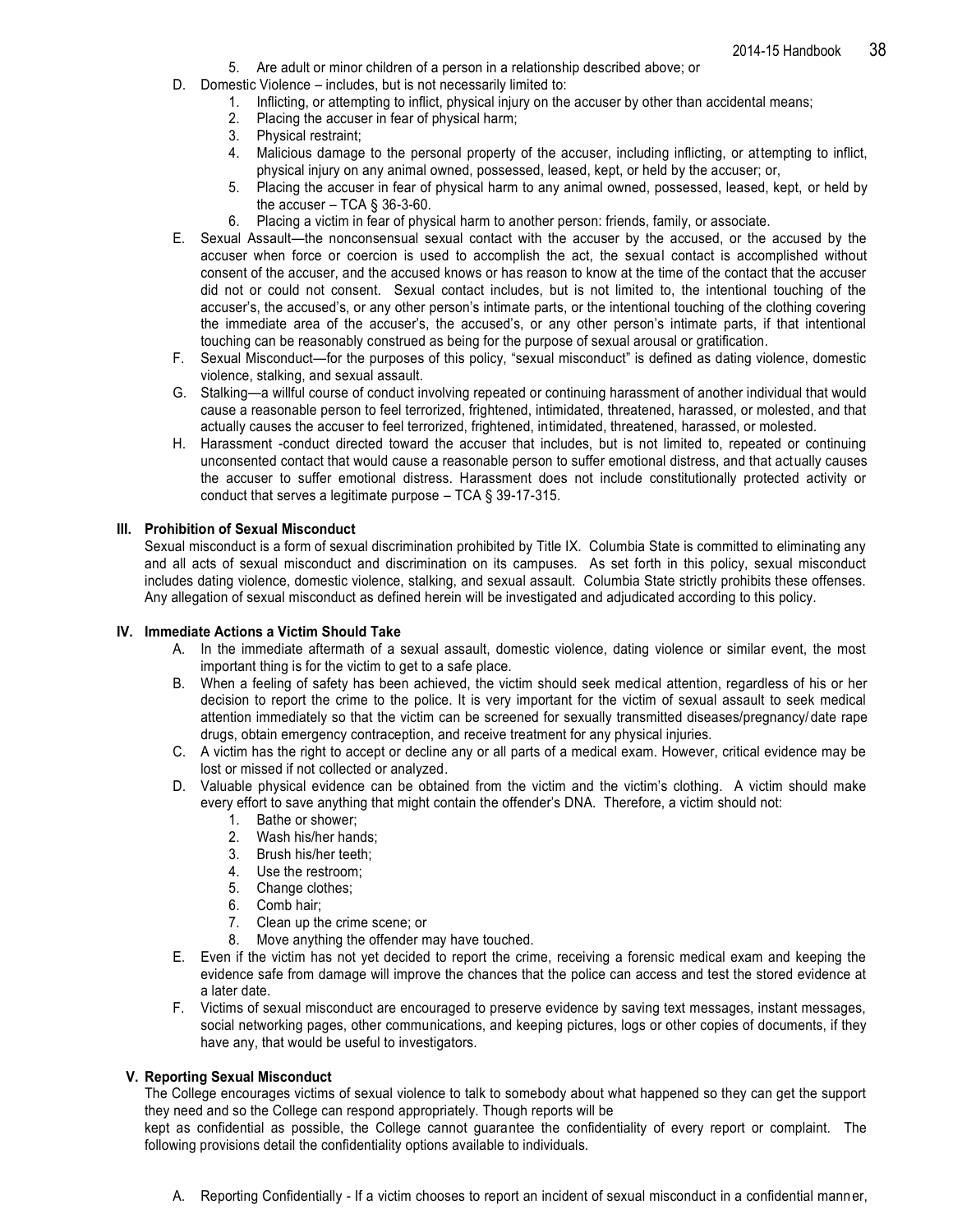5. Are adult or minor children of a person in a relationship described above; or

D. Domestic Violence – includes, but is not necessarily limited to:
   1. Inflicting, or attempting to inflict, physical injury on the accuser by other than accidental means;
   2. Placing the accuser in fear of physical harm;
   3. Physical restraint;
   4. Malicious damage to the personal property of the accuser, including inflicting, or attempting to inflict, physical injury on any animal owned, possessed, leased, kept, or held by the accuser; or,
   5. Placing the accuser in fear of physical harm to any animal owned, possessed, leased, kept, or held by the accuser – TCA § 36-3-60.
   6. Placing a victim in fear of physical harm to another person: friends, family, or associate.

E. Sexual Assault—the nonconsensual sexual contact with the accuser by the accused, or the accused by the accuser when force or coercion is used to accomplish the act, the sexual contact is accomplished without consent of the accuser, and the accused knows or has reason to know at the time of the contact that the accuser did not or could not consent. Sexual contact includes, but is not limited to, the intentional touching of the accuser's, the accused's, or any other person's intimate parts, or the intentional touching of the clothing covering the immediate area of the accuser's, the accused's, or any other person's intimate parts, if that intentional touching can be reasonably construed as being for the purpose of sexual arousal or gratification.

F. Sexual Misconduct—for the purposes of this policy, "sexual misconduct" is defined as dating violence, domestic violence, stalking, and sexual assault.

G. Stalking—a willful course of conduct involving repeated or continuing harassment of another individual that would cause a reasonable person to feel terrorized, frightened, intimidated, threatened, harassed, or molested, and that actually causes the accuser to feel terrorized, frightened, intimidated, threatened, harassed, or molested.

H. Harassment -conduct directed toward the accuser that includes, but is not limited to, repeated or continuing unconsented contact that would cause a reasonable person to suffer emotional distress, and that actually causes the accuser to suffer emotional distress. Harassment does not include constitutionally protected activity or conduct that serves a legitimate purpose – TCA § 39-17-315.

### III. Prohibition of Sexual Misconduct

Sexual misconduct is a form of sexual discrimination prohibited by Title IX. Columbia State is committed to eliminating any and all acts of sexual misconduct and discrimination on its campuses. As set forth in this policy, sexual misconduct includes dating violence, domestic violence, stalking, and sexual assault. Columbia State strictly prohibits these offenses. Any allegation of sexual misconduct as defined herein will be investigated and adjudicated according to this policy.

### IV. Immediate Actions a Victim Should Take

A. In the immediate aftermath of a sexual assault, domestic violence, dating violence or similar event, the most important thing is for the victim to get to a safe place.

B. When a feeling of safety has been achieved, the victim should seek medical attention, regardless of his or her decision to report the crime to the police. It is very important for the victim of sexual assault to seek medical attention immediately so that the victim can be screened for sexually transmitted diseases/pregnancy/ date rape drugs, obtain emergency contraception, and receive treatment for any physical injuries.

C. A victim has the right to accept or decline any or all parts of a medical exam. However, critical evidence may be lost or missed if not collected or analyzed.

D. Valuable physical evidence can be obtained from the victim and the victim's clothing. A victim should make every effort to save anything that might contain the offender's DNA. Therefore, a victim should not:
   1. Bathe or shower;
   2. Wash his/her hands;
   3. Brush his/her teeth;
   4. Use the restroom;
   5. Change clothes;
   6. Comb hair;
   7. Clean up the crime scene; or
   8. Move anything the offender may have touched.

E. Even if the victim has not yet decided to report the crime, receiving a forensic medical exam and keeping the evidence safe from damage will improve the chances that the police can access and test the stored evidence at a later date.

F. Victims of sexual misconduct are encouraged to preserve evidence by saving text messages, instant messages, social networking pages, other communications, and keeping pictures, logs or other copies of documents, if they have any, that would be useful to investigators.

### V. Reporting Sexual Misconduct

The College encourages victims of sexual violence to talk to somebody about what happened so they can get the support they need and so the College can respond appropriately. Though reports will be kept as confidential as possible, the College cannot guarantee the confidentiality of every report or complaint. The following provisions detail the confidentiality options available to individuals.

A. Reporting Confidentially - If a victim chooses to report an incident of sexual misconduct in a confidential manner,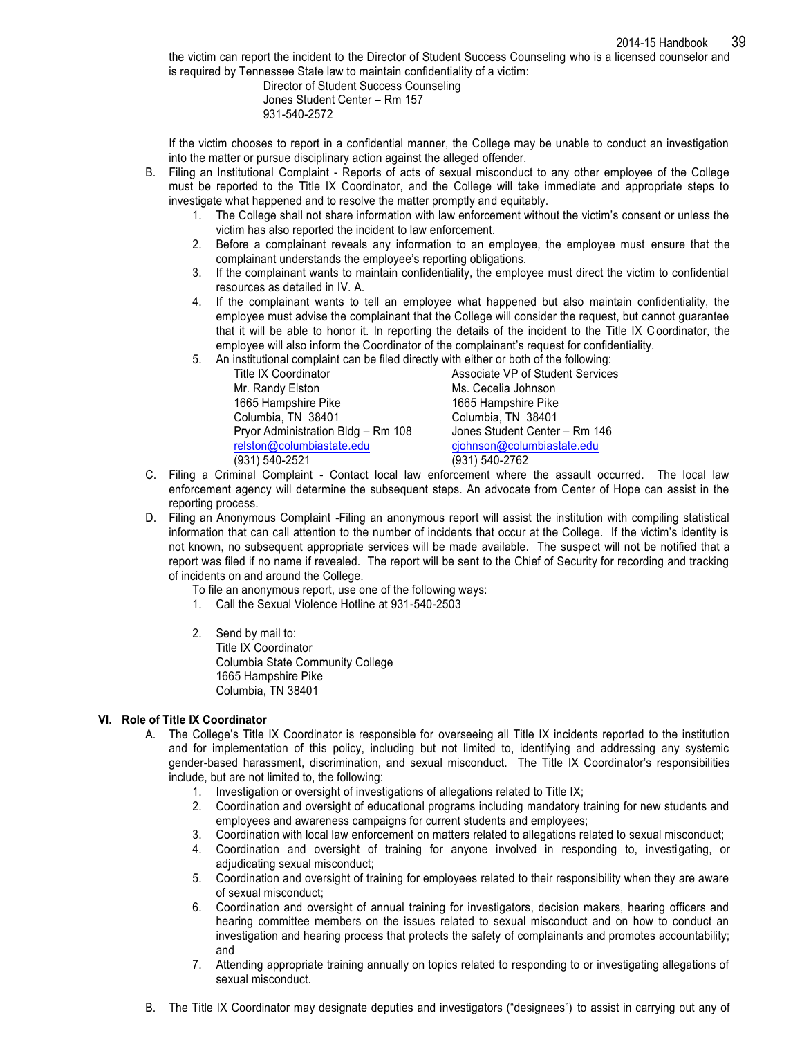the victim can report the incident to the Director of Student Success Counseling who is a licensed counselor and is required by Tennessee State law to maintain confidentiality of a victim:

Director of Student Success Counseling
Jones Student Center – Rm 157
931-540-2572

If the victim chooses to report in a confidential manner, the College may be unable to conduct an investigation into the matter or pursue disciplinary action against the alleged offender.

B. Filing an Institutional Complaint - Reports of acts of sexual misconduct to any other employee of the College must be reported to the Title IX Coordinator, and the College will take immediate and appropriate steps to investigate what happened and to resolve the matter promptly and equitably.
   1. The College shall not share information with law enforcement without the victim's consent or unless the victim has also reported the incident to law enforcement.
   2. Before a complainant reveals any information to an employee, the employee must ensure that the complainant understands the employee's reporting obligations.
   3. If the complainant wants to maintain confidentiality, the employee must direct the victim to confidential resources as detailed in IV. A.
   4. If the complainant wants to tell an employee what happened but also maintain confidentiality, the employee must advise the complainant that the College will consider the request, but cannot guarantee that it will be able to honor it. In reporting the details of the incident to the Title IX Coordinator, the employee will also inform the Coordinator of the complainant's request for confidentiality.
   5. An institutional complaint can be filed directly with either or both of the following:

      Title IX Coordinator
      Mr. Randy Elston
      1665 Hampshire Pike
      Columbia, TN 38401
      Pryor Administration Bldg – Rm 108
      relston@columbiastate.edu
      (931) 540-2521

      Associate VP of Student Services
      Ms. Cecelia Johnson
      1665 Hampshire Pike
      Columbia, TN 38401
      Jones Student Center – Rm 146
      cjohnson@columbiastate.edu
      (931) 540-2762

C. Filing a Criminal Complaint - Contact local law enforcement where the assault occurred. The local law enforcement agency will determine the subsequent steps. An advocate from Center of Hope can assist in the reporting process.

D. Filing an Anonymous Complaint -Filing an anonymous report will assist the institution with compiling statistical information that can call attention to the number of incidents that occur at the College. If the victim's identity is not known, no subsequent appropriate services will be made available. The suspect will not be notified that a report was filed if no name if revealed. The report will be sent to the Chief of Security for recording and tracking of incidents on and around the College.

   To file an anonymous report, use one of the following ways:
   1. Call the Sexual Violence Hotline at 931-540-2503
   2. Send by mail to:
      Title IX Coordinator
      Columbia State Community College
      1665 Hampshire Pike
      Columbia, TN 38401

## VI. Role of Title IX Coordinator

A. The College's Title IX Coordinator is responsible for overseeing all Title IX incidents reported to the institution and for implementation of this policy, including but not limited to, identifying and addressing any systemic gender-based harassment, discrimination, and sexual misconduct. The Title IX Coordinator's responsibilities include, but are not limited to, the following:
   1. Investigation or oversight of investigations of allegations related to Title IX;
   2. Coordination and oversight of educational programs including mandatory training for new students and employees and awareness campaigns for current students and employees;
   3. Coordination with local law enforcement on matters related to allegations related to sexual misconduct;
   4. Coordination and oversight of training for anyone involved in responding to, investigating, or adjudicating sexual misconduct;
   5. Coordination and oversight of training for employees related to their responsibility when they are aware of sexual misconduct;
   6. Coordination and oversight of annual training for investigators, decision makers, hearing officers and hearing committee members on the issues related to sexual misconduct and on how to conduct an investigation and hearing process that protects the safety of complainants and promotes accountability; and
   7. Attending appropriate training annually on topics related to responding to or investigating allegations of sexual misconduct.

B. The Title IX Coordinator may designate deputies and investigators ("designees") to assist in carrying out any of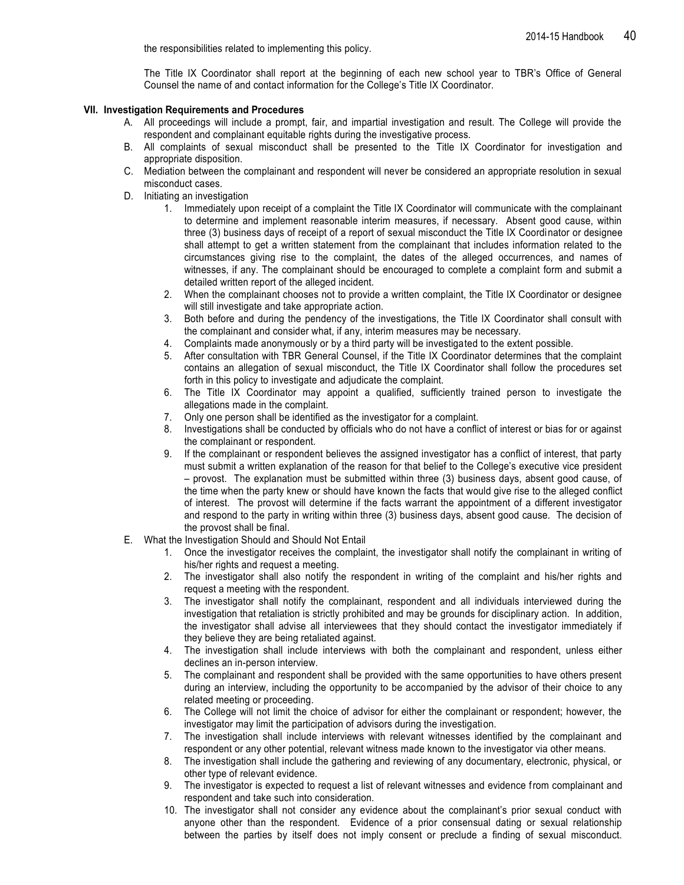the responsibilities related to implementing this policy.

The Title IX Coordinator shall report at the beginning of each new school year to TBR's Office of General Counsel the name of and contact information for the College's Title IX Coordinator.

**VII. Investigation Requirements and Procedures**

A. All proceedings will include a prompt, fair, and impartial investigation and result. The College will provide the respondent and complainant equitable rights during the investigative process.

B. All complaints of sexual misconduct shall be presented to the Title IX Coordinator for investigation and appropriate disposition.

C. Mediation between the complainant and respondent will never be considered an appropriate resolution in sexual misconduct cases.

D. Initiating an investigation

1. Immediately upon receipt of a complaint the Title IX Coordinator will communicate with the complainant to determine and implement reasonable interim measures, if necessary. Absent good cause, within three (3) business days of receipt of a report of sexual misconduct the Title IX Coordinator or designee shall attempt to get a written statement from the complainant that includes information related to the circumstances giving rise to the complaint, the dates of the alleged occurrences, and names of witnesses, if any. The complainant should be encouraged to complete a complaint form and submit a detailed written report of the alleged incident.
2. When the complainant chooses not to provide a written complaint, the Title IX Coordinator or designee will still investigate and take appropriate action.
3. Both before and during the pendency of the investigations, the Title IX Coordinator shall consult with the complainant and consider what, if any, interim measures may be necessary.
4. Complaints made anonymously or by a third party will be investigated to the extent possible.
5. After consultation with TBR General Counsel, if the Title IX Coordinator determines that the complaint contains an allegation of sexual misconduct, the Title IX Coordinator shall follow the procedures set forth in this policy to investigate and adjudicate the complaint.
6. The Title IX Coordinator may appoint a qualified, sufficiently trained person to investigate the allegations made in the complaint.
7. Only one person shall be identified as the investigator for a complaint.
8. Investigations shall be conducted by officials who do not have a conflict of interest or bias for or against the complainant or respondent.
9. If the complainant or respondent believes the assigned investigator has a conflict of interest, that party must submit a written explanation of the reason for that belief to the College's executive vice president – provost. The explanation must be submitted within three (3) business days, absent good cause, of the time when the party knew or should have known the facts that would give rise to the alleged conflict of interest. The provost will determine if the facts warrant the appointment of a different investigator and respond to the party in writing within three (3) business days, absent good cause. The decision of the provost shall be final.

E. What the Investigation Should and Should Not Entail

1. Once the investigator receives the complaint, the investigator shall notify the complainant in writing of his/her rights and request a meeting.
2. The investigator shall also notify the respondent in writing of the complaint and his/her rights and request a meeting with the respondent.
3. The investigator shall notify the complainant, respondent and all individuals interviewed during the investigation that retaliation is strictly prohibited and may be grounds for disciplinary action. In addition, the investigator shall advise all interviewees that they should contact the investigator immediately if they believe they are being retaliated against.
4. The investigation shall include interviews with both the complainant and respondent, unless either declines an in-person interview.
5. The complainant and respondent shall be provided with the same opportunities to have others present during an interview, including the opportunity to be accompanied by the advisor of their choice to any related meeting or proceeding.
6. The College will not limit the choice of advisor for either the complainant or respondent; however, the investigator may limit the participation of advisors during the investigation.
7. The investigation shall include interviews with relevant witnesses identified by the complainant and respondent or any other potential, relevant witness made known to the investigator via other means.
8. The investigation shall include the gathering and reviewing of any documentary, electronic, physical, or other type of relevant evidence.
9. The investigator is expected to request a list of relevant witnesses and evidence from complainant and respondent and take such into consideration.
10. The investigator shall not consider any evidence about the complainant's prior sexual conduct with anyone other than the respondent. Evidence of a prior consensual dating or sexual relationship between the parties by itself does not imply consent or preclude a finding of sexual misconduct.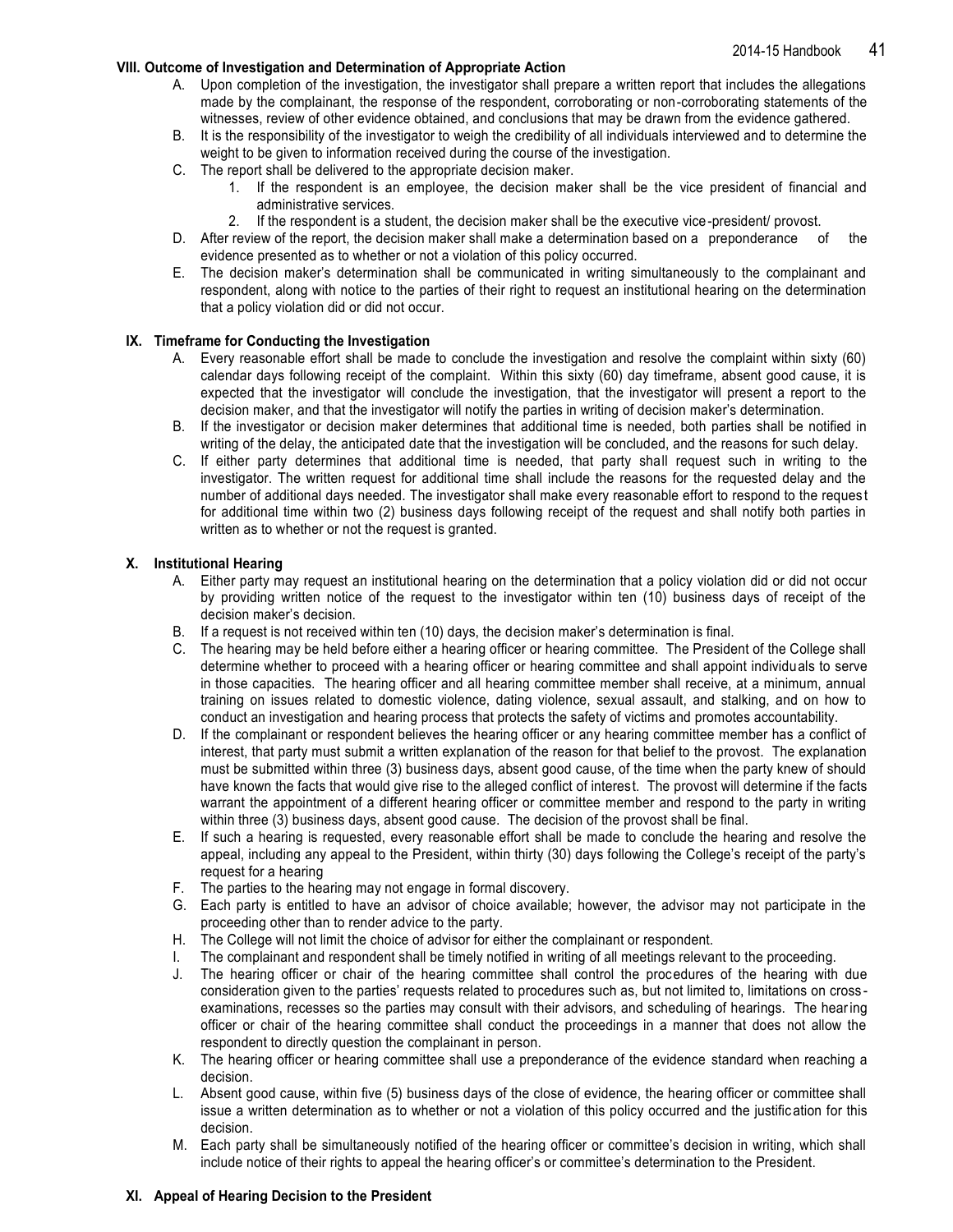## VIII. Outcome of Investigation and Determination of Appropriate Action

A. Upon completion of the investigation, the investigator shall prepare a written report that includes the allegations made by the complainant, the response of the respondent, corroborating or non-corroborating statements of the witnesses, review of other evidence obtained, and conclusions that may be drawn from the evidence gathered.

B. It is the responsibility of the investigator to weigh the credibility of all individuals interviewed and to determine the weight to be given to information received during the course of the investigation.

C. The report shall be delivered to the appropriate decision maker.
   1. If the respondent is an employee, the decision maker shall be the vice president of financial and administrative services.
   2. If the respondent is a student, the decision maker shall be the executive vice-president/ provost.

D. After review of the report, the decision maker shall make a determination based on a preponderance of the evidence presented as to whether or not a violation of this policy occurred.

E. The decision maker's determination shall be communicated in writing simultaneously to the complainant and respondent, along with notice to the parties of their right to request an institutional hearing on the determination that a policy violation did or did not occur.

## IX. Timeframe for Conducting the Investigation

A. Every reasonable effort shall be made to conclude the investigation and resolve the complaint within sixty (60) calendar days following receipt of the complaint. Within this sixty (60) day timeframe, absent good cause, it is expected that the investigator will conclude the investigation, that the investigator will present a report to the decision maker, and that the investigator will notify the parties in writing of decision maker's determination.

B. If the investigator or decision maker determines that additional time is needed, both parties shall be notified in writing of the delay, the anticipated date that the investigation will be concluded, and the reasons for such delay.

C. If either party determines that additional time is needed, that party shall request such in writing to the investigator. The written request for additional time shall include the reasons for the requested delay and the number of additional days needed. The investigator shall make every reasonable effort to respond to the request for additional time within two (2) business days following receipt of the request and shall notify both parties in written as to whether or not the request is granted.

## X. Institutional Hearing

A. Either party may request an institutional hearing on the determination that a policy violation did or did not occur by providing written notice of the request to the investigator within ten (10) business days of receipt of the decision maker's decision.

B. If a request is not received within ten (10) days, the decision maker's determination is final.

C. The hearing may be held before either a hearing officer or hearing committee. The President of the College shall determine whether to proceed with a hearing officer or hearing committee and shall appoint individuals to serve in those capacities. The hearing officer and all hearing committee member shall receive, at a minimum, annual training on issues related to domestic violence, dating violence, sexual assault, and stalking, and on how to conduct an investigation and hearing process that protects the safety of victims and promotes accountability.

D. If the complainant or respondent believes the hearing officer or any hearing committee member has a conflict of interest, that party must submit a written explanation of the reason for that belief to the provost. The explanation must be submitted within three (3) business days, absent good cause, of the time when the party knew of should have known the facts that would give rise to the alleged conflict of interest. The provost will determine if the facts warrant the appointment of a different hearing officer or committee member and respond to the party in writing within three (3) business days, absent good cause. The decision of the provost shall be final.

E. If such a hearing is requested, every reasonable effort shall be made to conclude the hearing and resolve the appeal, including any appeal to the President, within thirty (30) days following the College's receipt of the party's request for a hearing

F. The parties to the hearing may not engage in formal discovery.

G. Each party is entitled to have an advisor of choice available; however, the advisor may not participate in the proceeding other than to render advice to the party.

H. The College will not limit the choice of advisor for either the complainant or respondent.

I. The complainant and respondent shall be timely notified in writing of all meetings relevant to the proceeding.

J. The hearing officer or chair of the hearing committee shall control the procedures of the hearing with due consideration given to the parties' requests related to procedures such as, but not limited to, limitations on cross-examinations, recesses so the parties may consult with their advisors, and scheduling of hearings. The hearing officer or chair of the hearing committee shall conduct the proceedings in a manner that does not allow the respondent to directly question the complainant in person.

K. The hearing officer or hearing committee shall use a preponderance of the evidence standard when reaching a decision.

L. Absent good cause, within five (5) business days of the close of evidence, the hearing officer or committee shall issue a written determination as to whether or not a violation of this policy occurred and the justification for this decision.

M. Each party shall be simultaneously notified of the hearing officer or committee's decision in writing, which shall include notice of their rights to appeal the hearing officer's or committee's determination to the President.

## XI. Appeal of Hearing Decision to the President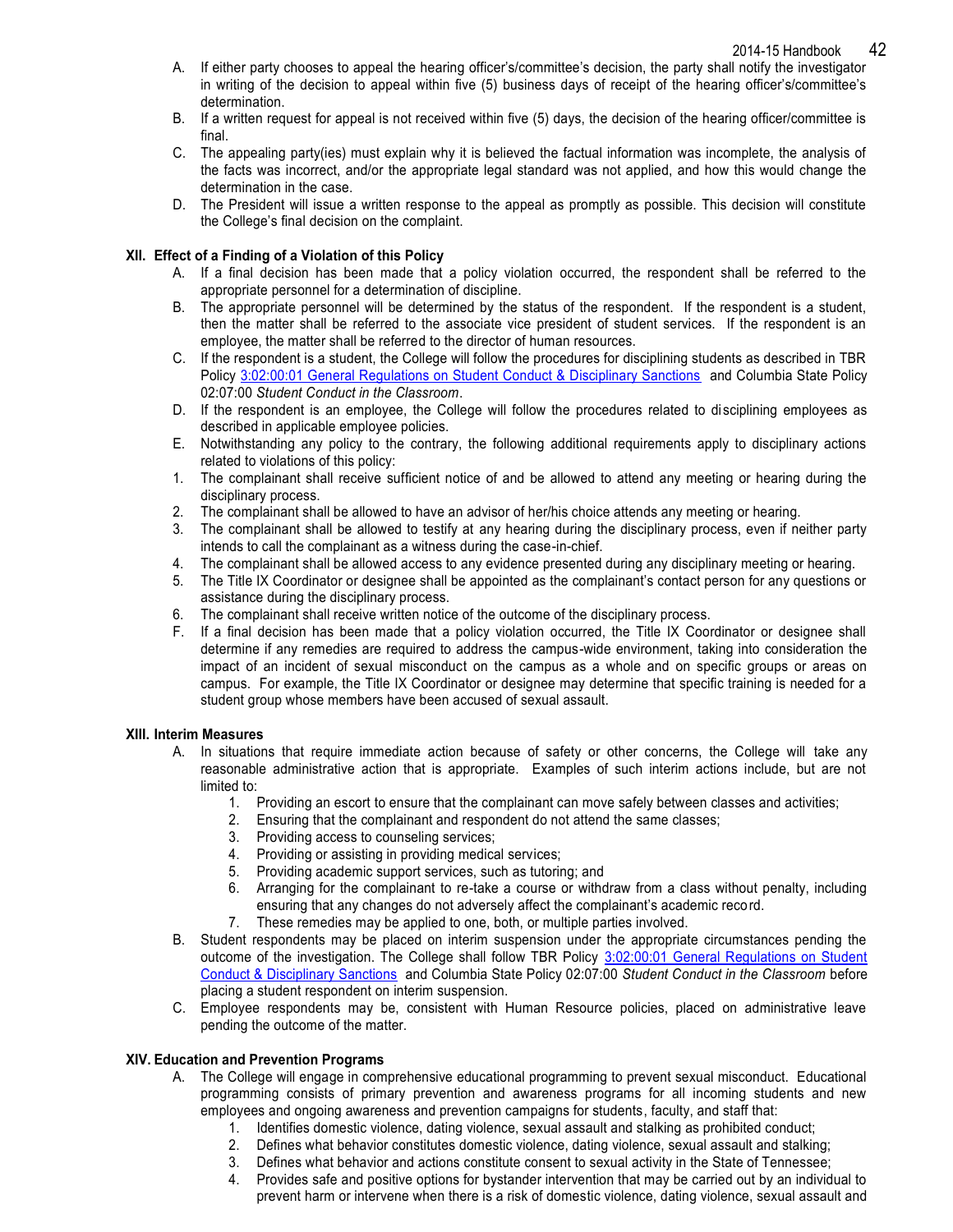A. If either party chooses to appeal the hearing officer's/committee's decision, the party shall notify the investigator in writing of the decision to appeal within five (5) business days of receipt of the hearing officer's/committee's determination.
B. If a written request for appeal is not received within five (5) days, the decision of the hearing officer/committee is final.
C. The appealing party(ies) must explain why it is believed the factual information was incomplete, the analysis of the facts was incorrect, and/or the appropriate legal standard was not applied, and how this would change the determination in the case.
D. The President will issue a written response to the appeal as promptly as possible. This decision will constitute the College's final decision on the complaint.

### XII. Effect of a Finding of a Violation of this Policy

A. If a final decision has been made that a policy violation occurred, the respondent shall be referred to the appropriate personnel for a determination of discipline.
B. The appropriate personnel will be determined by the status of the respondent. If the respondent is a student, then the matter shall be referred to the associate vice president of student services. If the respondent is an employee, the matter shall be referred to the director of human resources.
C. If the respondent is a student, the College will follow the procedures for disciplining students as described in TBR Policy 3:02:00:01 General Regulations on Student Conduct & Disciplinary Sanctions and Columbia State Policy 02:07:00 *Student Conduct in the Classroom*.
D. If the respondent is an employee, the College will follow the procedures related to disciplining employees as described in applicable employee policies.
E. Notwithstanding any policy to the contrary, the following additional requirements apply to disciplinary actions related to violations of this policy:
1. The complainant shall receive sufficient notice of and be allowed to attend any meeting or hearing during the disciplinary process.
2. The complainant shall be allowed to have an advisor of her/his choice attends any meeting or hearing.
3. The complainant shall be allowed to testify at any hearing during the disciplinary process, even if neither party intends to call the complainant as a witness during the case-in-chief.
4. The complainant shall be allowed access to any evidence presented during any disciplinary meeting or hearing.
5. The Title IX Coordinator or designee shall be appointed as the complainant's contact person for any questions or assistance during the disciplinary process.
6. The complainant shall receive written notice of the outcome of the disciplinary process.
F. If a final decision has been made that a policy violation occurred, the Title IX Coordinator or designee shall determine if any remedies are required to address the campus-wide environment, taking into consideration the impact of an incident of sexual misconduct on the campus as a whole and on specific groups or areas on campus. For example, the Title IX Coordinator or designee may determine that specific training is needed for a student group whose members have been accused of sexual assault.

### XIII. Interim Measures

A. In situations that require immediate action because of safety or other concerns, the College will take any reasonable administrative action that is appropriate. Examples of such interim actions include, but are not limited to:
   1. Providing an escort to ensure that the complainant can move safely between classes and activities;
   2. Ensuring that the complainant and respondent do not attend the same classes;
   3. Providing access to counseling services;
   4. Providing or assisting in providing medical services;
   5. Providing academic support services, such as tutoring; and
   6. Arranging for the complainant to re-take a course or withdraw from a class without penalty, including ensuring that any changes do not adversely affect the complainant's academic record.
   7. These remedies may be applied to one, both, or multiple parties involved.
B. Student respondents may be placed on interim suspension under the appropriate circumstances pending the outcome of the investigation. The College shall follow TBR Policy 3:02:00:01 General Regulations on Student Conduct & Disciplinary Sanctions and Columbia State Policy 02:07:00 *Student Conduct in the Classroom* before placing a student respondent on interim suspension.
C. Employee respondents may be, consistent with Human Resource policies, placed on administrative leave pending the outcome of the matter.

### XIV. Education and Prevention Programs

A. The College will engage in comprehensive educational programming to prevent sexual misconduct. Educational programming consists of primary prevention and awareness programs for all incoming students and new employees and ongoing awareness and prevention campaigns for students, faculty, and staff that:
   1. Identifies domestic violence, dating violence, sexual assault and stalking as prohibited conduct;
   2. Defines what behavior constitutes domestic violence, dating violence, sexual assault and stalking;
   3. Defines what behavior and actions constitute consent to sexual activity in the State of Tennessee;
   4. Provides safe and positive options for bystander intervention that may be carried out by an individual to prevent harm or intervene when there is a risk of domestic violence, dating violence, sexual assault and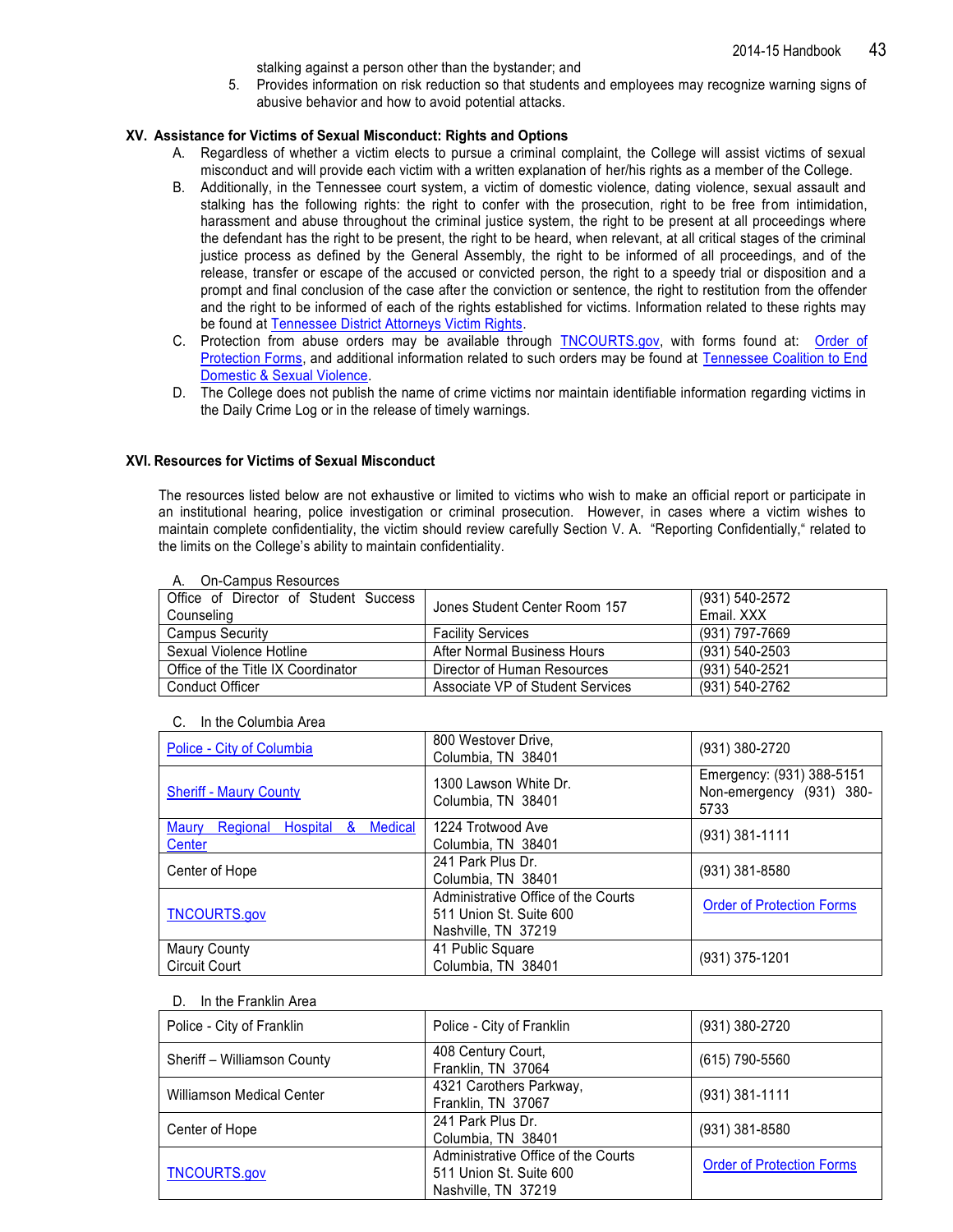stalking against a person other than the bystander; and

5. Provides information on risk reduction so that students and employees may recognize warning signs of abusive behavior and how to avoid potential attacks.

**XV. Assistance for Victims of Sexual Misconduct: Rights and Options**

A. Regardless of whether a victim elects to pursue a criminal complaint, the College will assist victims of sexual misconduct and will provide each victim with a written explanation of her/his rights as a member of the College.

B. Additionally, in the Tennessee court system, a victim of domestic violence, dating violence, sexual assault and stalking has the following rights: the right to confer with the prosecution, right to be free from intimidation, harassment and abuse throughout the criminal justice system, the right to be present at all proceedings where the defendant has the right to be present, the right to be heard, when relevant, at all critical stages of the criminal justice process as defined by the General Assembly, the right to be informed of all proceedings, and of the release, transfer or escape of the accused or convicted person, the right to a speedy trial or disposition and a prompt and final conclusion of the case after the conviction or sentence, the right to restitution from the offender and the right to be informed of each of the rights established for victims. Information related to these rights may be found at Tennessee District Attorneys Victim Rights.

C. Protection from abuse orders may be available through TNCOURTS.gov, with forms found at: Order of Protection Forms, and additional information related to such orders may be found at Tennessee Coalition to End Domestic & Sexual Violence.

D. The College does not publish the name of crime victims nor maintain identifiable information regarding victims in the Daily Crime Log or in the release of timely warnings.

**XVI. Resources for Victims of Sexual Misconduct**

The resources listed below are not exhaustive or limited to victims who wish to make an official report or participate in an institutional hearing, police investigation or criminal prosecution. However, in cases where a victim wishes to maintain complete confidentiality, the victim should review carefully Section V. A. "Reporting Confidentially," related to the limits on the College's ability to maintain confidentiality.

A. On-Campus Resources

| | | |
|---|---|---|
| Office of Director of Student Success Counseling | Jones Student Center Room 157 | (931) 540-2572 Email. XXX |
| Campus Security | Facility Services | (931) 797-7669 |
| Sexual Violence Hotline | After Normal Business Hours | (931) 540-2503 |
| Office of the Title IX Coordinator | Director of Human Resources | (931) 540-2521 |
| Conduct Officer | Associate VP of Student Services | (931) 540-2762 |

C. In the Columbia Area

| | | |
|---|---|---|
| Police - City of Columbia | 800 Westover Drive, Columbia, TN 38401 | (931) 380-2720 |
| Sheriff - Maury County | 1300 Lawson White Dr. Columbia, TN 38401 | Emergency: (931) 388-5151 Non-emergency (931) 380-5733 |
| Maury Regional Hospital & Medical Center | 1224 Trotwood Ave Columbia, TN 38401 | (931) 381-1111 |
| Center of Hope | 241 Park Plus Dr. Columbia, TN 38401 | (931) 381-8580 |
| TNCOURTS.gov | Administrative Office of the Courts 511 Union St. Suite 600 Nashville, TN 37219 | Order of Protection Forms |
| Maury County Circuit Court | 41 Public Square Columbia, TN 38401 | (931) 375-1201 |

D. In the Franklin Area

| | | |
|---|---|---|
| Police - City of Franklin | Police - City of Franklin | (931) 380-2720 |
| Sheriff – Williamson County | 408 Century Court, Franklin, TN 37064 | (615) 790-5560 |
| Williamson Medical Center | 4321 Carothers Parkway, Franklin, TN 37067 | (931) 381-1111 |
| Center of Hope | 241 Park Plus Dr. Columbia, TN 38401 | (931) 381-8580 |
| TNCOURTS.gov | Administrative Office of the Courts 511 Union St. Suite 600 Nashville, TN 37219 | Order of Protection Forms |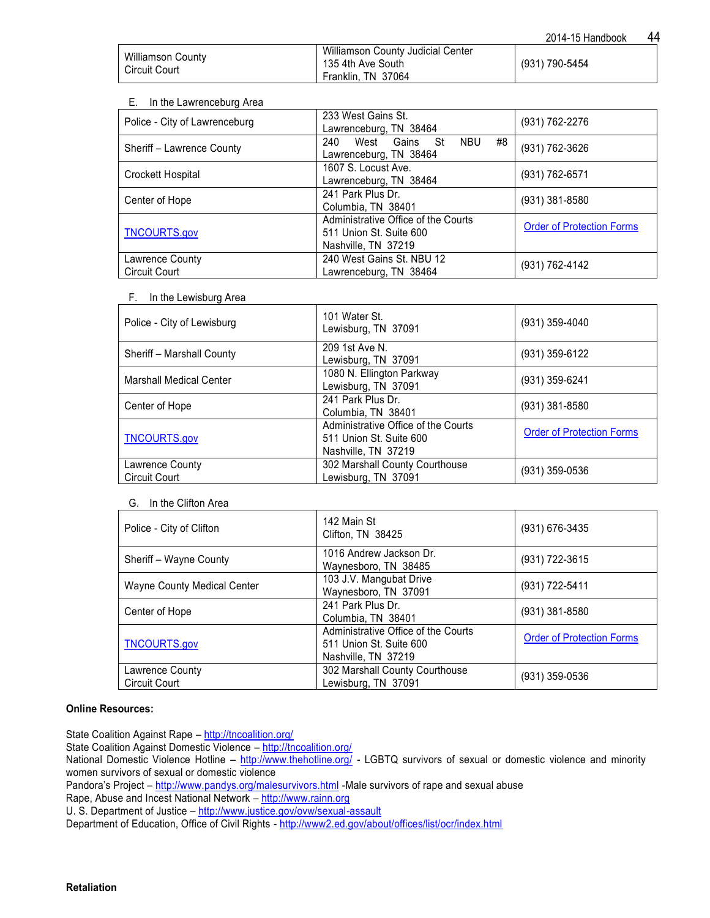| | | |
|---|---|---|
| Williamson County Circuit Court | Williamson County Judicial Center<br>135 4th Ave South<br>Franklin, TN 37064 | (931) 790-5454 |

E. In the Lawrenceburg Area

| | | |
|---|---|---|
| Police - City of Lawrenceburg | 233 West Gains St.<br>Lawrenceburg, TN 38464 | (931) 762-2276 |
| Sheriff – Lawrence County | 240 West Gains St NBU #8<br>Lawrenceburg, TN 38464 | (931) 762-3626 |
| Crockett Hospital | 1607 S. Locust Ave.<br>Lawrenceburg, TN 38464 | (931) 762-6571 |
| Center of Hope | 241 Park Plus Dr.<br>Columbia, TN 38401 | (931) 381-8580 |
| TNCOURTS.gov | Administrative Office of the Courts<br>511 Union St. Suite 600<br>Nashville, TN 37219 | Order of Protection Forms |
| Lawrence County Circuit Court | 240 West Gains St. NBU 12<br>Lawrenceburg, TN 38464 | (931) 762-4142 |

F. In the Lewisburg Area

| | | |
|---|---|---|
| Police - City of Lewisburg | 101 Water St.<br>Lewisburg, TN 37091 | (931) 359-4040 |
| Sheriff – Marshall County | 209 1st Ave N.<br>Lewisburg, TN 37091 | (931) 359-6122 |
| Marshall Medical Center | 1080 N. Ellington Parkway<br>Lewisburg, TN 37091 | (931) 359-6241 |
| Center of Hope | 241 Park Plus Dr.<br>Columbia, TN 38401 | (931) 381-8580 |
| TNCOURTS.gov | Administrative Office of the Courts<br>511 Union St. Suite 600<br>Nashville, TN 37219 | Order of Protection Forms |
| Lawrence County Circuit Court | 302 Marshall County Courthouse<br>Lewisburg, TN 37091 | (931) 359-0536 |

G. In the Clifton Area

| | | |
|---|---|---|
| Police - City of Clifton | 142 Main St<br>Clifton, TN 38425 | (931) 676-3435 |
| Sheriff – Wayne County | 1016 Andrew Jackson Dr.<br>Waynesboro, TN 38485 | (931) 722-3615 |
| Wayne County Medical Center | 103 J.V. Mangubat Drive<br>Waynesboro, TN 37091 | (931) 722-5411 |
| Center of Hope | 241 Park Plus Dr.<br>Columbia, TN 38401 | (931) 381-8580 |
| TNCOURTS.gov | Administrative Office of the Courts<br>511 Union St. Suite 600<br>Nashville, TN 37219 | Order of Protection Forms |
| Lawrence County Circuit Court | 302 Marshall County Courthouse<br>Lewisburg, TN 37091 | (931) 359-0536 |

**Online Resources:**

State Coalition Against Rape – http://tncoalition.org/
State Coalition Against Domestic Violence – http://tncoalition.org/
National Domestic Violence Hotline – http://www.thehotline.org/ - LGBTQ survivors of sexual or domestic violence and minority women survivors of sexual or domestic violence
Pandora's Project – http://www.pandys.org/malesurvivors.html -Male survivors of rape and sexual abuse
Rape, Abuse and Incest National Network – http://www.rainn.org
U. S. Department of Justice – http://www.justice.gov/ovw/sexual-assault
Department of Education, Office of Civil Rights - http://www2.ed.gov/about/offices/list/ocr/index.html

**Retaliation**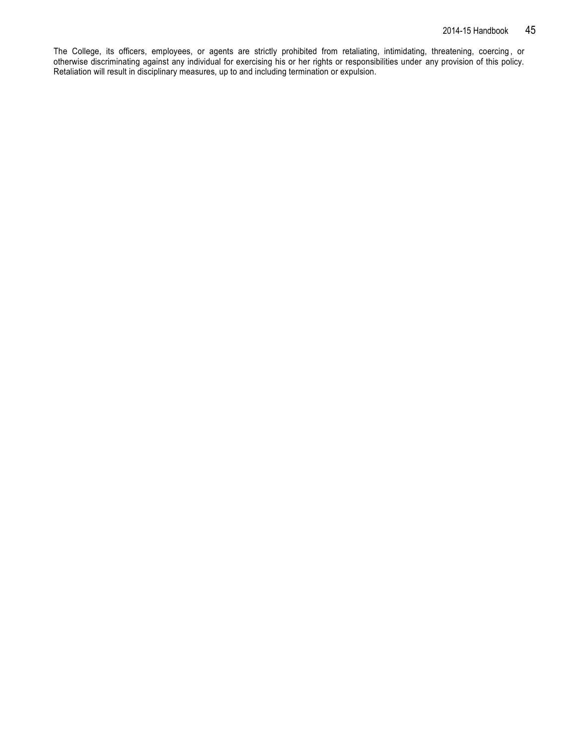The College, its officers, employees, or agents are strictly prohibited from retaliating, intimidating, threatening, coercing, or otherwise discriminating against any individual for exercising his or her rights or responsibilities under any provision of this policy. Retaliation will result in disciplinary measures, up to and including termination or expulsion.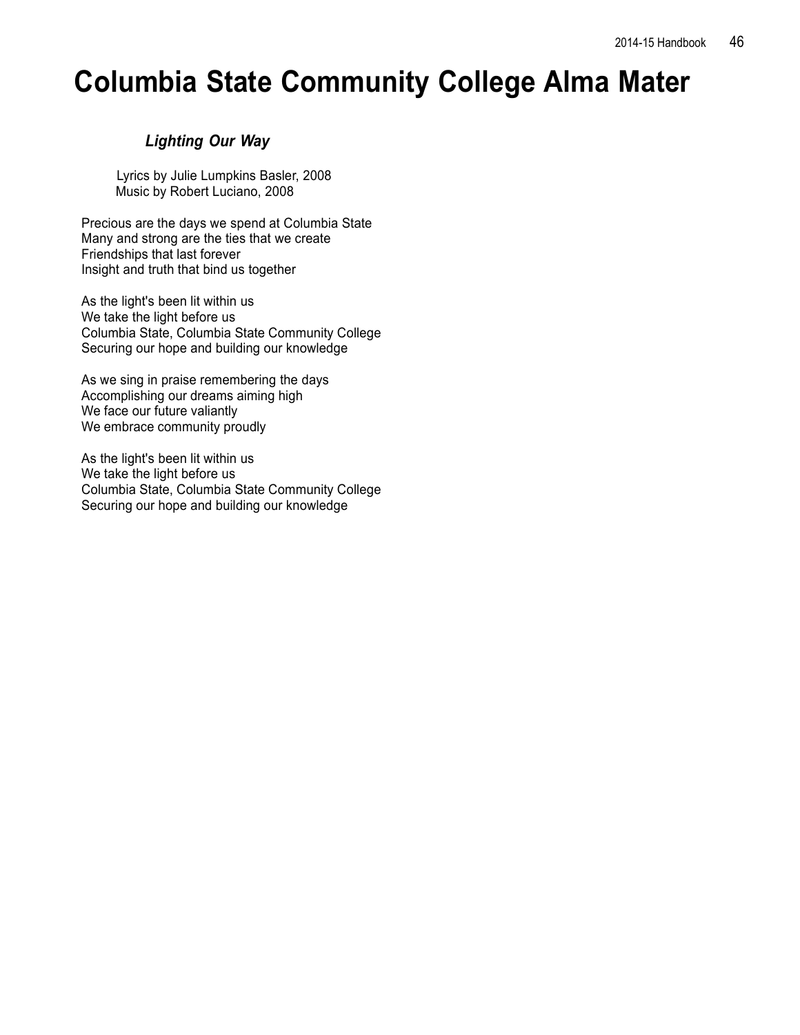# Columbia State Community College Alma Mater

***Lighting Our Way***

Lyrics by Julie Lumpkins Basler, 2008
Music by Robert Luciano, 2008

Precious are the days we spend at Columbia State
Many and strong are the ties that we create
Friendships that last forever
Insight and truth that bind us together

As the light's been lit within us
We take the light before us
Columbia State, Columbia State Community College
Securing our hope and building our knowledge

As we sing in praise remembering the days
Accomplishing our dreams aiming high
We face our future valiantly
We embrace community proudly

As the light's been lit within us
We take the light before us
Columbia State, Columbia State Community College
Securing our hope and building our knowledge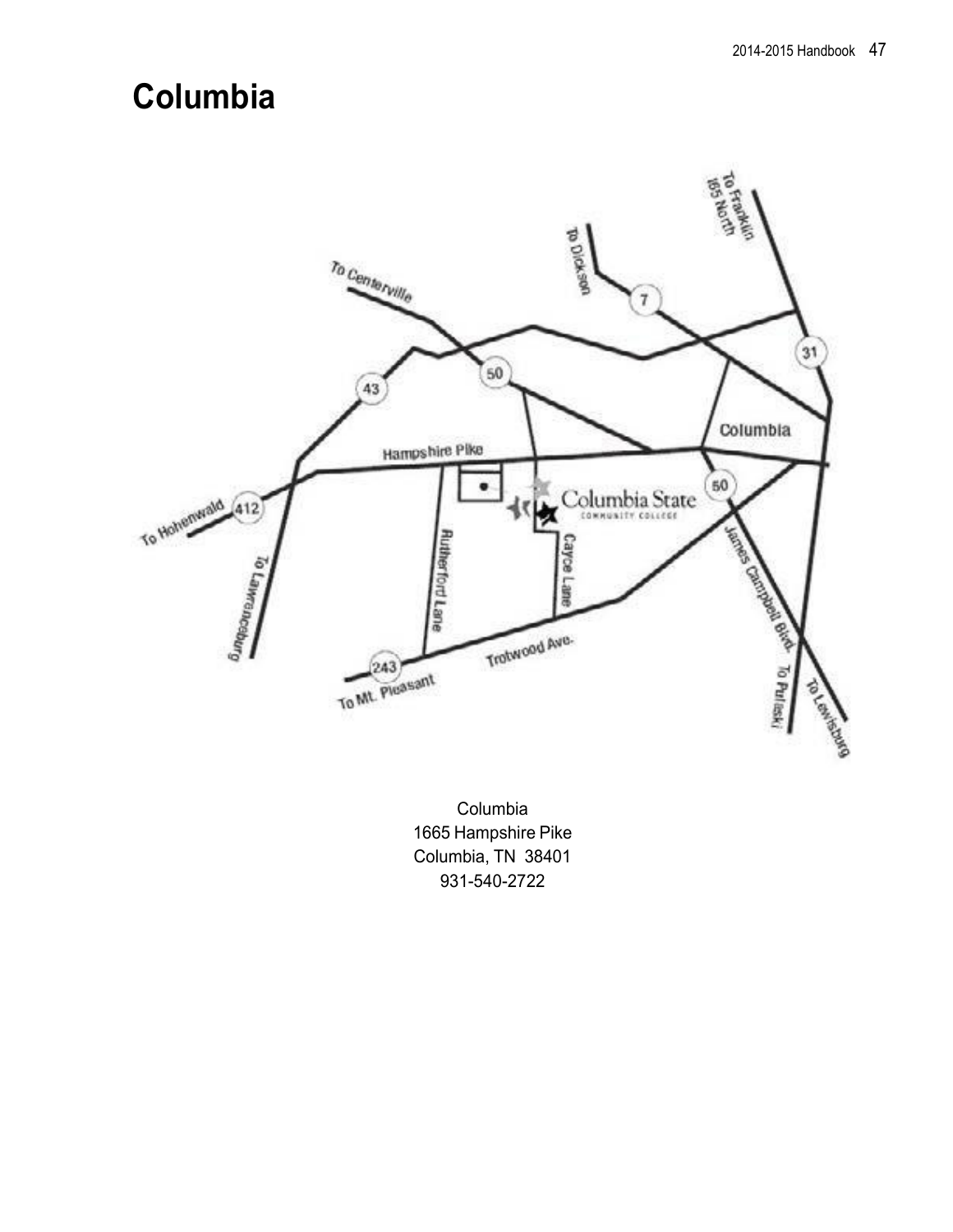# Columbia

Columbia
1665 Hampshire Pike
Columbia, TN 38401
931-540-2722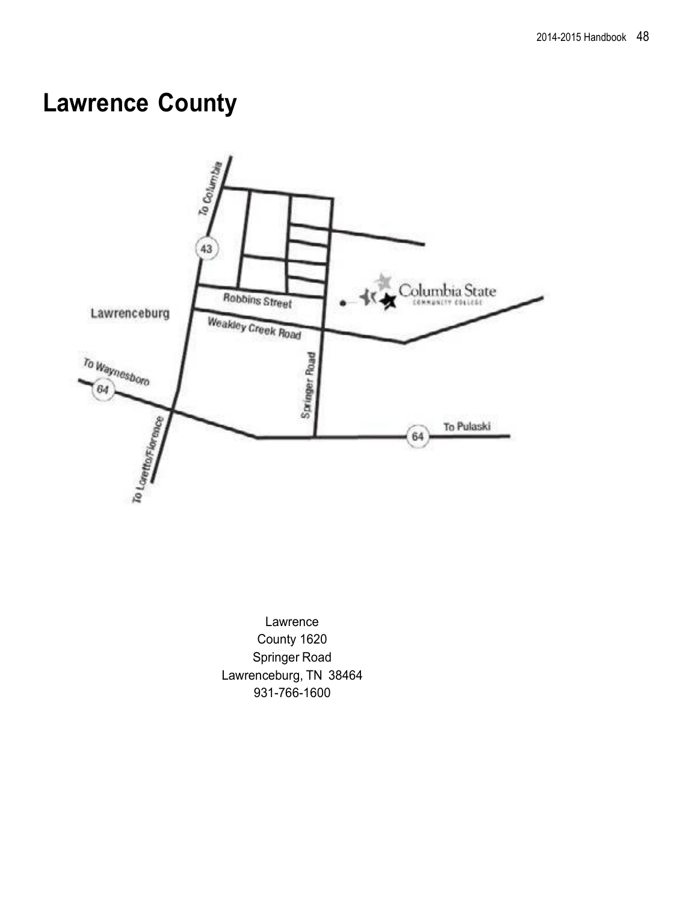# Lawrence County

Lawrence
County 1620
Springer Road
Lawrenceburg, TN 38464
931-766-1600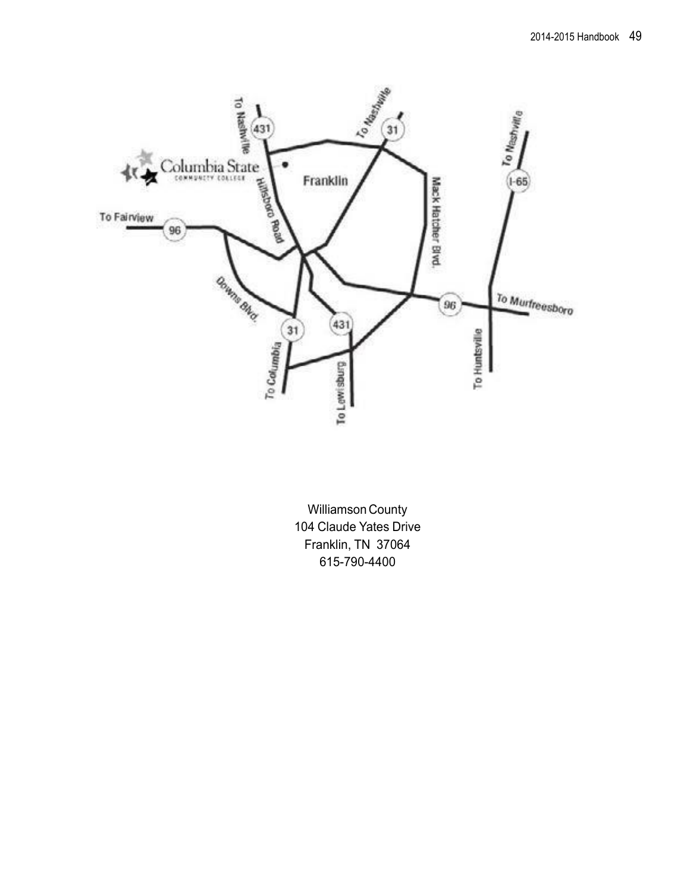Williamson County
104 Claude Yates Drive
Franklin, TN 37064
615-790-4400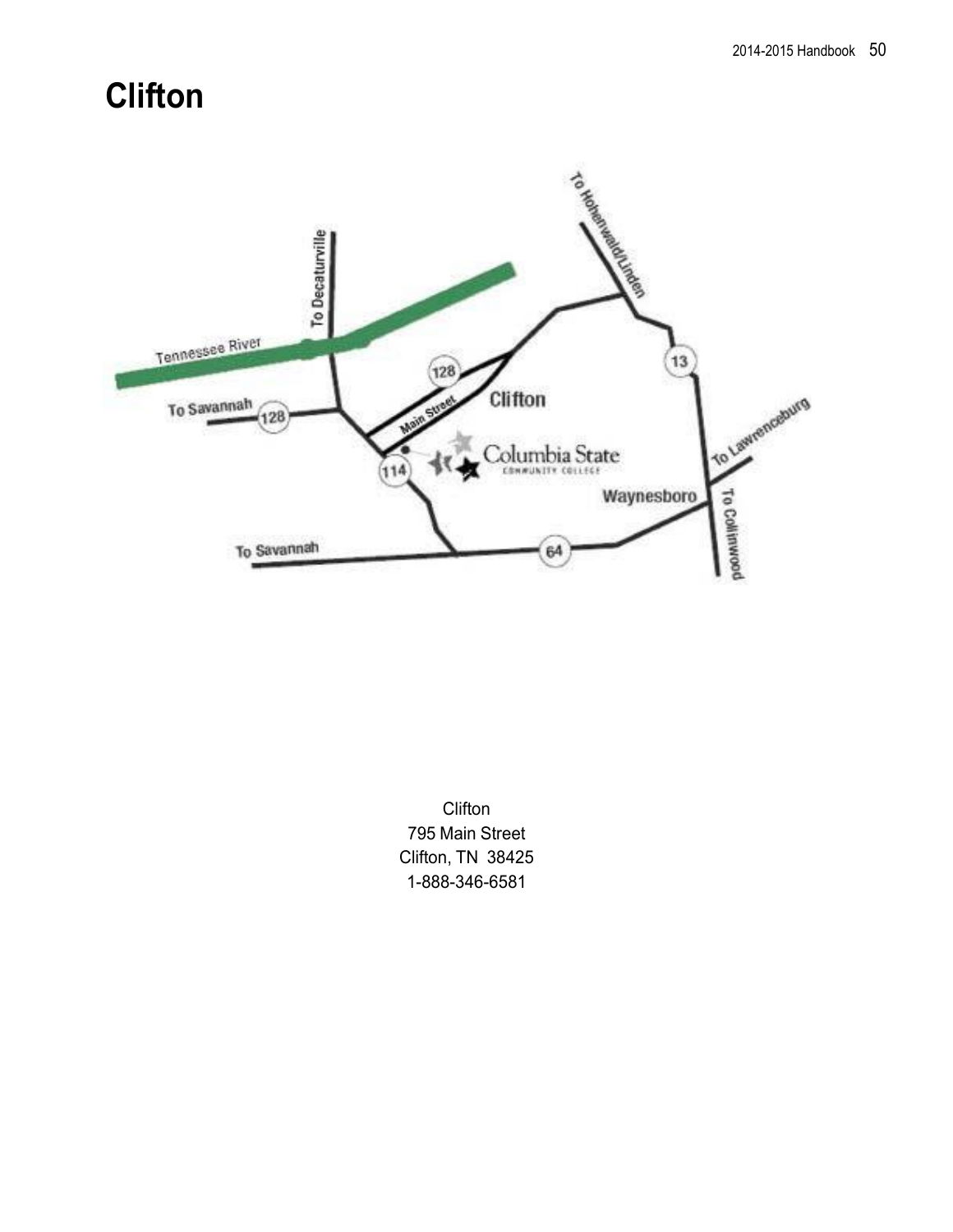# Clifton

Clifton
795 Main Street
Clifton, TN 38425
1-888-346-6581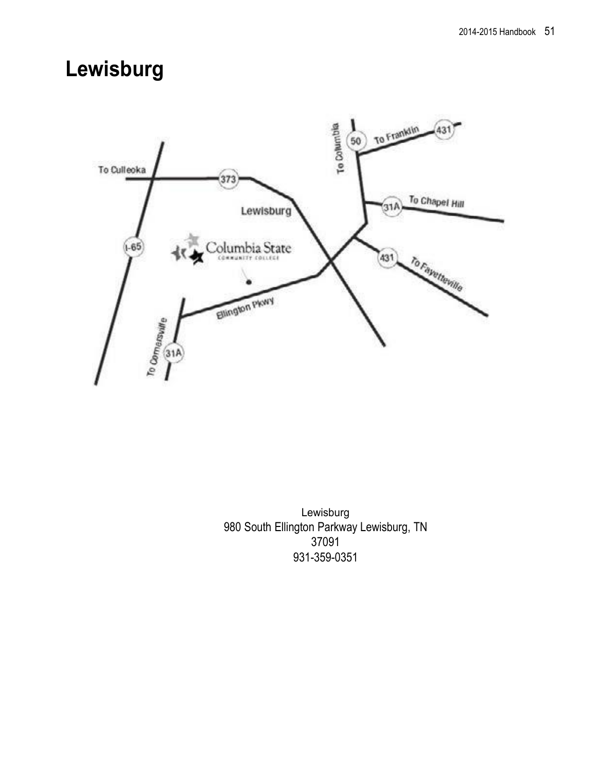# Lewisburg

To Culleoka

373

Lewisburg

I-65

Columbia State
COMMUNITY COLLEGE

Ellington Pkwy

To Cornersville

31A

50

To Columbia

To Franklin

431

31A

To Chapel Hill

431

To Fayetteville

Lewisburg
980 South Ellington Parkway Lewisburg, TN
37091
931-359-0351